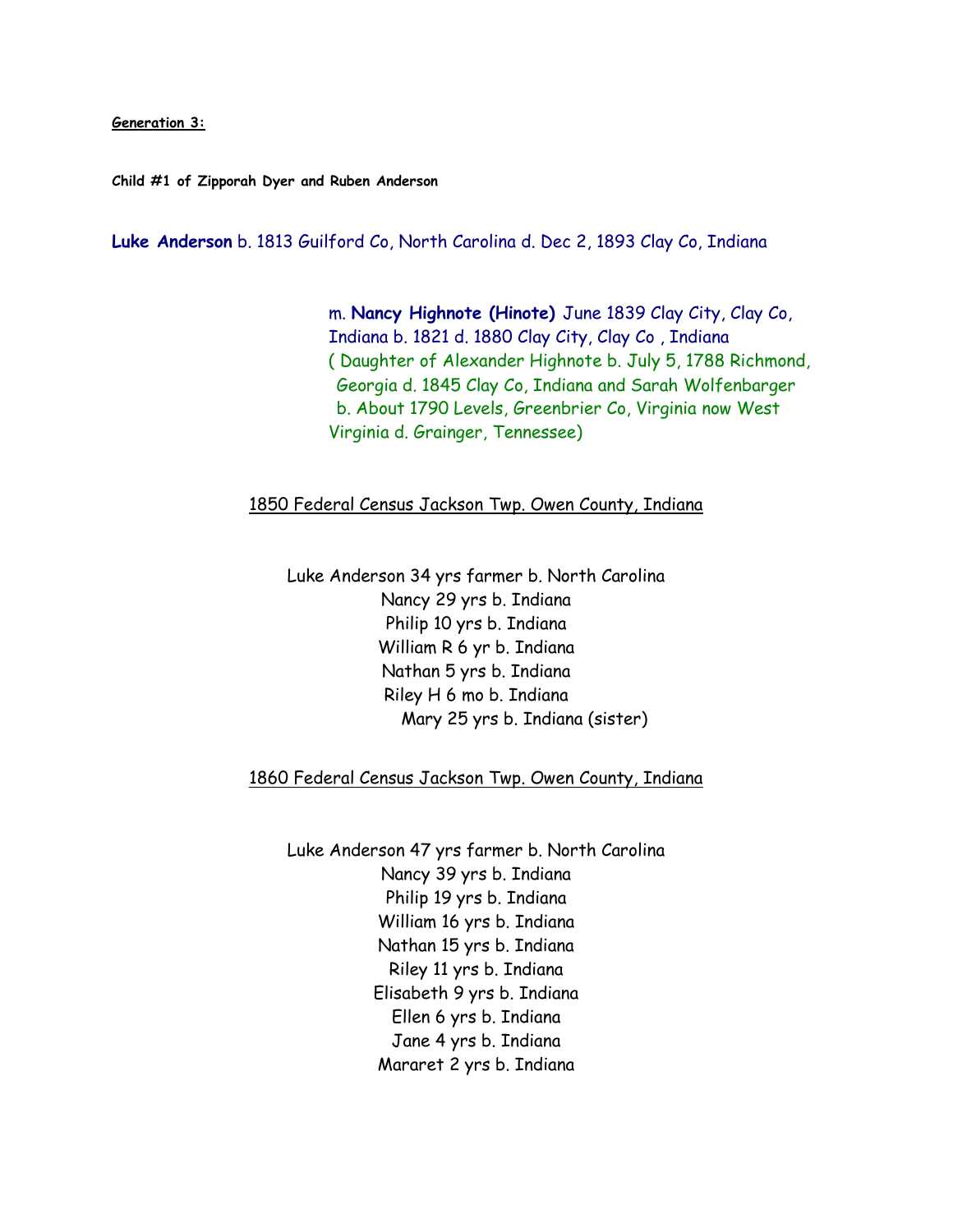**Generation 3:**

**Child #1 of Zipporah Dyer and Ruben Anderson**

**Luke Anderson** b. 1813 Guilford Co, North Carolina d. Dec 2, 1893 Clay Co, Indiana

m. **Nancy Highnote (Hinote)** June 1839 Clay City, Clay Co, Indiana b. 1821 d. 1880 Clay City, Clay Co , Indiana ( Daughter of Alexander Highnote b. July 5, 1788 Richmond, Georgia d. 1845 Clay Co, Indiana and Sarah Wolfenbarger b. About 1790 Levels, Greenbrier Co, Virginia now West Virginia d. Grainger, Tennessee)

1850 Federal Census Jackson Twp. Owen County, Indiana

Luke Anderson 34 yrs farmer b. North Carolina
Nancy 29 yrs b. Indiana
Philip 10 yrs b. Indiana
William R 6 yr b. Indiana
Nathan 5 yrs b. Indiana
Riley H 6 mo b. Indiana
Mary 25 yrs b. Indiana (sister)

1860 Federal Census Jackson Twp. Owen County, Indiana

Luke Anderson 47 yrs farmer b. North Carolina
Nancy 39 yrs b. Indiana
Philip 19 yrs b. Indiana
William 16 yrs b. Indiana
Nathan 15 yrs b. Indiana
Riley 11 yrs b. Indiana
Elisabeth 9 yrs b. Indiana
Ellen 6 yrs b. Indiana
Jane 4 yrs b. Indiana
Mararet 2 yrs b. Indiana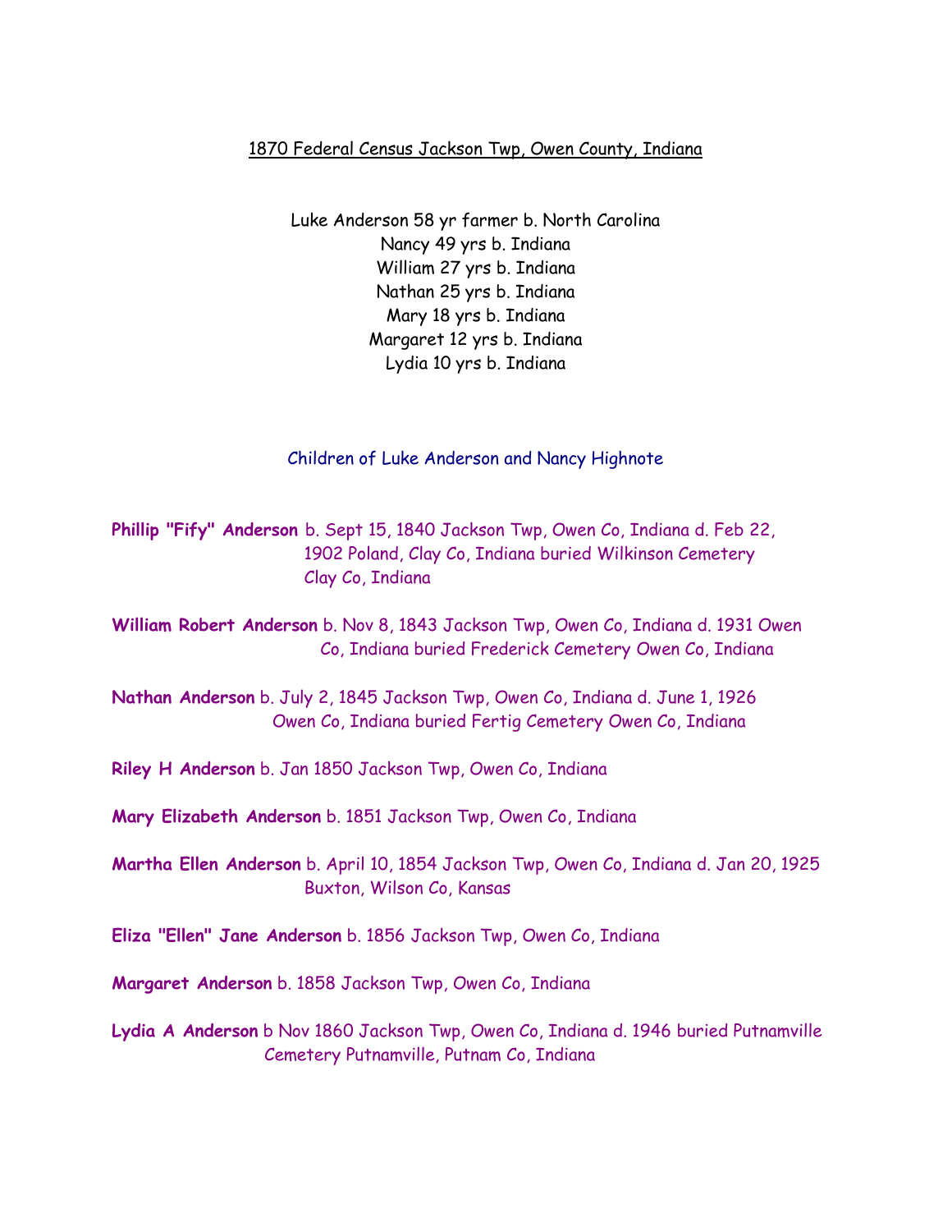1870 Federal Census Jackson Twp, Owen County, Indiana

Luke Anderson 58 yr farmer b. North Carolina
Nancy 49 yrs b. Indiana
William 27 yrs b. Indiana
Nathan 25 yrs b. Indiana
Mary 18 yrs b. Indiana
Margaret 12 yrs b. Indiana
Lydia 10 yrs b. Indiana

Children of Luke Anderson and Nancy Highnote

**Phillip "Fify" Anderson** b. Sept 15, 1840 Jackson Twp, Owen Co, Indiana d. Feb 22, 1902 Poland, Clay Co, Indiana buried Wilkinson Cemetery Clay Co, Indiana

**William Robert Anderson** b. Nov 8, 1843 Jackson Twp, Owen Co, Indiana d. 1931 Owen Co, Indiana buried Frederick Cemetery Owen Co, Indiana

**Nathan Anderson** b. July 2, 1845 Jackson Twp, Owen Co, Indiana d. June 1, 1926 Owen Co, Indiana buried Fertig Cemetery Owen Co, Indiana

**Riley H Anderson** b. Jan 1850 Jackson Twp, Owen Co, Indiana

**Mary Elizabeth Anderson** b. 1851 Jackson Twp, Owen Co, Indiana

**Martha Ellen Anderson** b. April 10, 1854 Jackson Twp, Owen Co, Indiana d. Jan 20, 1925 Buxton, Wilson Co, Kansas

**Eliza "Ellen" Jane Anderson** b. 1856 Jackson Twp, Owen Co, Indiana

**Margaret Anderson** b. 1858 Jackson Twp, Owen Co, Indiana

**Lydia A Anderson** b Nov 1860 Jackson Twp, Owen Co, Indiana d. 1946 buried Putnamville Cemetery Putnamville, Putnam Co, Indiana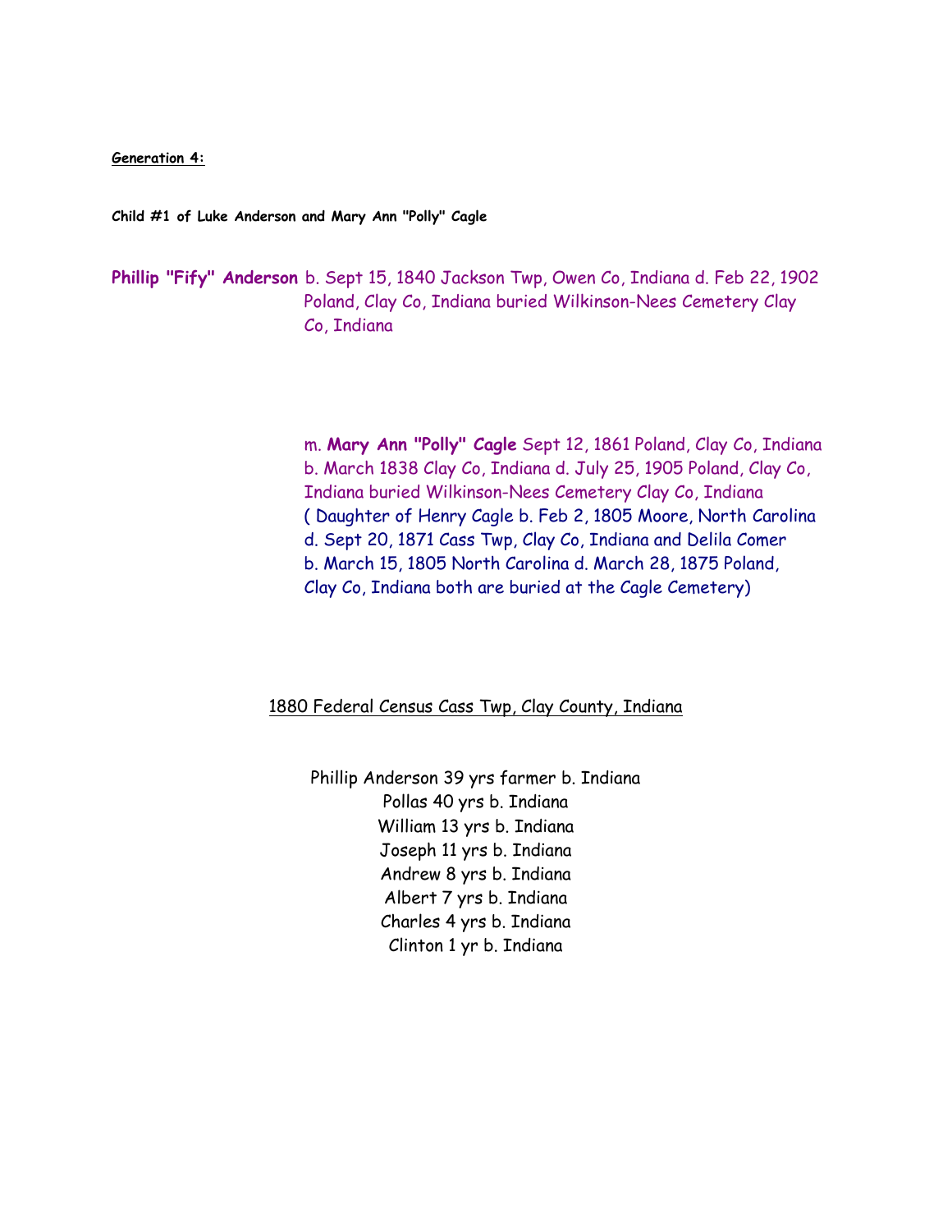**Generation 4:**

**Child #1 of Luke Anderson and Mary Ann "Polly" Cagle**

**Phillip "Fify" Anderson** b. Sept 15, 1840 Jackson Twp, Owen Co, Indiana d. Feb 22, 1902 Poland, Clay Co, Indiana buried Wilkinson-Nees Cemetery Clay Co, Indiana

m. **Mary Ann "Polly" Cagle** Sept 12, 1861 Poland, Clay Co, Indiana b. March 1838 Clay Co, Indiana d. July 25, 1905 Poland, Clay Co, Indiana buried Wilkinson-Nees Cemetery Clay Co, Indiana ( Daughter of Henry Cagle b. Feb 2, 1805 Moore, North Carolina d. Sept 20, 1871 Cass Twp, Clay Co, Indiana and Delila Comer b. March 15, 1805 North Carolina d. March 28, 1875 Poland, Clay Co, Indiana both are buried at the Cagle Cemetery)

1880 Federal Census Cass Twp, Clay County, Indiana

Phillip Anderson 39 yrs farmer b. Indiana
Pollas 40 yrs b. Indiana
William 13 yrs b. Indiana
Joseph 11 yrs b. Indiana
Andrew 8 yrs b. Indiana
Albert 7 yrs b. Indiana
Charles 4 yrs b. Indiana
Clinton 1 yr b. Indiana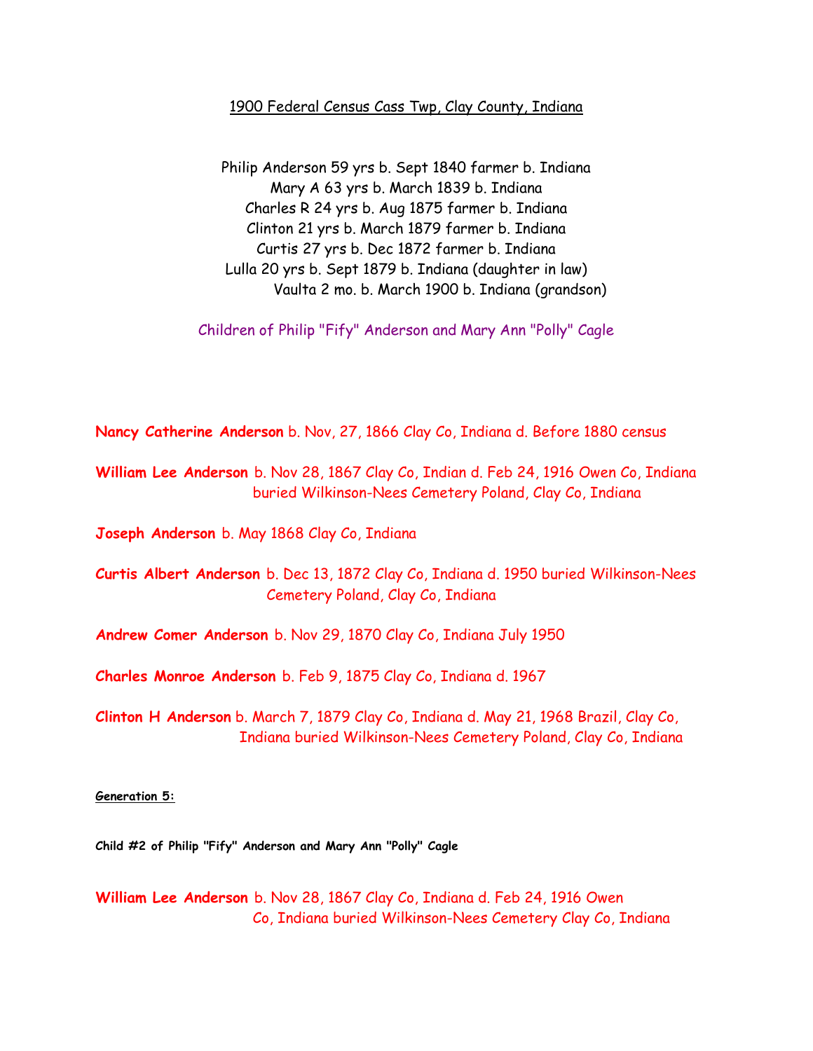1900 Federal Census Cass Twp, Clay County, Indiana

Philip Anderson 59 yrs b. Sept 1840 farmer b. Indiana
Mary A 63 yrs b. March 1839 b. Indiana
Charles R 24 yrs b. Aug 1875 farmer b. Indiana
Clinton 21 yrs b. March 1879 farmer b. Indiana
Curtis 27 yrs b. Dec 1872 farmer b. Indiana
Lulla 20 yrs b. Sept 1879 b. Indiana (daughter in law)
Vaulta 2 mo. b. March 1900 b. Indiana (grandson)

Children of Philip "Fify" Anderson and Mary Ann "Polly" Cagle

**Nancy Catherine Anderson** b. Nov, 27, 1866 Clay Co, Indiana d. Before 1880 census

**William Lee Anderson** b. Nov 28, 1867 Clay Co, Indian d. Feb 24, 1916 Owen Co, Indiana buried Wilkinson-Nees Cemetery Poland, Clay Co, Indiana

**Joseph Anderson** b. May 1868 Clay Co, Indiana

**Curtis Albert Anderson** b. Dec 13, 1872 Clay Co, Indiana d. 1950 buried Wilkinson-Nees Cemetery Poland, Clay Co, Indiana

**Andrew Comer Anderson** b. Nov 29, 1870 Clay Co, Indiana July 1950

**Charles Monroe Anderson** b. Feb 9, 1875 Clay Co, Indiana d. 1967

**Clinton H Anderson** b. March 7, 1879 Clay Co, Indiana d. May 21, 1968 Brazil, Clay Co, Indiana buried Wilkinson-Nees Cemetery Poland, Clay Co, Indiana

**Generation 5:**

**Child #2 of Philip "Fify" Anderson and Mary Ann "Polly" Cagle**

**William Lee Anderson** b. Nov 28, 1867 Clay Co, Indiana d. Feb 24, 1916 Owen Co, Indiana buried Wilkinson-Nees Cemetery Clay Co, Indiana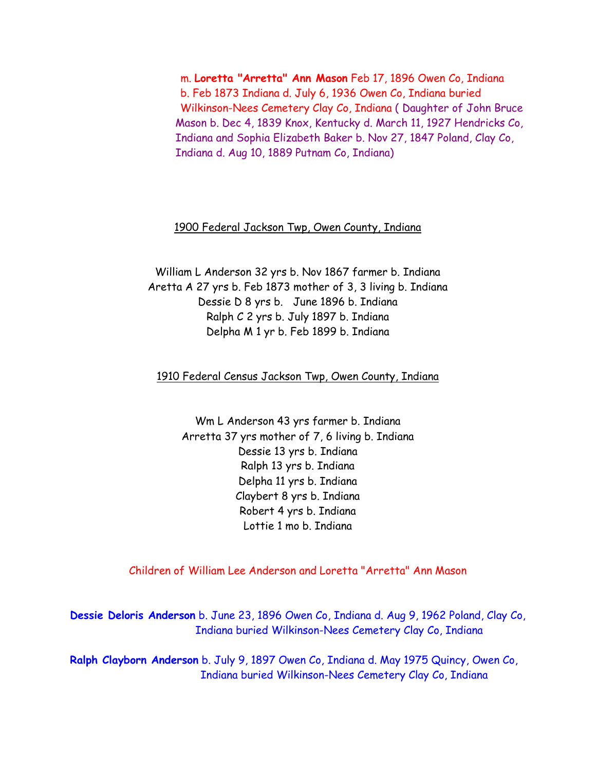m. **Loretta "Arretta" Ann Mason** Feb 17, 1896 Owen Co, Indiana b. Feb 1873 Indiana d. July 6, 1936 Owen Co, Indiana buried Wilkinson-Nees Cemetery Clay Co, Indiana ( Daughter of John Bruce Mason b. Dec 4, 1839 Knox, Kentucky d. March 11, 1927 Hendricks Co, Indiana and Sophia Elizabeth Baker b. Nov 27, 1847 Poland, Clay Co, Indiana d. Aug 10, 1889 Putnam Co, Indiana)

1900 Federal Jackson Twp, Owen County, Indiana

William L Anderson 32 yrs b. Nov 1867 farmer b. Indiana
Aretta A 27 yrs b. Feb 1873 mother of 3, 3 living b. Indiana
Dessie D 8 yrs b. June 1896 b. Indiana
Ralph C 2 yrs b. July 1897 b. Indiana
Delpha M 1 yr b. Feb 1899 b. Indiana

1910 Federal Census Jackson Twp, Owen County, Indiana

Wm L Anderson 43 yrs farmer b. Indiana
Arretta 37 yrs mother of 7, 6 living b. Indiana
Dessie 13 yrs b. Indiana
Ralph 13 yrs b. Indiana
Delpha 11 yrs b. Indiana
Claybert 8 yrs b. Indiana
Robert 4 yrs b. Indiana
Lottie 1 mo b. Indiana

Children of William Lee Anderson and Loretta "Arretta" Ann Mason

**Dessie Deloris Anderson** b. June 23, 1896 Owen Co, Indiana d. Aug 9, 1962 Poland, Clay Co, Indiana buried Wilkinson-Nees Cemetery Clay Co, Indiana

**Ralph Clayborn Anderson** b. July 9, 1897 Owen Co, Indiana d. May 1975 Quincy, Owen Co, Indiana buried Wilkinson-Nees Cemetery Clay Co, Indiana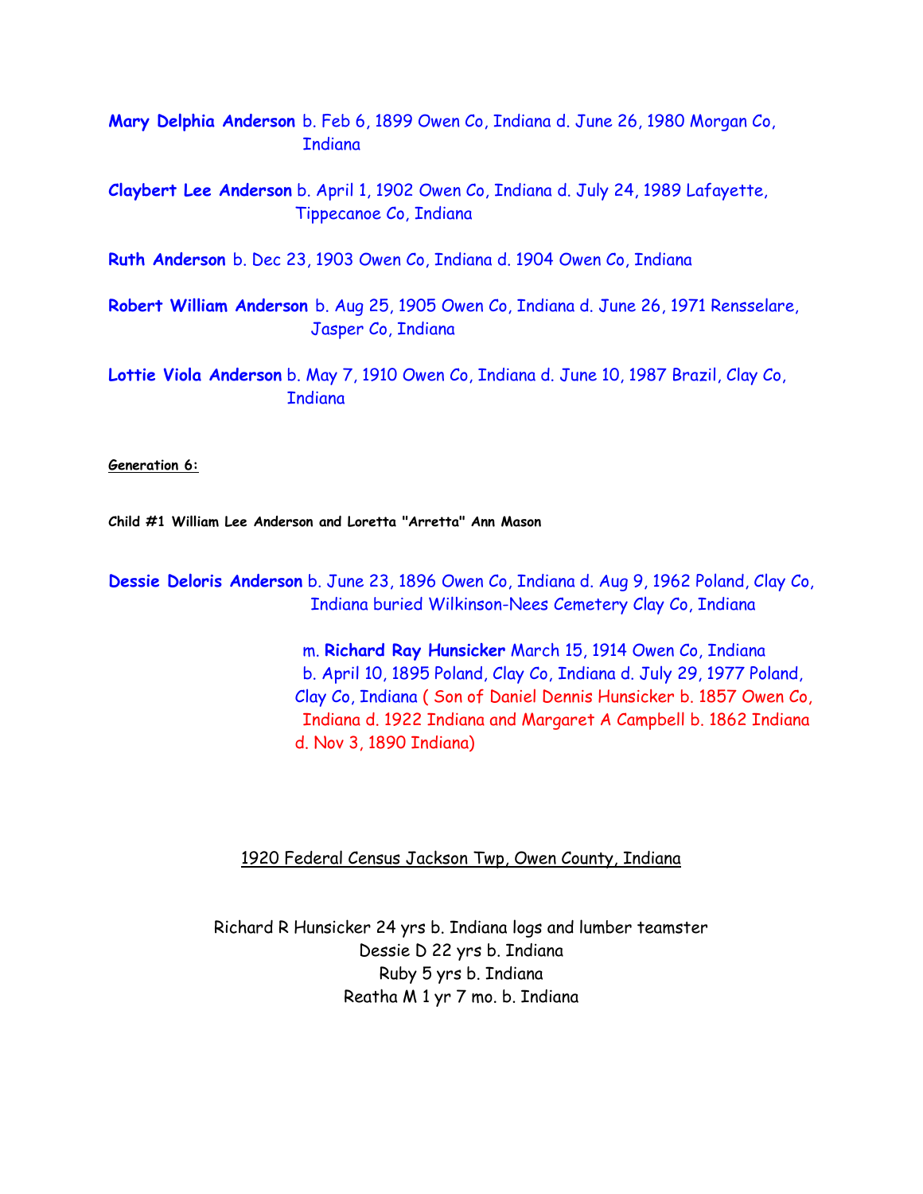**Mary Delphia Anderson** b. Feb 6, 1899 Owen Co, Indiana d. June 26, 1980 Morgan Co, Indiana

**Claybert Lee Anderson** b. April 1, 1902 Owen Co, Indiana d. July 24, 1989 Lafayette, Tippecanoe Co, Indiana

**Ruth Anderson** b. Dec 23, 1903 Owen Co, Indiana d. 1904 Owen Co, Indiana

**Robert William Anderson** b. Aug 25, 1905 Owen Co, Indiana d. June 26, 1971 Rensselare, Jasper Co, Indiana

**Lottie Viola Anderson** b. May 7, 1910 Owen Co, Indiana d. June 10, 1987 Brazil, Clay Co, Indiana

**Generation 6:**

**Child #1 William Lee Anderson and Loretta "Arretta" Ann Mason**

**Dessie Deloris Anderson** b. June 23, 1896 Owen Co, Indiana d. Aug 9, 1962 Poland, Clay Co, Indiana buried Wilkinson-Nees Cemetery Clay Co, Indiana

m. **Richard Ray Hunsicker** March 15, 1914 Owen Co, Indiana b. April 10, 1895 Poland, Clay Co, Indiana d. July 29, 1977 Poland, Clay Co, Indiana ( Son of Daniel Dennis Hunsicker b. 1857 Owen Co, Indiana d. 1922 Indiana and Margaret A Campbell b. 1862 Indiana d. Nov 3, 1890 Indiana)

1920 Federal Census Jackson Twp, Owen County, Indiana

Richard R Hunsicker 24 yrs b. Indiana logs and lumber teamster
Dessie D 22 yrs b. Indiana
Ruby 5 yrs b. Indiana
Reatha M 1 yr 7 mo. b. Indiana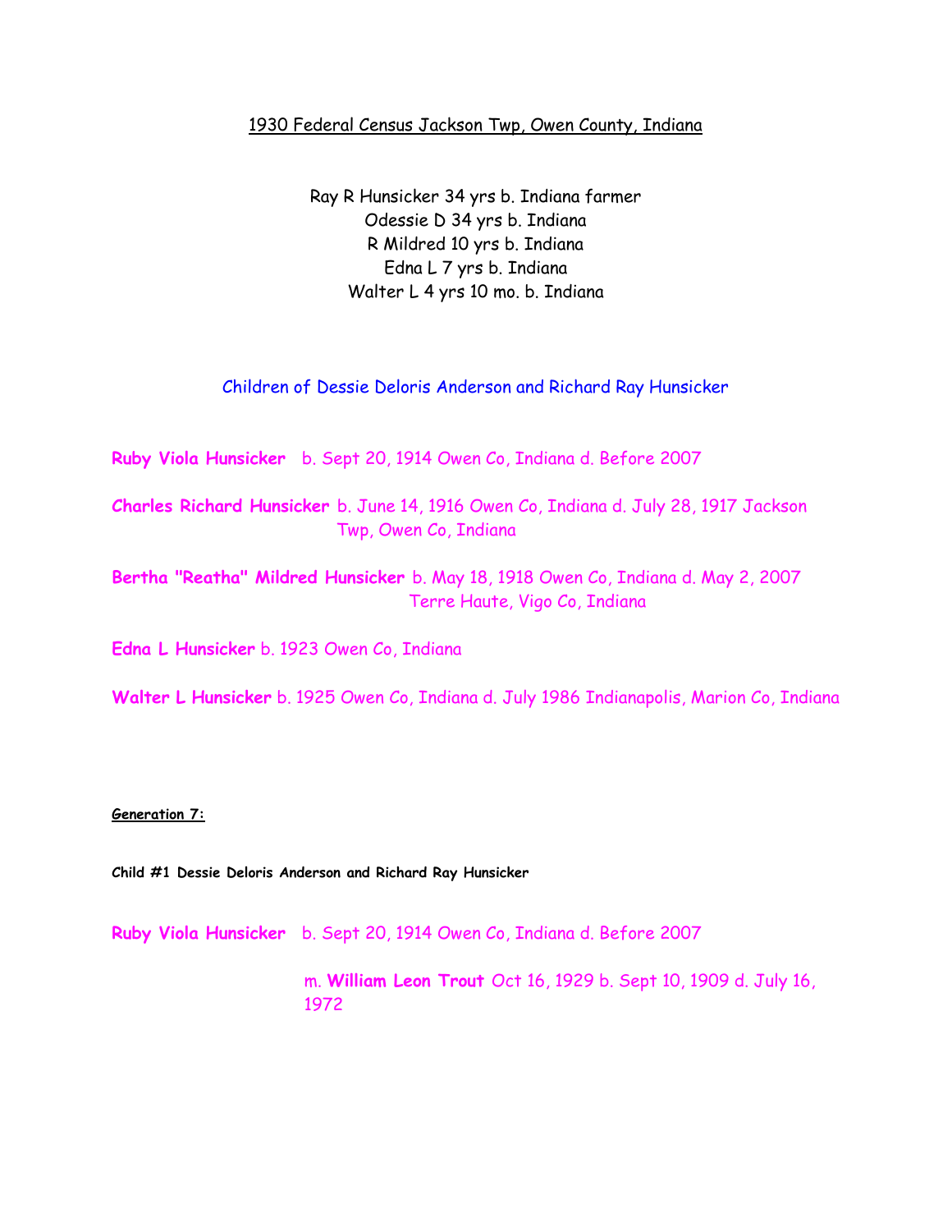1930 Federal Census Jackson Twp, Owen County, Indiana

Ray R Hunsicker 34 yrs b. Indiana farmer
Odessie D 34 yrs b. Indiana
R Mildred 10 yrs b. Indiana
Edna L 7 yrs b. Indiana
Walter L 4 yrs 10 mo. b. Indiana

Children of Dessie Deloris Anderson and Richard Ray Hunsicker

**Ruby Viola Hunsicker** b. Sept 20, 1914 Owen Co, Indiana d. Before 2007

**Charles Richard Hunsicker** b. June 14, 1916 Owen Co, Indiana d. July 28, 1917 Jackson Twp, Owen Co, Indiana

**Bertha "Reatha" Mildred Hunsicker** b. May 18, 1918 Owen Co, Indiana d. May 2, 2007 Terre Haute, Vigo Co, Indiana

**Edna L Hunsicker** b. 1923 Owen Co, Indiana

**Walter L Hunsicker** b. 1925 Owen Co, Indiana d. July 1986 Indianapolis, Marion Co, Indiana

**Generation 7:**

**Child #1 Dessie Deloris Anderson and Richard Ray Hunsicker**

**Ruby Viola Hunsicker** b. Sept 20, 1914 Owen Co, Indiana d. Before 2007

m. **William Leon Trout** Oct 16, 1929 b. Sept 10, 1909 d. July 16, 1972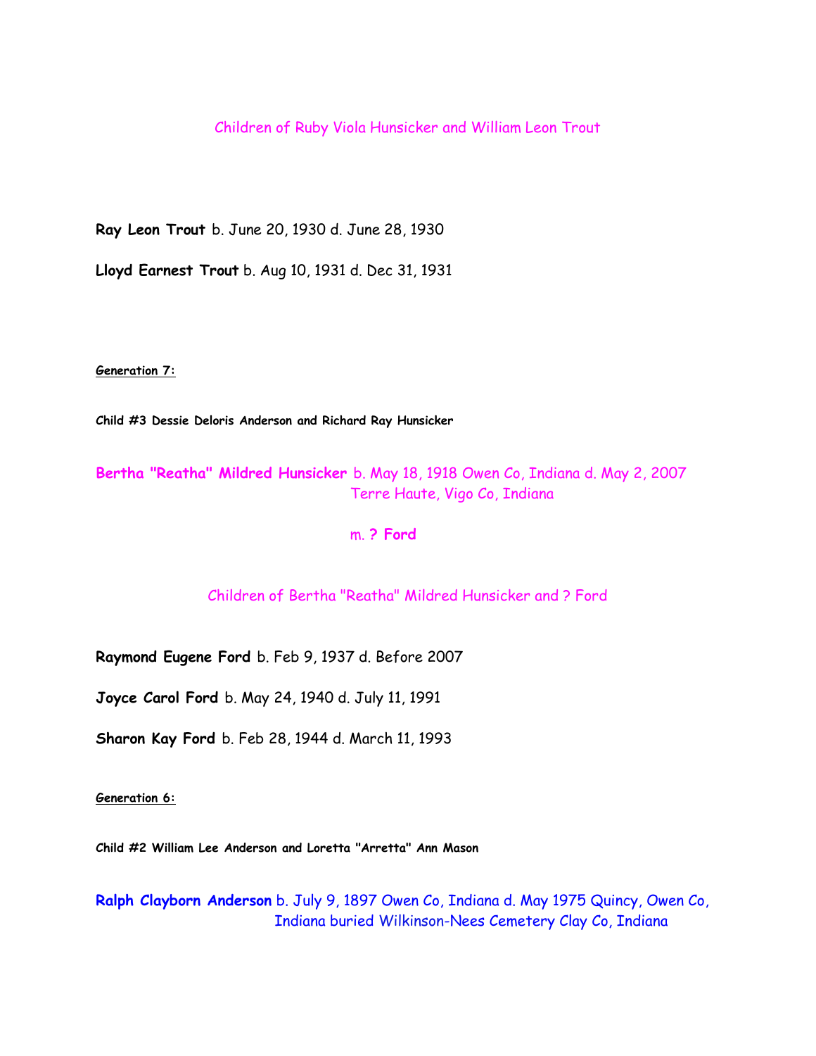Children of Ruby Viola Hunsicker and William Leon Trout

**Ray Leon Trout** b. June 20, 1930 d. June 28, 1930

**Lloyd Earnest Trout** b. Aug 10, 1931 d. Dec 31, 1931

**Generation 7:**

**Child #3 Dessie Deloris Anderson and Richard Ray Hunsicker**

**Bertha "Reatha" Mildred Hunsicker** b. May 18, 1918 Owen Co, Indiana d. May 2, 2007 Terre Haute, Vigo Co, Indiana

m. **? Ford**

Children of Bertha "Reatha" Mildred Hunsicker and ? Ford

**Raymond Eugene Ford** b. Feb 9, 1937 d. Before 2007

**Joyce Carol Ford** b. May 24, 1940 d. July 11, 1991

**Sharon Kay Ford** b. Feb 28, 1944 d. March 11, 1993

**Generation 6:**

**Child #2 William Lee Anderson and Loretta "Arretta" Ann Mason**

**Ralph Clayborn Anderson** b. July 9, 1897 Owen Co, Indiana d. May 1975 Quincy, Owen Co, Indiana buried Wilkinson-Nees Cemetery Clay Co, Indiana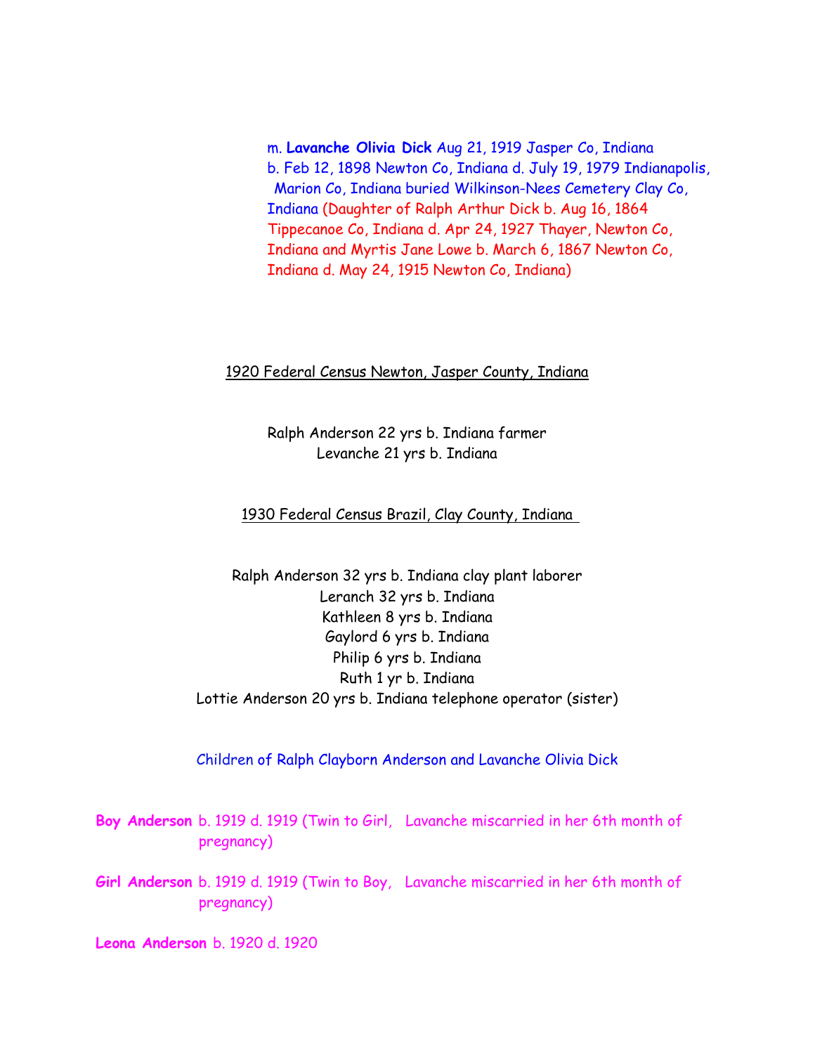m. **Lavanche Olivia Dick** Aug 21, 1919 Jasper Co, Indiana
b. Feb 12, 1898 Newton Co, Indiana d. July 19, 1979 Indianapolis, Marion Co, Indiana buried Wilkinson-Nees Cemetery Clay Co, Indiana (Daughter of Ralph Arthur Dick b. Aug 16, 1864 Tippecanoe Co, Indiana d. Apr 24, 1927 Thayer, Newton Co, Indiana and Myrtis Jane Lowe b. March 6, 1867 Newton Co, Indiana d. May 24, 1915 Newton Co, Indiana)

1920 Federal Census Newton, Jasper County, Indiana

Ralph Anderson 22 yrs b. Indiana farmer
Levanche 21 yrs b. Indiana

1930 Federal Census Brazil, Clay County, Indiana

Ralph Anderson 32 yrs b. Indiana clay plant laborer
Leranch 32 yrs b. Indiana
Kathleen 8 yrs b. Indiana
Gaylord 6 yrs b. Indiana
Philip 6 yrs b. Indiana
Ruth 1 yr b. Indiana
Lottie Anderson 20 yrs b. Indiana telephone operator (sister)

Children of Ralph Clayborn Anderson and Lavanche Olivia Dick

**Boy Anderson** b. 1919 d. 1919 (Twin to Girl, Lavanche miscarried in her 6th month of pregnancy)

**Girl Anderson** b. 1919 d. 1919 (Twin to Boy, Lavanche miscarried in her 6th month of pregnancy)

**Leona Anderson** b. 1920 d. 1920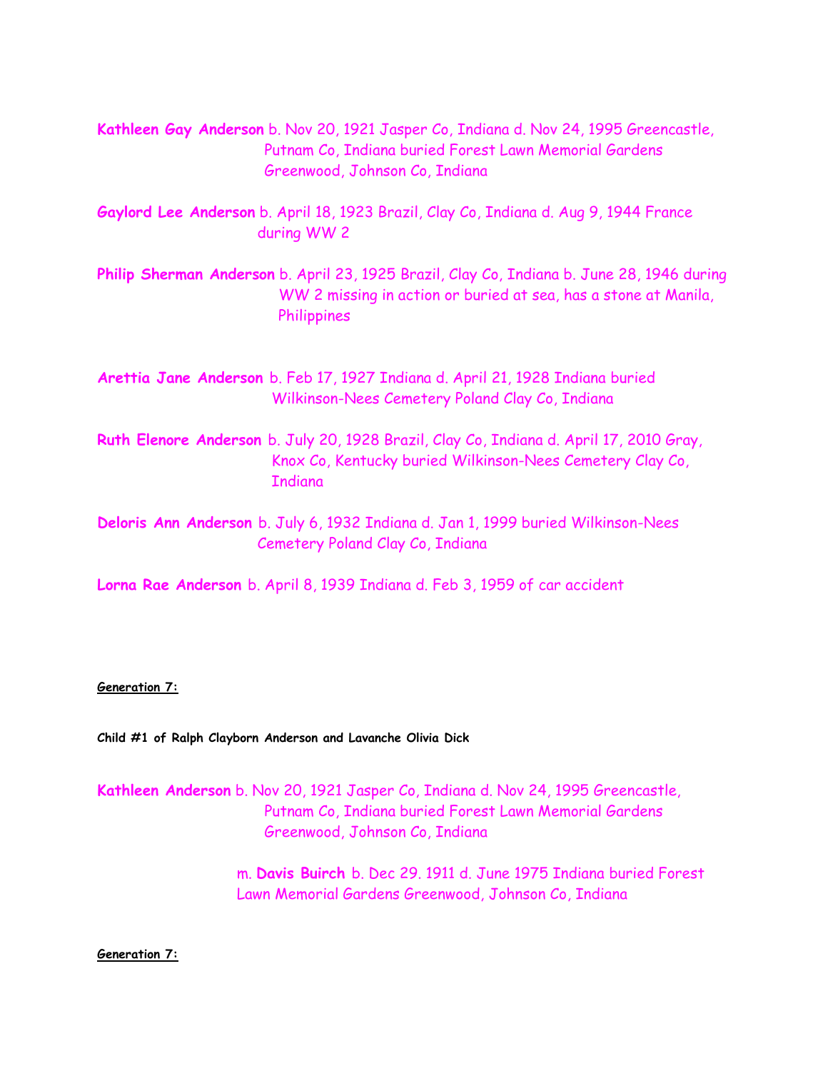**Kathleen Gay Anderson** b. Nov 20, 1921 Jasper Co, Indiana d. Nov 24, 1995 Greencastle, Putnam Co, Indiana buried Forest Lawn Memorial Gardens Greenwood, Johnson Co, Indiana

**Gaylord Lee Anderson** b. April 18, 1923 Brazil, Clay Co, Indiana d. Aug 9, 1944 France during WW 2

**Philip Sherman Anderson** b. April 23, 1925 Brazil, Clay Co, Indiana b. June 28, 1946 during WW 2 missing in action or buried at sea, has a stone at Manila, Philippines

**Arettia Jane Anderson** b. Feb 17, 1927 Indiana d. April 21, 1928 Indiana buried Wilkinson-Nees Cemetery Poland Clay Co, Indiana

**Ruth Elenore Anderson** b. July 20, 1928 Brazil, Clay Co, Indiana d. April 17, 2010 Gray, Knox Co, Kentucky buried Wilkinson-Nees Cemetery Clay Co, Indiana

**Deloris Ann Anderson** b. July 6, 1932 Indiana d. Jan 1, 1999 buried Wilkinson-Nees Cemetery Poland Clay Co, Indiana

**Lorna Rae Anderson** b. April 8, 1939 Indiana d. Feb 3, 1959 of car accident

**Generation 7:**

**Child #1 of Ralph Clayborn Anderson and Lavanche Olivia Dick**

**Kathleen Anderson** b. Nov 20, 1921 Jasper Co, Indiana d. Nov 24, 1995 Greencastle, Putnam Co, Indiana buried Forest Lawn Memorial Gardens Greenwood, Johnson Co, Indiana

m. **Davis Buirch** b. Dec 29. 1911 d. June 1975 Indiana buried Forest Lawn Memorial Gardens Greenwood, Johnson Co, Indiana

**Generation 7:**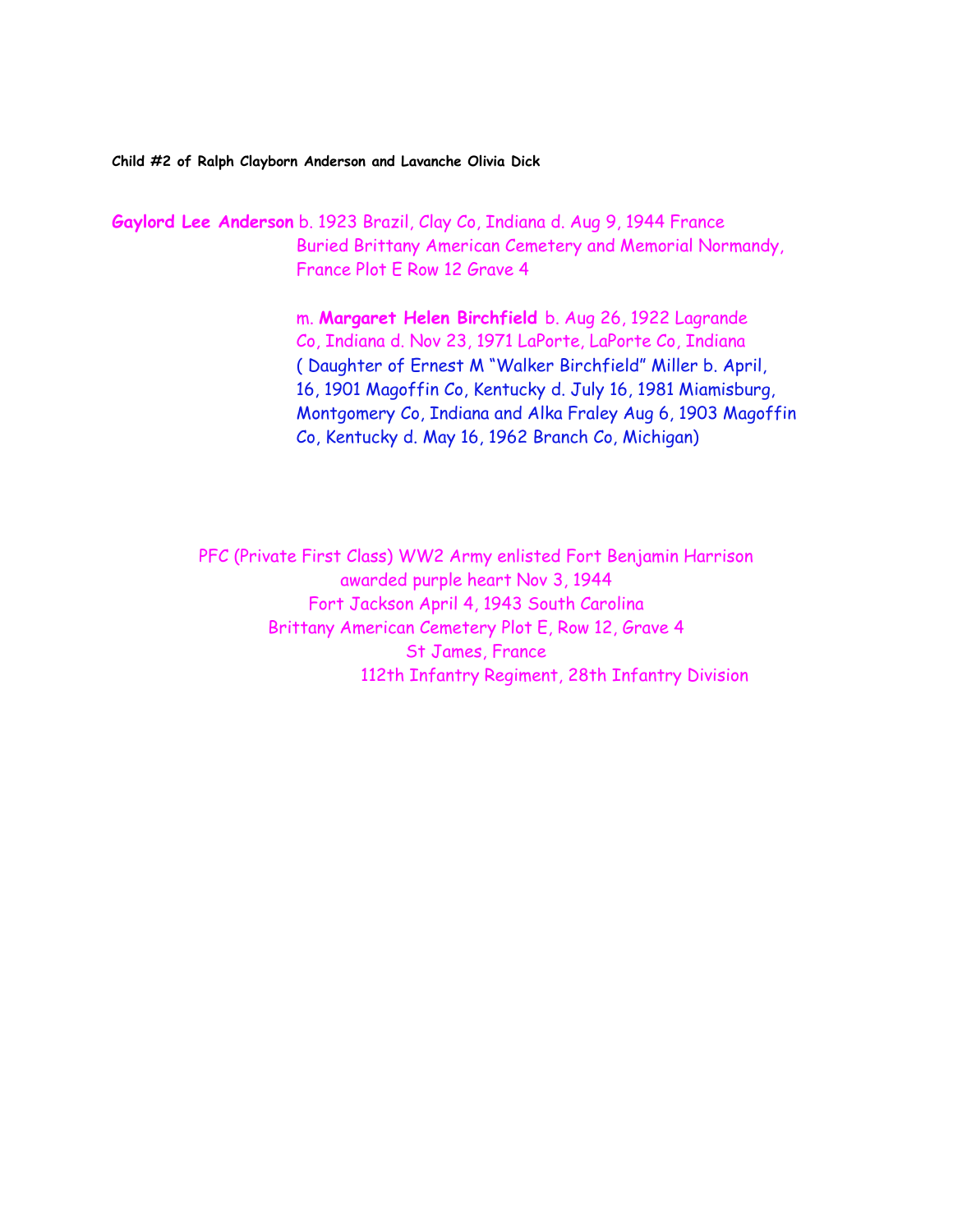**Child #2 of Ralph Clayborn Anderson and Lavanche Olivia Dick**

**Gaylord Lee Anderson** b. 1923 Brazil, Clay Co, Indiana d. Aug 9, 1944 France Buried Brittany American Cemetery and Memorial Normandy, France Plot E Row 12 Grave 4

m. **Margaret Helen Birchfield** b. Aug 26, 1922 Lagrande Co, Indiana d. Nov 23, 1971 LaPorte, LaPorte Co, Indiana ( Daughter of Ernest M "Walker Birchfield" Miller b. April, 16, 1901 Magoffin Co, Kentucky d. July 16, 1981 Miamisburg, Montgomery Co, Indiana and Alka Fraley Aug 6, 1903 Magoffin Co, Kentucky d. May 16, 1962 Branch Co, Michigan)

PFC (Private First Class) WW2 Army enlisted Fort Benjamin Harrison
awarded purple heart Nov 3, 1944
Fort Jackson April 4, 1943 South Carolina
Brittany American Cemetery Plot E, Row 12, Grave 4
St James, France
112th Infantry Regiment, 28th Infantry Division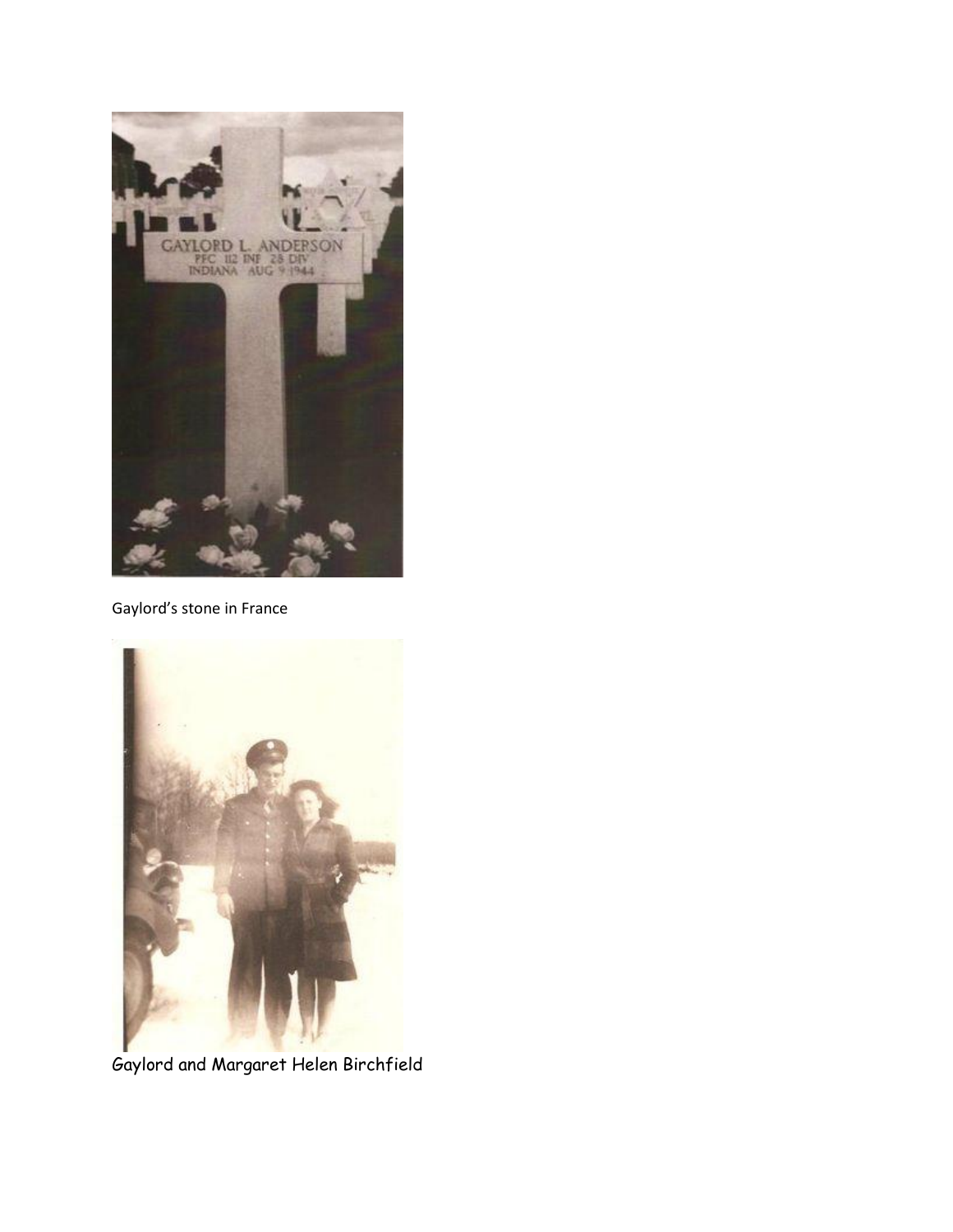Gaylord's stone in France

Gaylord and Margaret Helen Birchfield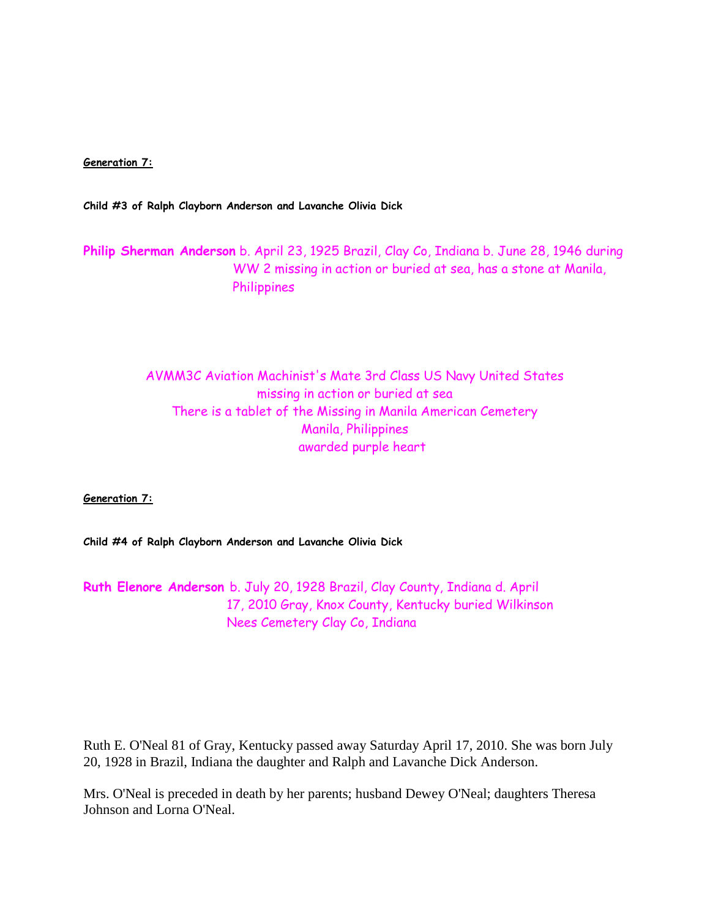**Generation 7:**

**Child #3 of Ralph Clayborn Anderson and Lavanche Olivia Dick**

**Philip Sherman Anderson** b. April 23, 1925 Brazil, Clay Co, Indiana b. June 28, 1946 during WW 2 missing in action or buried at sea, has a stone at Manila, Philippines

AVMM3C Aviation Machinist's Mate 3rd Class US Navy United States
missing in action or buried at sea
There is a tablet of the Missing in Manila American Cemetery
Manila, Philippines
awarded purple heart

**Generation 7:**

**Child #4 of Ralph Clayborn Anderson and Lavanche Olivia Dick**

**Ruth Elenore Anderson** b. July 20, 1928 Brazil, Clay County, Indiana d. April 17, 2010 Gray, Knox County, Kentucky buried Wilkinson Nees Cemetery Clay Co, Indiana

Ruth E. O'Neal 81 of Gray, Kentucky passed away Saturday April 17, 2010. She was born July 20, 1928 in Brazil, Indiana the daughter and Ralph and Lavanche Dick Anderson.

Mrs. O'Neal is preceded in death by her parents; husband Dewey O'Neal; daughters Theresa Johnson and Lorna O'Neal.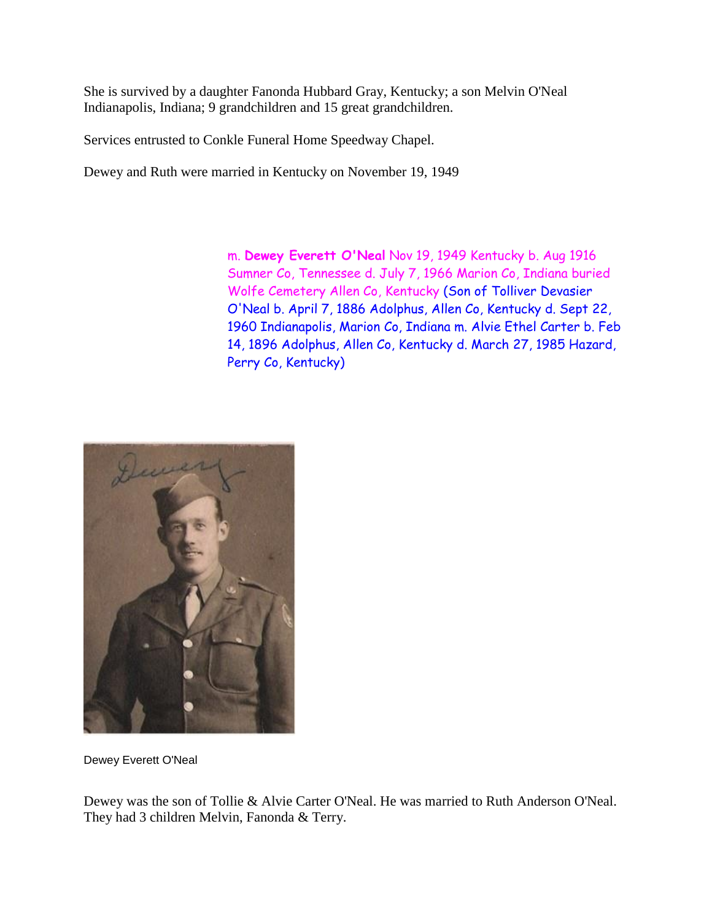She is survived by a daughter Fanonda Hubbard Gray, Kentucky; a son Melvin O'Neal Indianapolis, Indiana; 9 grandchildren and 15 great grandchildren.

Services entrusted to Conkle Funeral Home Speedway Chapel.

Dewey and Ruth were married in Kentucky on November 19, 1949

m. **Dewey Everett O'Neal** Nov 19, 1949 Kentucky b. Aug 1916 Sumner Co, Tennessee d. July 7, 1966 Marion Co, Indiana buried Wolfe Cemetery Allen Co, Kentucky (Son of Tolliver Devasier O'Neal b. April 7, 1886 Adolphus, Allen Co, Kentucky d. Sept 22, 1960 Indianapolis, Marion Co, Indiana m. Alvie Ethel Carter b. Feb 14, 1896 Adolphus, Allen Co, Kentucky d. March 27, 1985 Hazard, Perry Co, Kentucky)

Dewey Everett O'Neal

Dewey was the son of Tollie & Alvie Carter O'Neal. He was married to Ruth Anderson O'Neal. They had 3 children Melvin, Fanonda & Terry.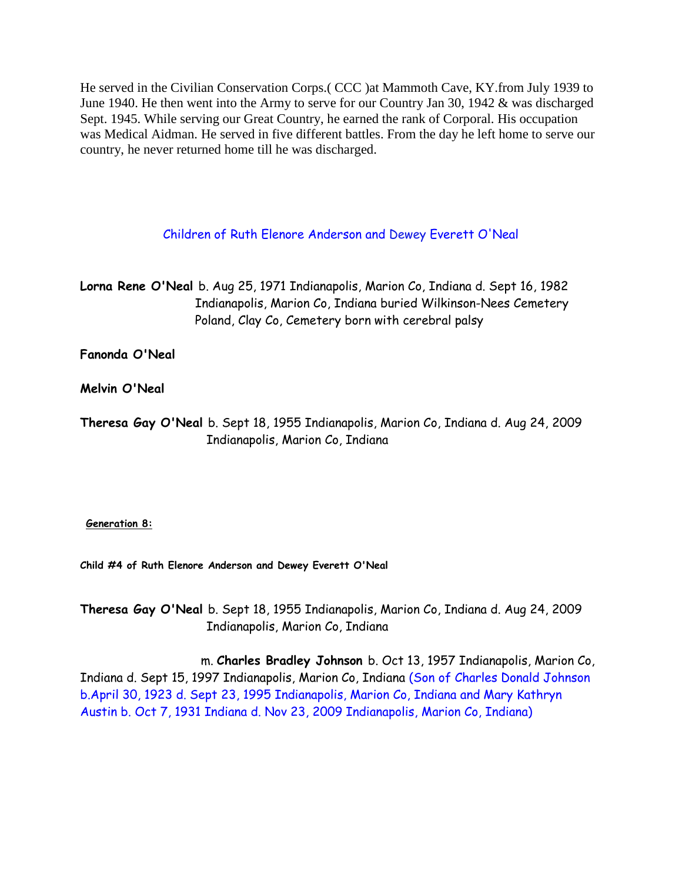He served in the Civilian Conservation Corps.( CCC )at Mammoth Cave, KY.from July 1939 to June 1940. He then went into the Army to serve for our Country Jan 30, 1942 & was discharged Sept. 1945. While serving our Great Country, he earned the rank of Corporal. His occupation was Medical Aidman. He served in five different battles. From the day he left home to serve our country, he never returned home till he was discharged.

Children of Ruth Elenore Anderson and Dewey Everett O'Neal

**Lorna Rene O'Neal** b. Aug 25, 1971 Indianapolis, Marion Co, Indiana d. Sept 16, 1982 Indianapolis, Marion Co, Indiana buried Wilkinson-Nees Cemetery Poland, Clay Co, Cemetery born with cerebral palsy

**Fanonda O'Neal**

**Melvin O'Neal**

**Theresa Gay O'Neal** b. Sept 18, 1955 Indianapolis, Marion Co, Indiana d. Aug 24, 2009 Indianapolis, Marion Co, Indiana

**Generation 8:**

**Child #4 of Ruth Elenore Anderson and Dewey Everett O'Neal**

**Theresa Gay O'Neal** b. Sept 18, 1955 Indianapolis, Marion Co, Indiana d. Aug 24, 2009 Indianapolis, Marion Co, Indiana

m. **Charles Bradley Johnson** b. Oct 13, 1957 Indianapolis, Marion Co, Indiana d. Sept 15, 1997 Indianapolis, Marion Co, Indiana (Son of Charles Donald Johnson b.April 30, 1923 d. Sept 23, 1995 Indianapolis, Marion Co, Indiana and Mary Kathryn Austin b. Oct 7, 1931 Indiana d. Nov 23, 2009 Indianapolis, Marion Co, Indiana)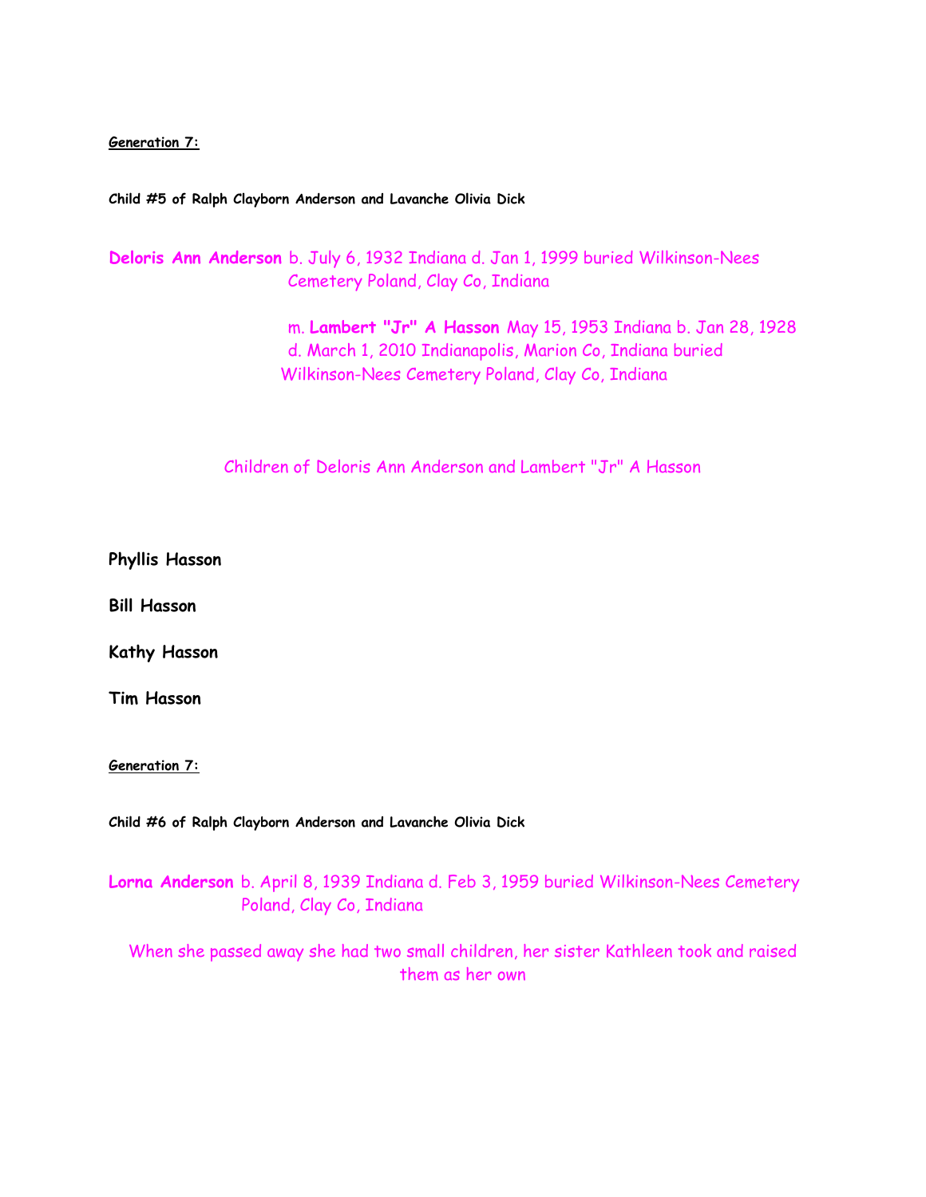**Generation 7:**

**Child #5 of Ralph Clayborn Anderson and Lavanche Olivia Dick**

**Deloris Ann Anderson** b. July 6, 1932 Indiana d. Jan 1, 1999 buried Wilkinson-Nees Cemetery Poland, Clay Co, Indiana

m. **Lambert "Jr" A Hasson** May 15, 1953 Indiana b. Jan 28, 1928 d. March 1, 2010 Indianapolis, Marion Co, Indiana buried Wilkinson-Nees Cemetery Poland, Clay Co, Indiana

Children of Deloris Ann Anderson and Lambert "Jr" A Hasson

**Phyllis Hasson**

**Bill Hasson**

**Kathy Hasson**

**Tim Hasson**

**Generation 7:**

**Child #6 of Ralph Clayborn Anderson and Lavanche Olivia Dick**

**Lorna Anderson** b. April 8, 1939 Indiana d. Feb 3, 1959 buried Wilkinson-Nees Cemetery Poland, Clay Co, Indiana

When she passed away she had two small children, her sister Kathleen took and raised them as her own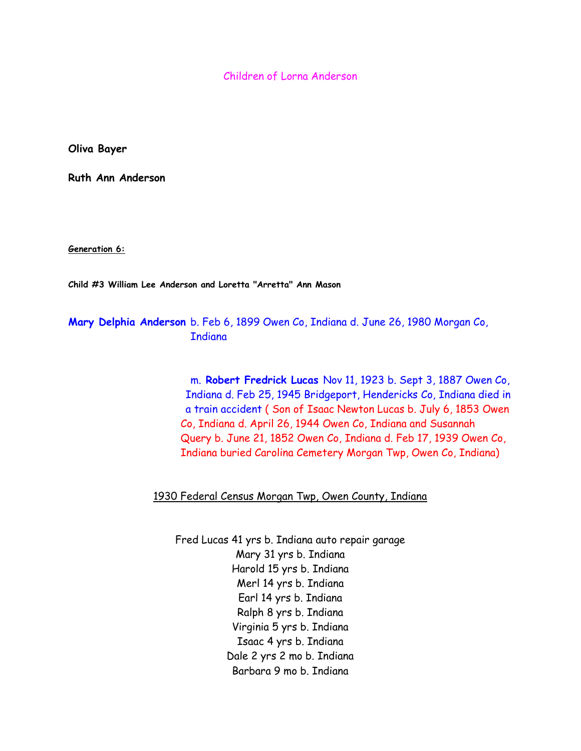Children of Lorna Anderson

**Oliva Bayer**

**Ruth Ann Anderson**

**Generation 6:**

**Child #3 William Lee Anderson and Loretta "Arretta" Ann Mason**

**Mary Delphia Anderson** b. Feb 6, 1899 Owen Co, Indiana d. June 26, 1980 Morgan Co, Indiana

m. **Robert Fredrick Lucas** Nov 11, 1923 b. Sept 3, 1887 Owen Co, Indiana d. Feb 25, 1945 Bridgeport, Hendericks Co, Indiana died in a train accident ( Son of Isaac Newton Lucas b. July 6, 1853 Owen Co, Indiana d. April 26, 1944 Owen Co, Indiana and Susannah Query b. June 21, 1852 Owen Co, Indiana d. Feb 17, 1939 Owen Co, Indiana buried Carolina Cemetery Morgan Twp, Owen Co, Indiana)

1930 Federal Census Morgan Twp, Owen County, Indiana

Fred Lucas 41 yrs b. Indiana auto repair garage
Mary 31 yrs b. Indiana
Harold 15 yrs b. Indiana
Merl 14 yrs b. Indiana
Earl 14 yrs b. Indiana
Ralph 8 yrs b. Indiana
Virginia 5 yrs b. Indiana
Isaac 4 yrs b. Indiana
Dale 2 yrs 2 mo b. Indiana
Barbara 9 mo b. Indiana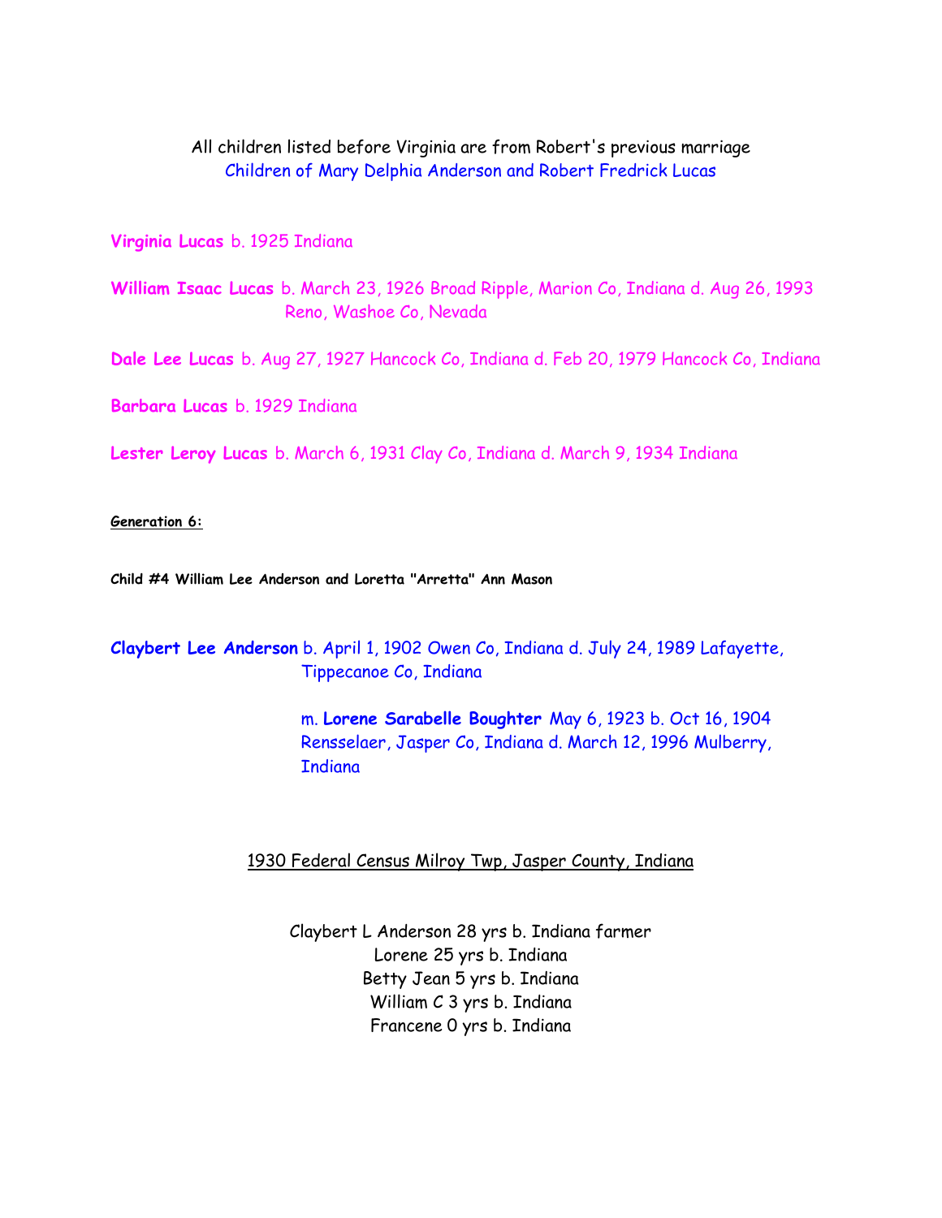All children listed before Virginia are from Robert's previous marriage
Children of Mary Delphia Anderson and Robert Fredrick Lucas

**Virginia Lucas** b. 1925 Indiana

**William Isaac Lucas** b. March 23, 1926 Broad Ripple, Marion Co, Indiana d. Aug 26, 1993 Reno, Washoe Co, Nevada

**Dale Lee Lucas** b. Aug 27, 1927 Hancock Co, Indiana d. Feb 20, 1979 Hancock Co, Indiana

**Barbara Lucas** b. 1929 Indiana

**Lester Leroy Lucas** b. March 6, 1931 Clay Co, Indiana d. March 9, 1934 Indiana

**Generation 6:**

**Child #4 William Lee Anderson and Loretta "Arretta" Ann Mason**

**Claybert Lee Anderson** b. April 1, 1902 Owen Co, Indiana d. July 24, 1989 Lafayette, Tippecanoe Co, Indiana

m. **Lorene Sarabelle Boughter** May 6, 1923 b. Oct 16, 1904 Rensselaer, Jasper Co, Indiana d. March 12, 1996 Mulberry, Indiana

1930 Federal Census Milroy Twp, Jasper County, Indiana

Claybert L Anderson 28 yrs b. Indiana farmer
Lorene 25 yrs b. Indiana
Betty Jean 5 yrs b. Indiana
William C 3 yrs b. Indiana
Francene 0 yrs b. Indiana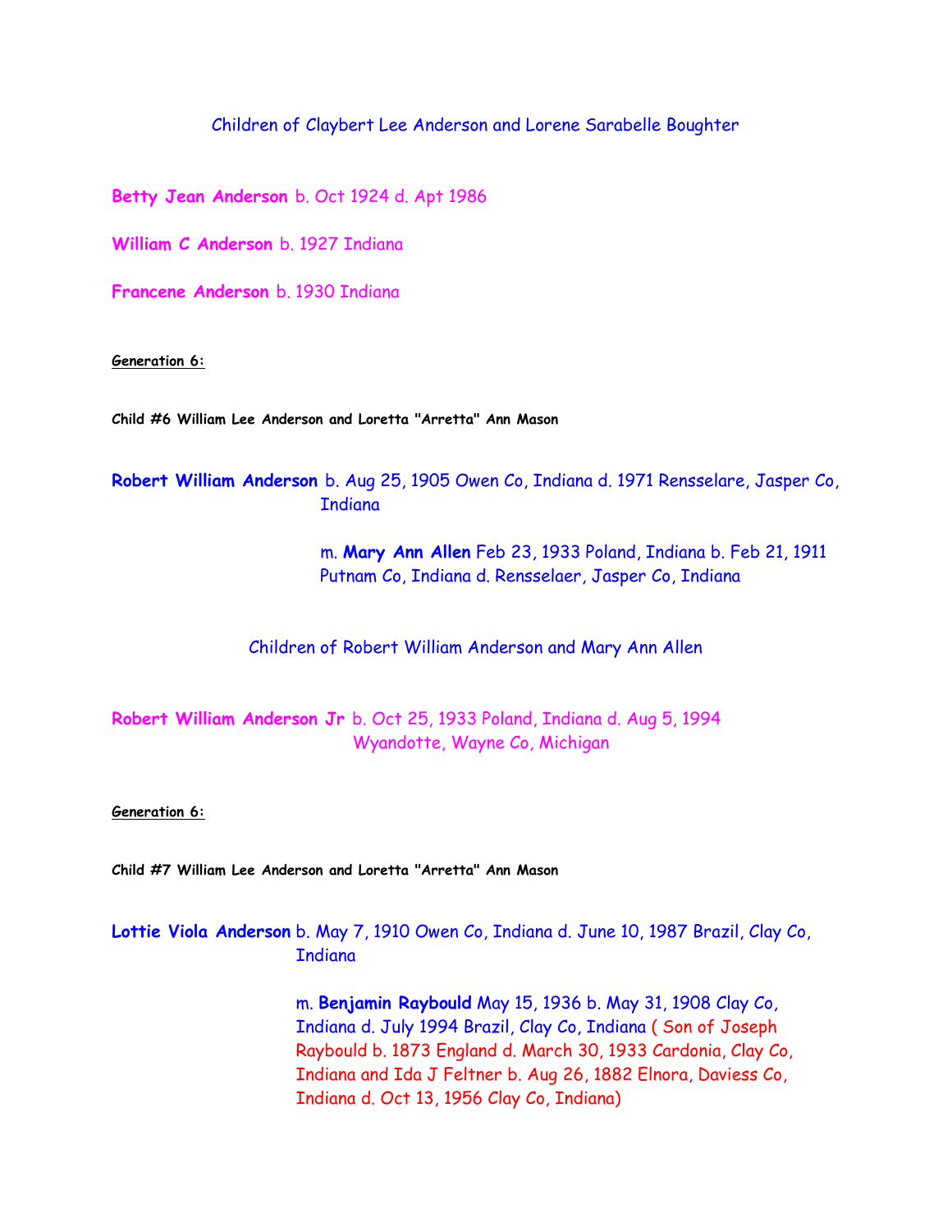Children of Claybert Lee Anderson and Lorene Sarabelle Boughter

**Betty Jean Anderson** b. Oct 1924 d. Apt 1986

**William C Anderson** b. 1927 Indiana

**Francene Anderson** b. 1930 Indiana

**Generation 6:**

**Child #6 William Lee Anderson and Loretta "Arretta" Ann Mason**

**Robert William Anderson** b. Aug 25, 1905 Owen Co, Indiana d. 1971 Rensselare, Jasper Co, Indiana

m. **Mary Ann Allen** Feb 23, 1933 Poland, Indiana b. Feb 21, 1911 Putnam Co, Indiana d. Rensselaer, Jasper Co, Indiana

Children of Robert William Anderson and Mary Ann Allen

**Robert William Anderson Jr** b. Oct 25, 1933 Poland, Indiana d. Aug 5, 1994 Wyandotte, Wayne Co, Michigan

**Generation 6:**

**Child #7 William Lee Anderson and Loretta "Arretta" Ann Mason**

**Lottie Viola Anderson** b. May 7, 1910 Owen Co, Indiana d. June 10, 1987 Brazil, Clay Co, Indiana

m. **Benjamin Raybould** May 15, 1936 b. May 31, 1908 Clay Co, Indiana d. July 1994 Brazil, Clay Co, Indiana ( Son of Joseph Raybould b. 1873 England d. March 30, 1933 Cardonia, Clay Co, Indiana and Ida J Feltner b. Aug 26, 1882 Elnora, Daviess Co, Indiana d. Oct 13, 1956 Clay Co, Indiana)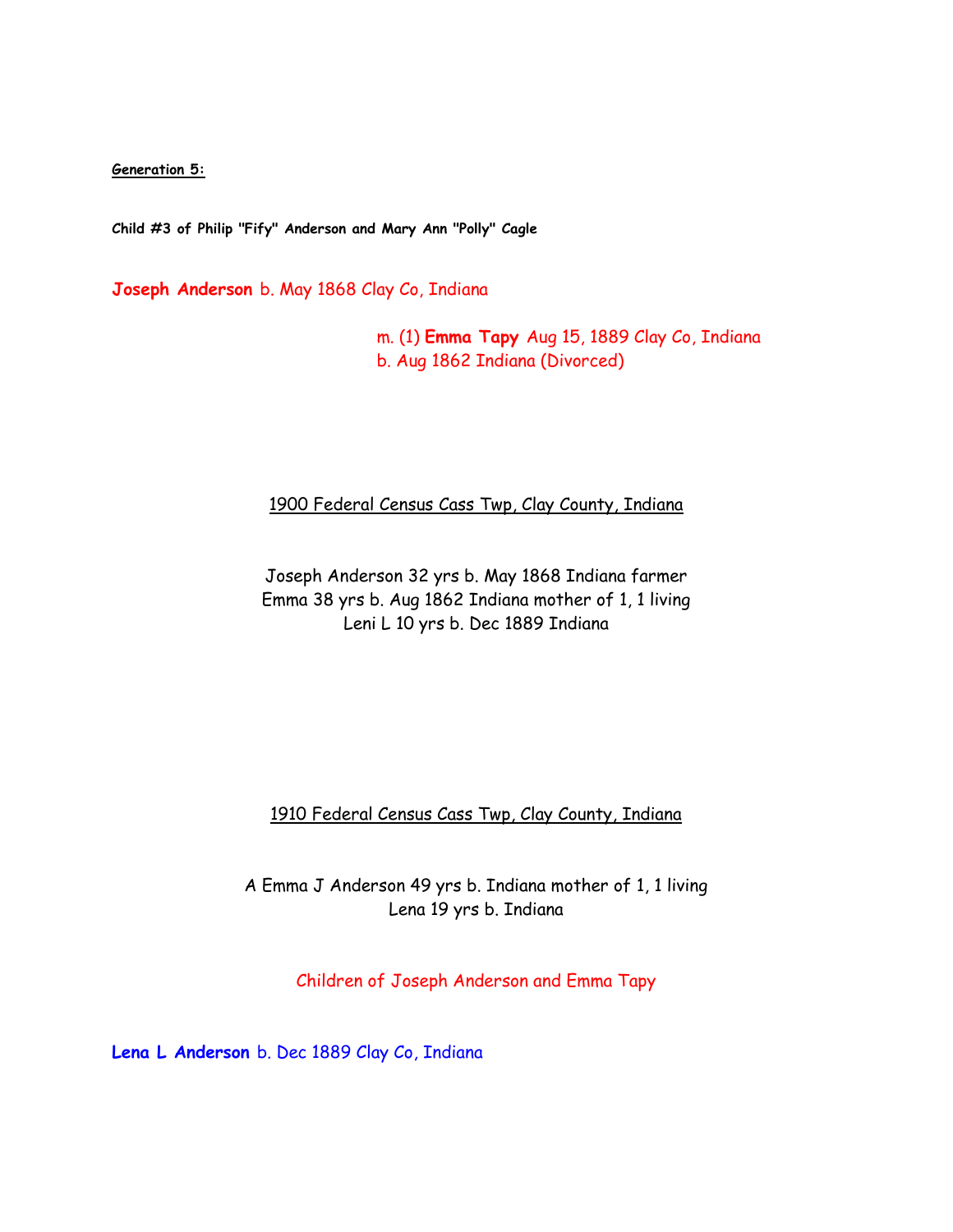**Generation 5:**

**Child #3 of Philip "Fify" Anderson and Mary Ann "Polly" Cagle**

**Joseph Anderson** b. May 1868 Clay Co, Indiana

m. (1) **Emma Tapy** Aug 15, 1889 Clay Co, Indiana
b. Aug 1862 Indiana (Divorced)

1900 Federal Census Cass Twp, Clay County, Indiana

Joseph Anderson 32 yrs b. May 1868 Indiana farmer
Emma 38 yrs b. Aug 1862 Indiana mother of 1, 1 living
Leni L 10 yrs b. Dec 1889 Indiana

1910 Federal Census Cass Twp, Clay County, Indiana

A Emma J Anderson 49 yrs b. Indiana mother of 1, 1 living
Lena 19 yrs b. Indiana

Children of Joseph Anderson and Emma Tapy

**Lena L Anderson** b. Dec 1889 Clay Co, Indiana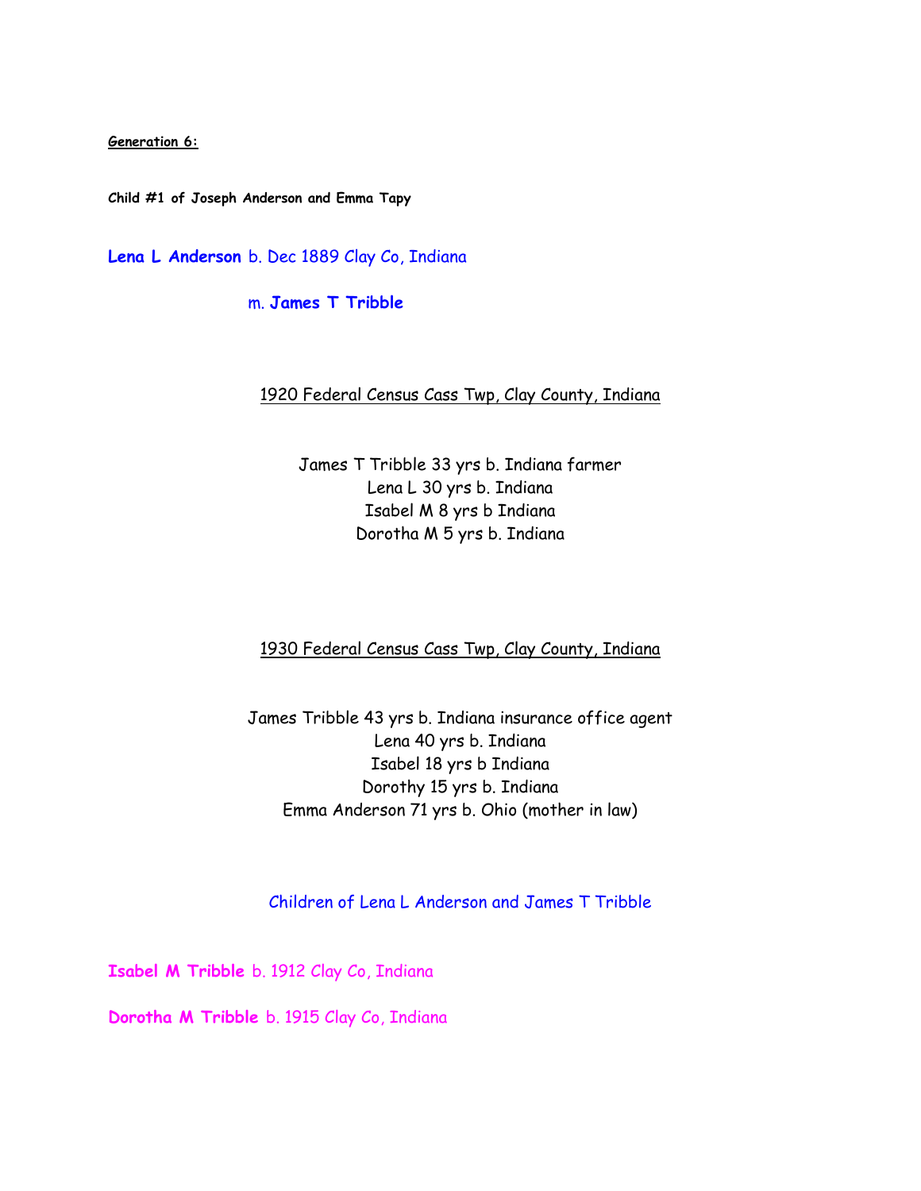**Generation 6:**

**Child #1 of Joseph Anderson and Emma Tapy**

**Lena L Anderson** b. Dec 1889 Clay Co, Indiana

m. **James T Tribble**

1920 Federal Census Cass Twp, Clay County, Indiana

James T Tribble 33 yrs b. Indiana farmer
Lena L 30 yrs b. Indiana
Isabel M 8 yrs b Indiana
Dorotha M 5 yrs b. Indiana

1930 Federal Census Cass Twp, Clay County, Indiana

James Tribble 43 yrs b. Indiana insurance office agent
Lena 40 yrs b. Indiana
Isabel 18 yrs b Indiana
Dorothy 15 yrs b. Indiana
Emma Anderson 71 yrs b. Ohio (mother in law)

Children of Lena L Anderson and James T Tribble

**Isabel M Tribble** b. 1912 Clay Co, Indiana

**Dorotha M Tribble** b. 1915 Clay Co, Indiana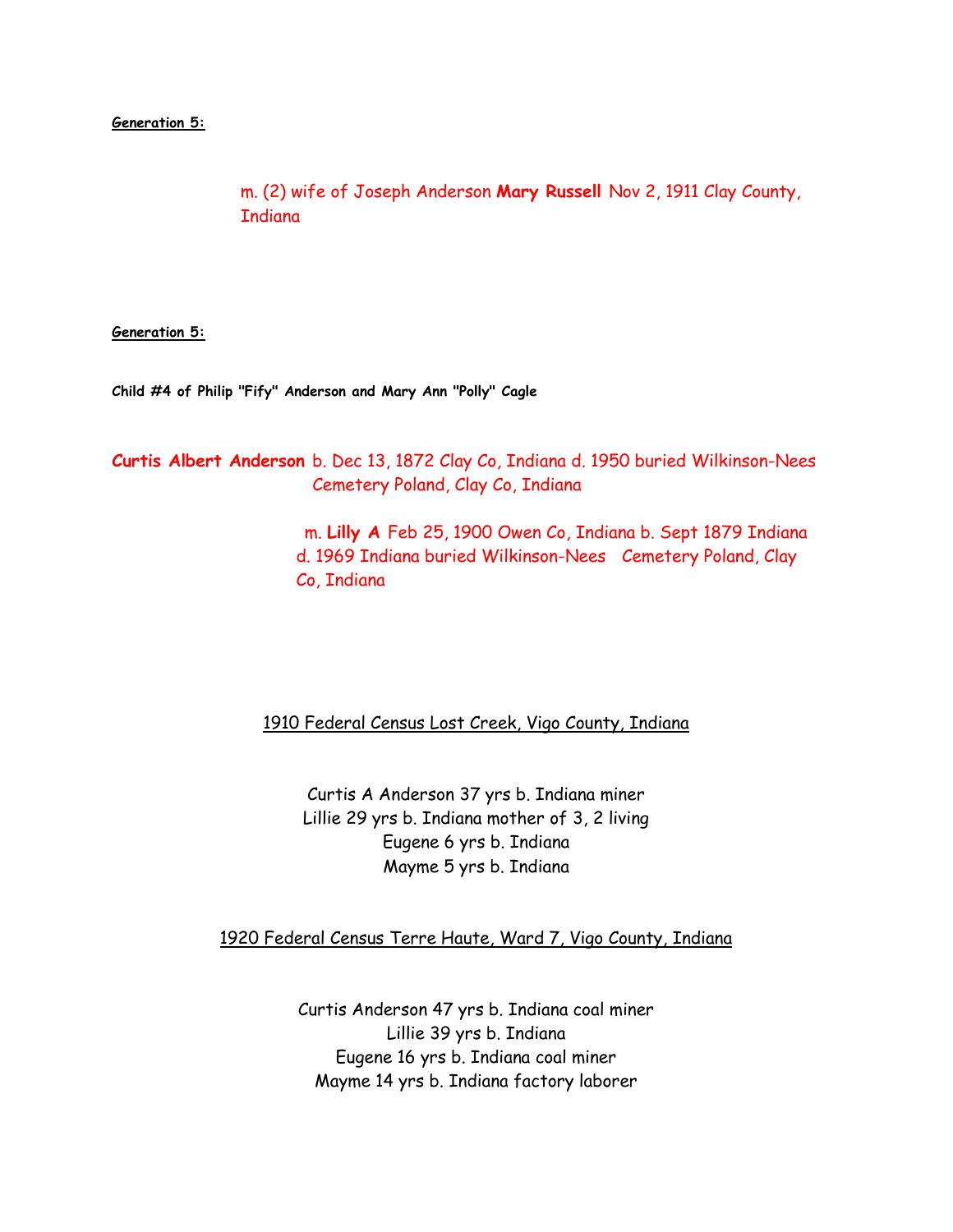**Generation 5:**

m. (2) wife of Joseph Anderson **Mary Russell** Nov 2, 1911 Clay County, Indiana

**Generation 5:**

**Child #4 of Philip "Fify" Anderson and Mary Ann "Polly" Cagle**

**Curtis Albert Anderson** b. Dec 13, 1872 Clay Co, Indiana d. 1950 buried Wilkinson-Nees Cemetery Poland, Clay Co, Indiana

m. **Lilly A** Feb 25, 1900 Owen Co, Indiana b. Sept 1879 Indiana d. 1969 Indiana buried Wilkinson-Nees Cemetery Poland, Clay Co, Indiana

1910 Federal Census Lost Creek, Vigo County, Indiana

Curtis A Anderson 37 yrs b. Indiana miner
Lillie 29 yrs b. Indiana mother of 3, 2 living
Eugene 6 yrs b. Indiana
Mayme 5 yrs b. Indiana

1920 Federal Census Terre Haute, Ward 7, Vigo County, Indiana

Curtis Anderson 47 yrs b. Indiana coal miner
Lillie 39 yrs b. Indiana
Eugene 16 yrs b. Indiana coal miner
Mayme 14 yrs b. Indiana factory laborer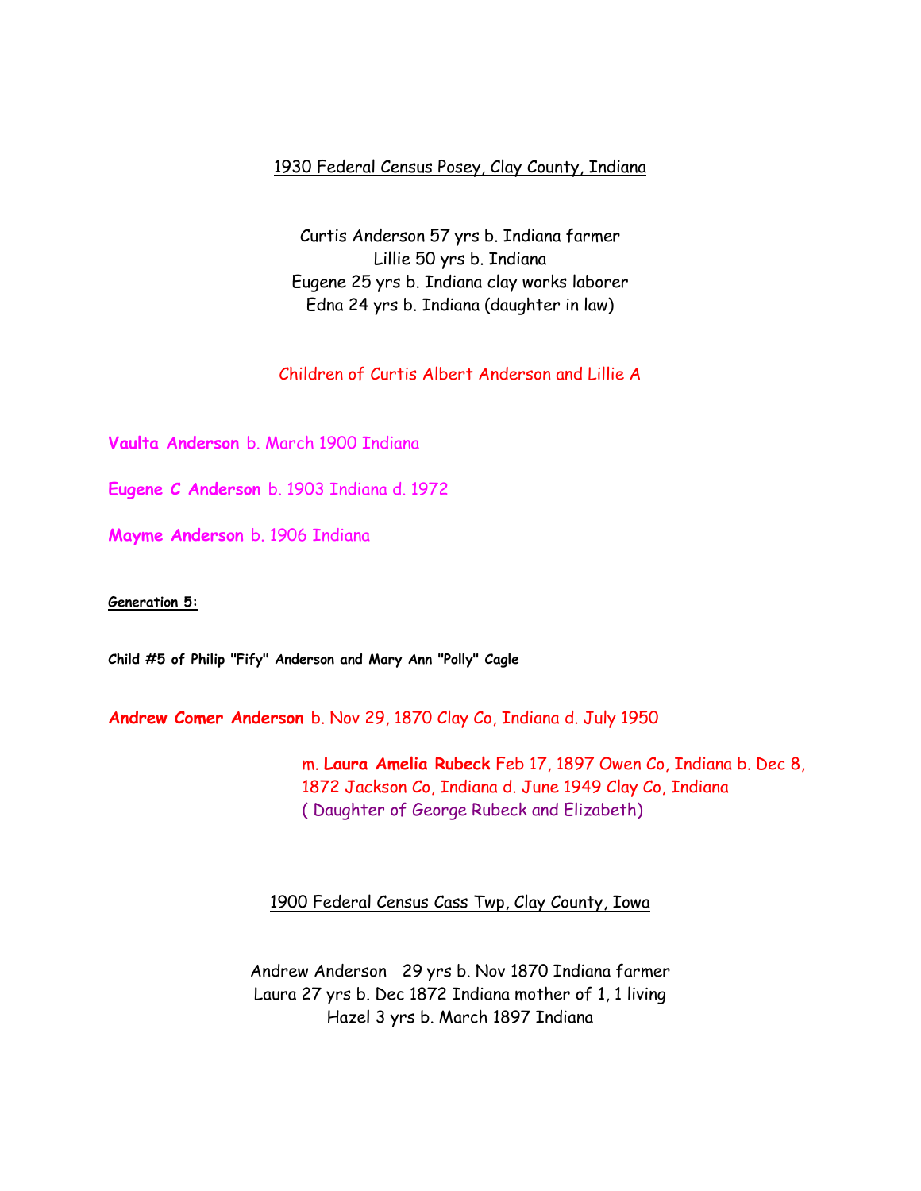<u>1930 Federal Census Posey, Clay County, Indiana</u>

Curtis Anderson 57 yrs b. Indiana farmer
Lillie 50 yrs b. Indiana
Eugene 25 yrs b. Indiana clay works laborer
Edna 24 yrs b. Indiana (daughter in law)

Children of Curtis Albert Anderson and Lillie A

**Vaulta Anderson** b. March 1900 Indiana

**Eugene C Anderson** b. 1903 Indiana d. 1972

**Mayme Anderson** b. 1906 Indiana

**<u>Generation 5:</u>**

**Child #5 of Philip "Fify" Anderson and Mary Ann "Polly" Cagle**

**Andrew Comer Anderson** b. Nov 29, 1870 Clay Co, Indiana d. July 1950

m. **Laura Amelia Rubeck** Feb 17, 1897 Owen Co, Indiana b. Dec 8, 1872 Jackson Co, Indiana d. June 1949 Clay Co, Indiana
( Daughter of George Rubeck and Elizabeth)

<u>1900 Federal Census Cass Twp, Clay County, Iowa</u>

Andrew Anderson 29 yrs b. Nov 1870 Indiana farmer
Laura 27 yrs b. Dec 1872 Indiana mother of 1, 1 living
Hazel 3 yrs b. March 1897 Indiana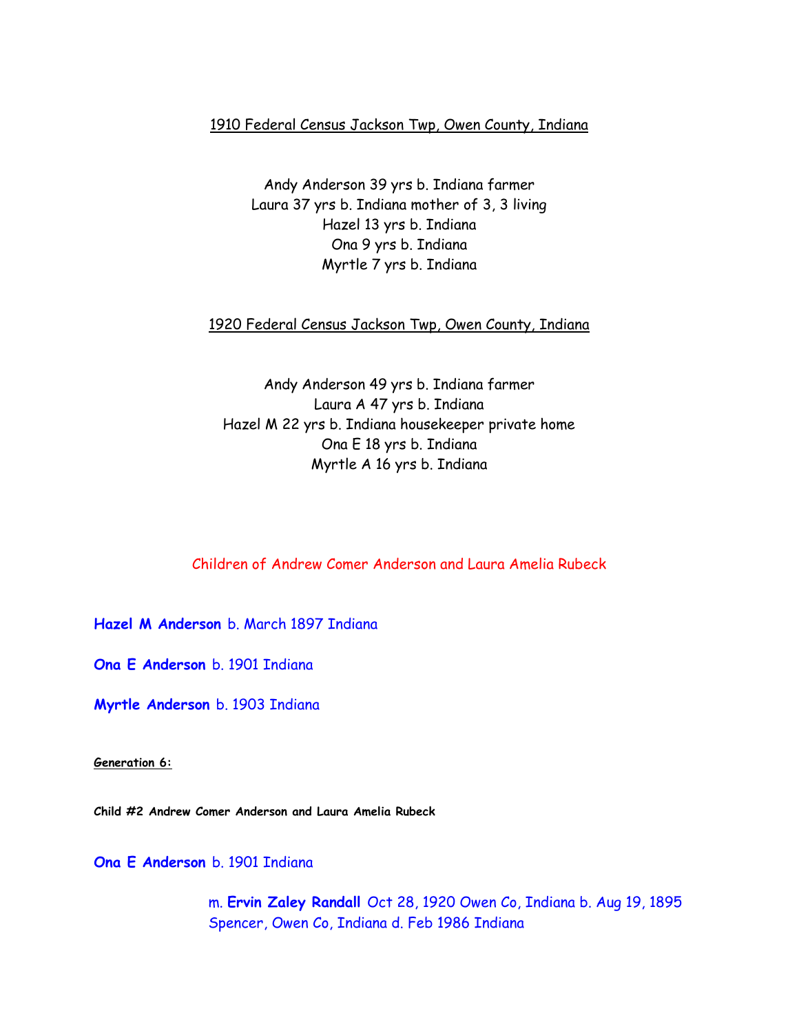<u>1910 Federal Census Jackson Twp, Owen County, Indiana</u>

Andy Anderson 39 yrs b. Indiana farmer
Laura 37 yrs b. Indiana mother of 3, 3 living
Hazel 13 yrs b. Indiana
Ona 9 yrs b. Indiana
Myrtle 7 yrs b. Indiana

<u>1920 Federal Census Jackson Twp, Owen County, Indiana</u>

Andy Anderson 49 yrs b. Indiana farmer
Laura A 47 yrs b. Indiana
Hazel M 22 yrs b. Indiana housekeeper private home
Ona E 18 yrs b. Indiana
Myrtle A 16 yrs b. Indiana

Children of Andrew Comer Anderson and Laura Amelia Rubeck

**Hazel M Anderson** b. March 1897 Indiana

**Ona E Anderson** b. 1901 Indiana

**Myrtle Anderson** b. 1903 Indiana

**<u>Generation 6:</u>**

**Child #2 Andrew Comer Anderson and Laura Amelia Rubeck**

**Ona E Anderson** b. 1901 Indiana

m. **Ervin Zaley Randall** Oct 28, 1920 Owen Co, Indiana b. Aug 19, 1895 Spencer, Owen Co, Indiana d. Feb 1986 Indiana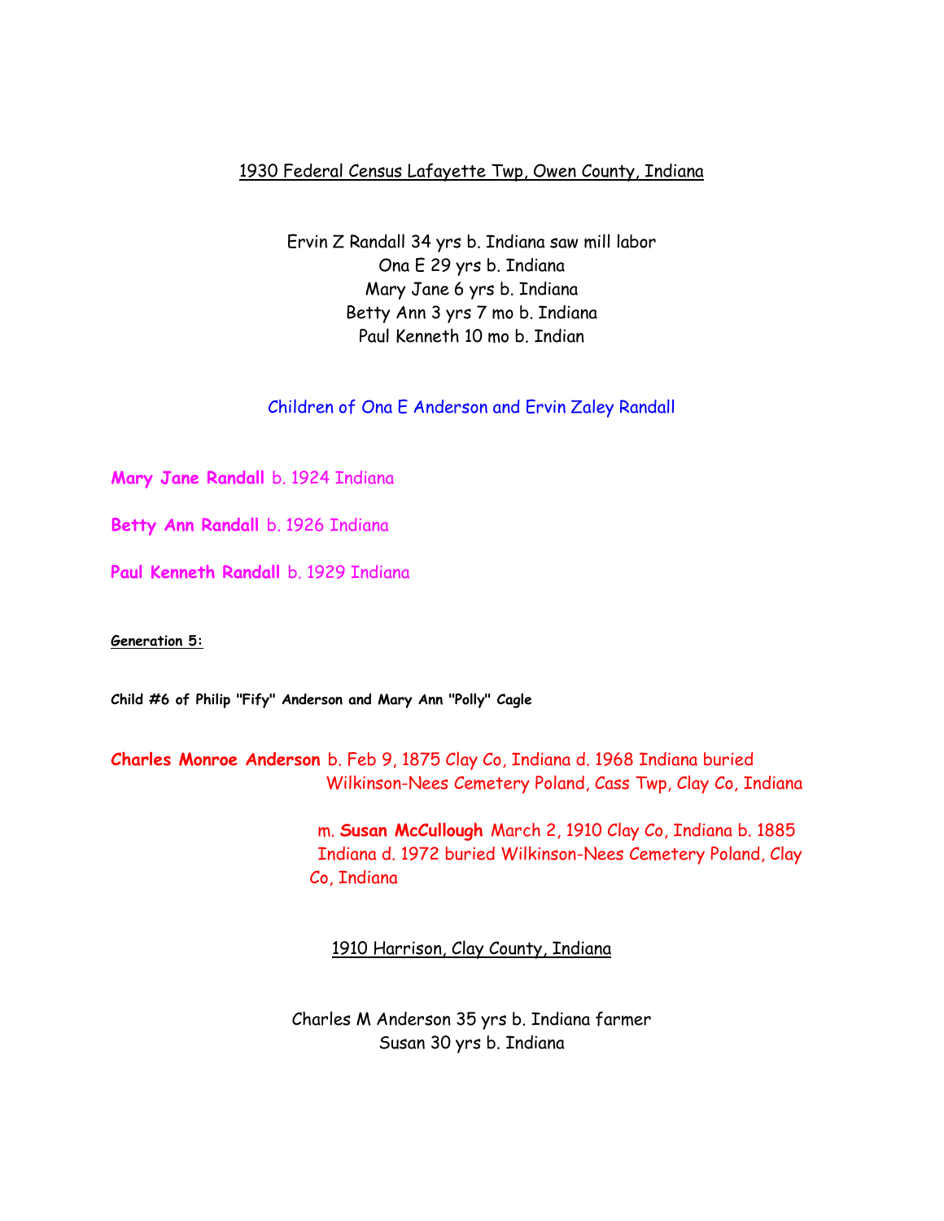<u>1930 Federal Census Lafayette Twp, Owen County, Indiana</u>

Ervin Z Randall 34 yrs b. Indiana saw mill labor
Ona E 29 yrs b. Indiana
Mary Jane 6 yrs b. Indiana
Betty Ann 3 yrs 7 mo b. Indiana
Paul Kenneth 10 mo b. Indian

Children of Ona E Anderson and Ervin Zaley Randall

**Mary Jane Randall** b. 1924 Indiana

**Betty Ann Randall** b. 1926 Indiana

**Paul Kenneth Randall** b. 1929 Indiana

**<u>Generation 5:</u>**

**Child #6 of Philip "Fify" Anderson and Mary Ann "Polly" Cagle**

**Charles Monroe Anderson** b. Feb 9, 1875 Clay Co, Indiana d. 1968 Indiana buried Wilkinson-Nees Cemetery Poland, Cass Twp, Clay Co, Indiana

m. **Susan McCullough** March 2, 1910 Clay Co, Indiana b. 1885 Indiana d. 1972 buried Wilkinson-Nees Cemetery Poland, Clay Co, Indiana

<u>1910 Harrison, Clay County, Indiana</u>

Charles M Anderson 35 yrs b. Indiana farmer
Susan 30 yrs b. Indiana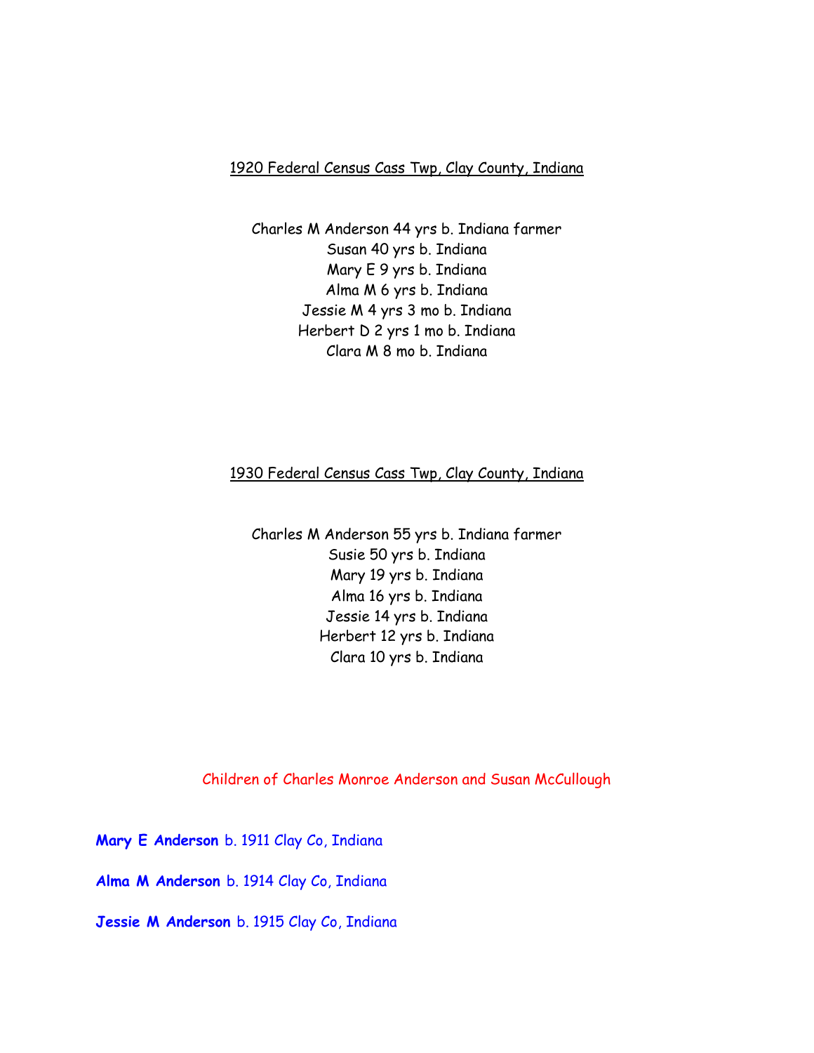1920 Federal Census Cass Twp, Clay County, Indiana

Charles M Anderson 44 yrs b. Indiana farmer
Susan 40 yrs b. Indiana
Mary E 9 yrs b. Indiana
Alma M 6 yrs b. Indiana
Jessie M 4 yrs 3 mo b. Indiana
Herbert D 2 yrs 1 mo b. Indiana
Clara M 8 mo b. Indiana

1930 Federal Census Cass Twp, Clay County, Indiana

Charles M Anderson 55 yrs b. Indiana farmer
Susie 50 yrs b. Indiana
Mary 19 yrs b. Indiana
Alma 16 yrs b. Indiana
Jessie 14 yrs b. Indiana
Herbert 12 yrs b. Indiana
Clara 10 yrs b. Indiana

Children of Charles Monroe Anderson and Susan McCullough

**Mary E Anderson** b. 1911 Clay Co, Indiana

**Alma M Anderson** b. 1914 Clay Co, Indiana

**Jessie M Anderson** b. 1915 Clay Co, Indiana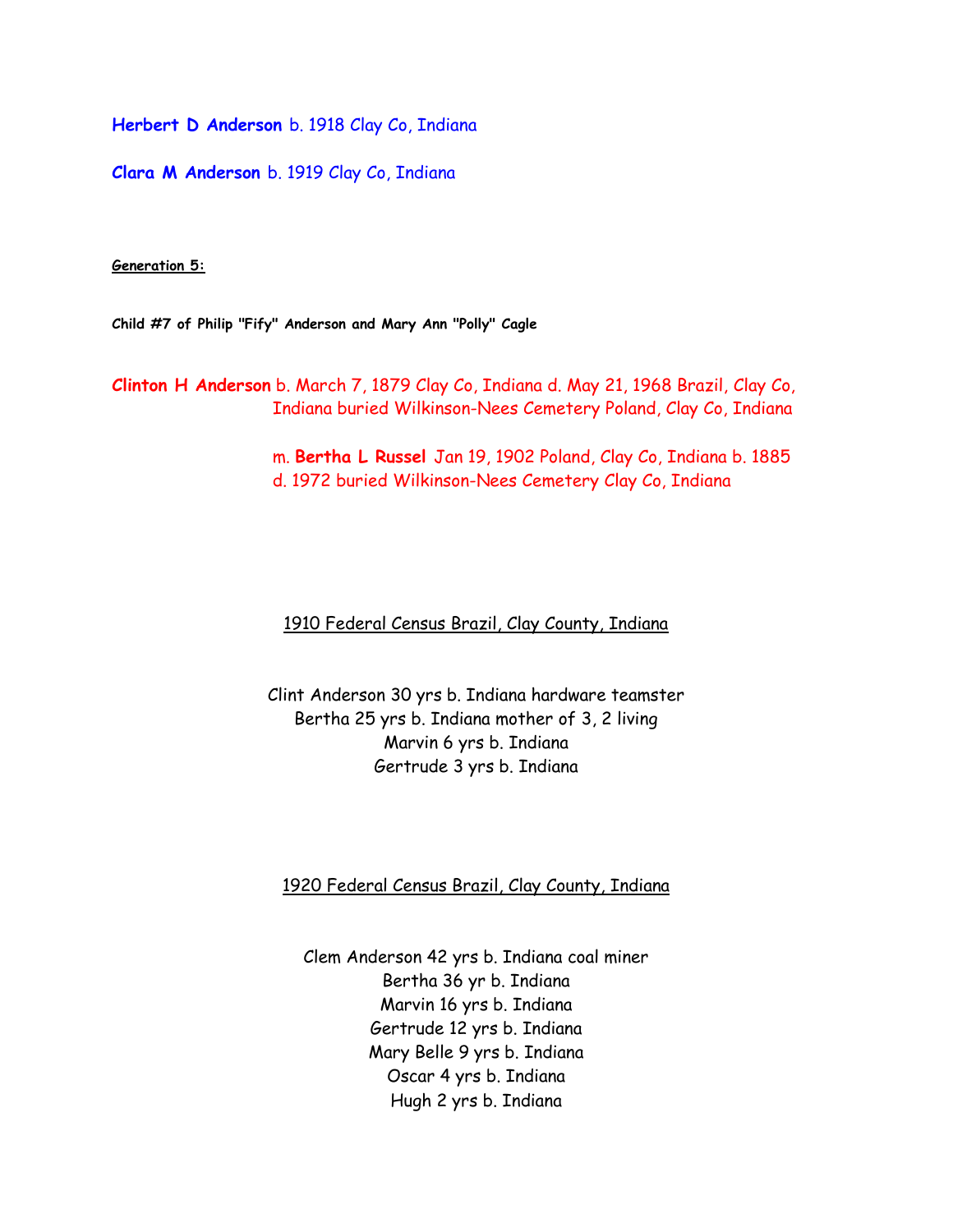**Herbert D Anderson** b. 1918 Clay Co, Indiana

**Clara M Anderson** b. 1919 Clay Co, Indiana

**Generation 5:**

**Child #7 of Philip "Fify" Anderson and Mary Ann "Polly" Cagle**

**Clinton H Anderson** b. March 7, 1879 Clay Co, Indiana d. May 21, 1968 Brazil, Clay Co, Indiana buried Wilkinson-Nees Cemetery Poland, Clay Co, Indiana

m. **Bertha L Russel** Jan 19, 1902 Poland, Clay Co, Indiana b. 1885 d. 1972 buried Wilkinson-Nees Cemetery Clay Co, Indiana

1910 Federal Census Brazil, Clay County, Indiana

Clint Anderson 30 yrs b. Indiana hardware teamster
Bertha 25 yrs b. Indiana mother of 3, 2 living
Marvin 6 yrs b. Indiana
Gertrude 3 yrs b. Indiana

1920 Federal Census Brazil, Clay County, Indiana

Clem Anderson 42 yrs b. Indiana coal miner
Bertha 36 yr b. Indiana
Marvin 16 yrs b. Indiana
Gertrude 12 yrs b. Indiana
Mary Belle 9 yrs b. Indiana
Oscar 4 yrs b. Indiana
Hugh 2 yrs b. Indiana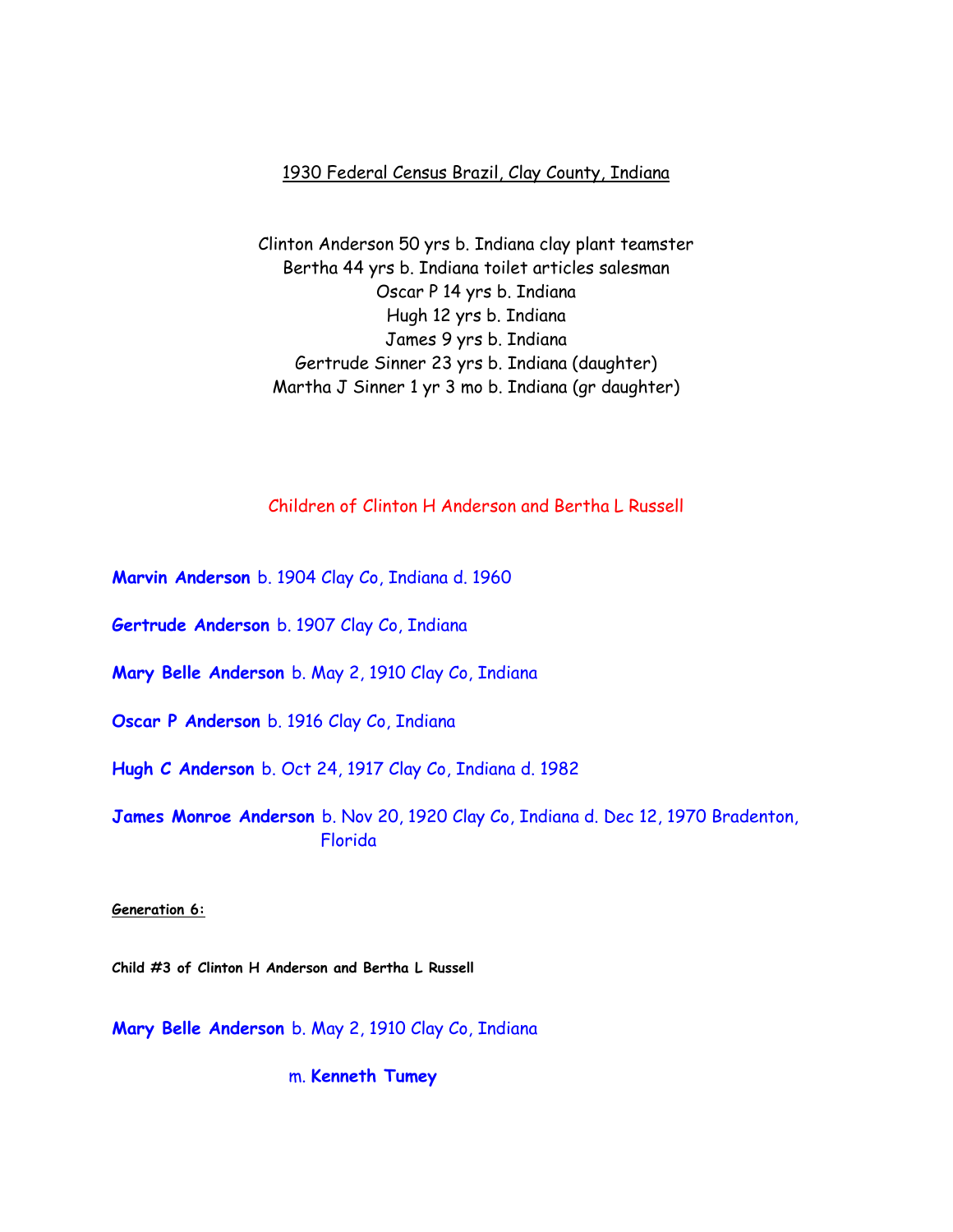1930 Federal Census Brazil, Clay County, Indiana

Clinton Anderson 50 yrs b. Indiana clay plant teamster
Bertha 44 yrs b. Indiana toilet articles salesman
Oscar P 14 yrs b. Indiana
Hugh 12 yrs b. Indiana
James 9 yrs b. Indiana
Gertrude Sinner 23 yrs b. Indiana (daughter)
Martha J Sinner 1 yr 3 mo b. Indiana (gr daughter)

Children of Clinton H Anderson and Bertha L Russell

**Marvin Anderson** b. 1904 Clay Co, Indiana d. 1960

**Gertrude Anderson** b. 1907 Clay Co, Indiana

**Mary Belle Anderson** b. May 2, 1910 Clay Co, Indiana

**Oscar P Anderson** b. 1916 Clay Co, Indiana

**Hugh C Anderson** b. Oct 24, 1917 Clay Co, Indiana d. 1982

**James Monroe Anderson** b. Nov 20, 1920 Clay Co, Indiana d. Dec 12, 1970 Bradenton, Florida

**Generation 6:**

**Child #3 of Clinton H Anderson and Bertha L Russell**

**Mary Belle Anderson** b. May 2, 1910 Clay Co, Indiana

m. **Kenneth Tumey**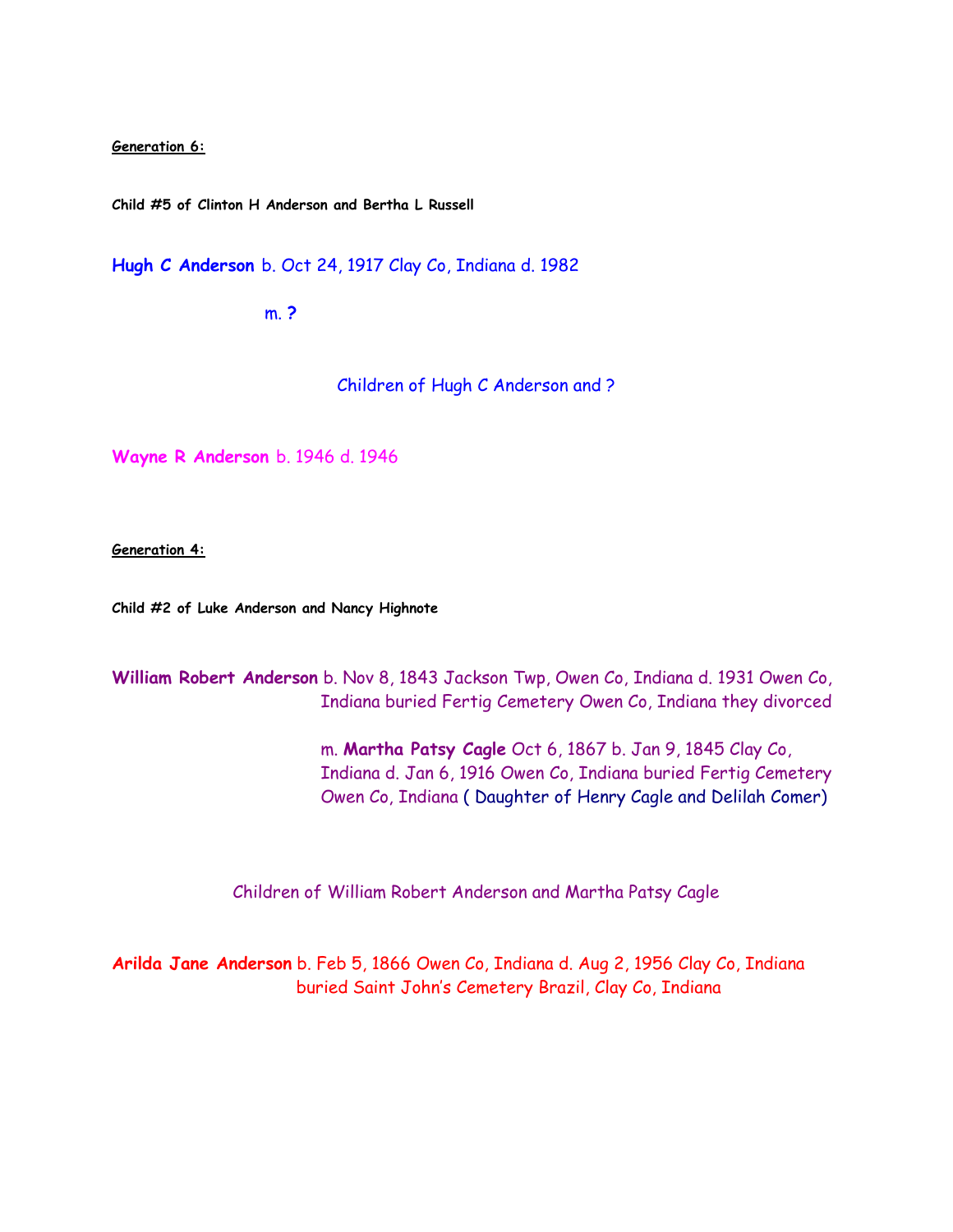**Generation 6:**

**Child #5 of Clinton H Anderson and Bertha L Russell**

**Hugh C Anderson** b. Oct 24, 1917 Clay Co, Indiana d. 1982

m. **?**

Children of Hugh C Anderson and ?

**Wayne R Anderson** b. 1946 d. 1946

**Generation 4:**

**Child #2 of Luke Anderson and Nancy Highnote**

**William Robert Anderson** b. Nov 8, 1843 Jackson Twp, Owen Co, Indiana d. 1931 Owen Co, Indiana buried Fertig Cemetery Owen Co, Indiana they divorced

m. **Martha Patsy Cagle** Oct 6, 1867 b. Jan 9, 1845 Clay Co, Indiana d. Jan 6, 1916 Owen Co, Indiana buried Fertig Cemetery Owen Co, Indiana ( Daughter of Henry Cagle and Delilah Comer)

Children of William Robert Anderson and Martha Patsy Cagle

**Arilda Jane Anderson** b. Feb 5, 1866 Owen Co, Indiana d. Aug 2, 1956 Clay Co, Indiana buried Saint John's Cemetery Brazil, Clay Co, Indiana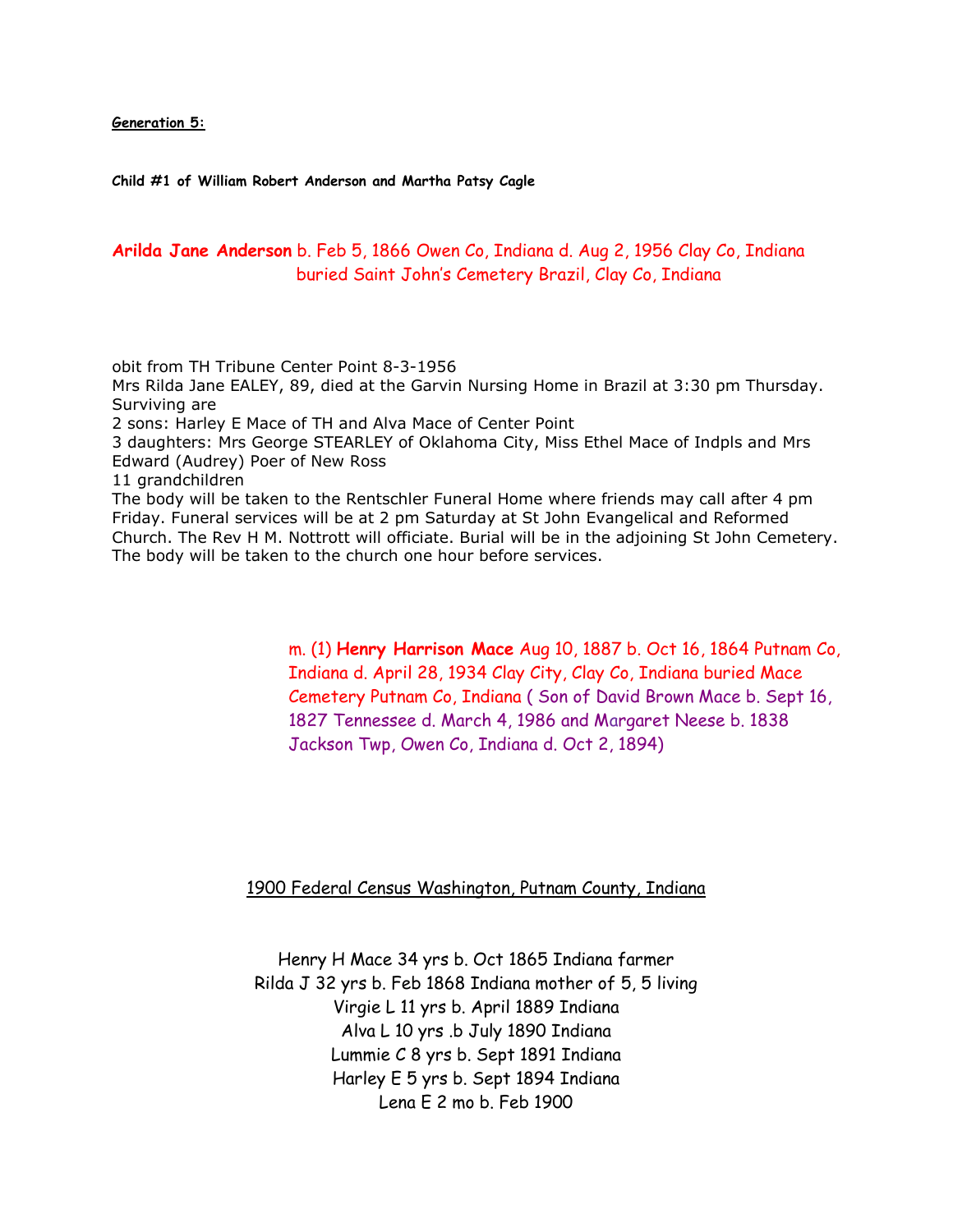**Generation 5:**

**Child #1 of William Robert Anderson and Martha Patsy Cagle**

**Arilda Jane Anderson** b. Feb 5, 1866 Owen Co, Indiana d. Aug 2, 1956 Clay Co, Indiana buried Saint John's Cemetery Brazil, Clay Co, Indiana

obit from TH Tribune Center Point 8-3-1956
Mrs Rilda Jane EALEY, 89, died at the Garvin Nursing Home in Brazil at 3:30 pm Thursday.
Surviving are
2 sons: Harley E Mace of TH and Alva Mace of Center Point
3 daughters: Mrs George STEARLEY of Oklahoma City, Miss Ethel Mace of Indpls and Mrs Edward (Audrey) Poer of New Ross
11 grandchildren
The body will be taken to the Rentschler Funeral Home where friends may call after 4 pm Friday. Funeral services will be at 2 pm Saturday at St John Evangelical and Reformed Church. The Rev H M. Nottrott will officiate. Burial will be in the adjoining St John Cemetery. The body will be taken to the church one hour before services.

m. (1) **Henry Harrison Mace** Aug 10, 1887 b. Oct 16, 1864 Putnam Co, Indiana d. April 28, 1934 Clay City, Clay Co, Indiana buried Mace Cemetery Putnam Co, Indiana ( Son of David Brown Mace b. Sept 16, 1827 Tennessee d. March 4, 1986 and Margaret Neese b. 1838 Jackson Twp, Owen Co, Indiana d. Oct 2, 1894)

1900 Federal Census Washington, Putnam County, Indiana

Henry H Mace 34 yrs b. Oct 1865 Indiana farmer
Rilda J 32 yrs b. Feb 1868 Indiana mother of 5, 5 living
Virgie L 11 yrs b. April 1889 Indiana
Alva L 10 yrs .b July 1890 Indiana
Lummie C 8 yrs b. Sept 1891 Indiana
Harley E 5 yrs b. Sept 1894 Indiana
Lena E 2 mo b. Feb 1900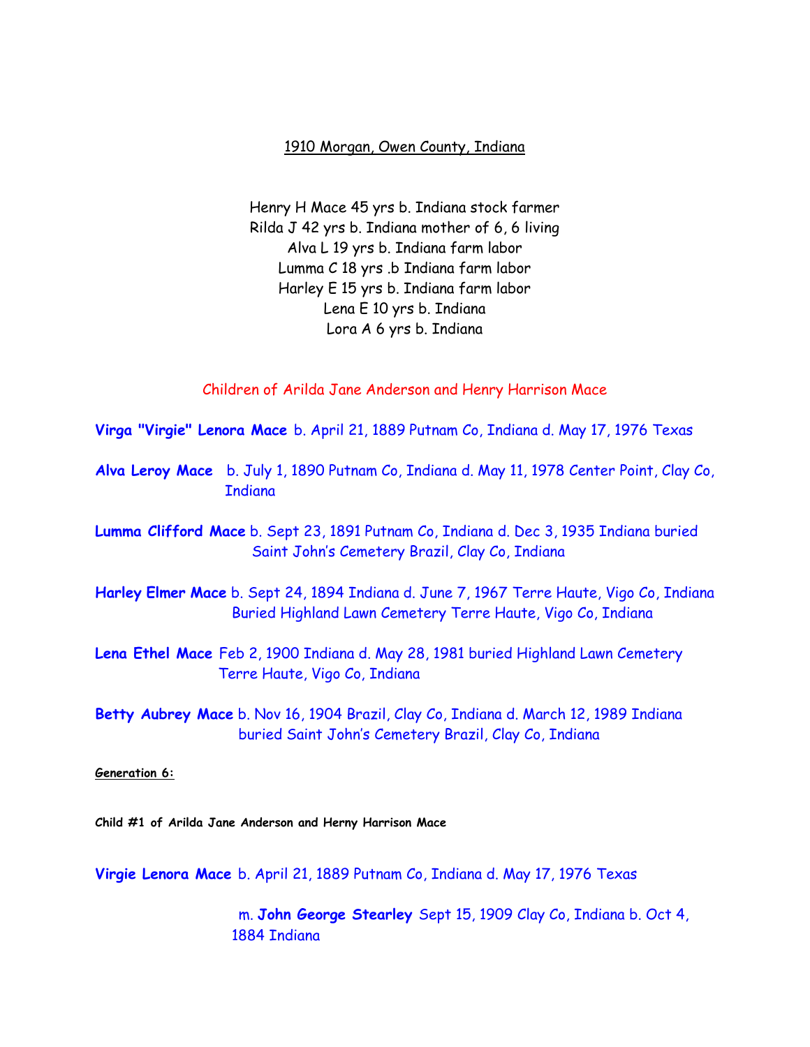<u>1910 Morgan, Owen County, Indiana</u>

Henry H Mace 45 yrs b. Indiana stock farmer
Rilda J 42 yrs b. Indiana mother of 6, 6 living
Alva L 19 yrs b. Indiana farm labor
Lumma C 18 yrs .b Indiana farm labor
Harley E 15 yrs b. Indiana farm labor
Lena E 10 yrs b. Indiana
Lora A 6 yrs b. Indiana

Children of Arilda Jane Anderson and Henry Harrison Mace

**Virga "Virgie" Lenora Mace** b. April 21, 1889 Putnam Co, Indiana d. May 17, 1976 Texas

**Alva Leroy Mace** b. July 1, 1890 Putnam Co, Indiana d. May 11, 1978 Center Point, Clay Co, Indiana

**Lumma Clifford Mace** b. Sept 23, 1891 Putnam Co, Indiana d. Dec 3, 1935 Indiana buried Saint John's Cemetery Brazil, Clay Co, Indiana

**Harley Elmer Mace** b. Sept 24, 1894 Indiana d. June 7, 1967 Terre Haute, Vigo Co, Indiana Buried Highland Lawn Cemetery Terre Haute, Vigo Co, Indiana

**Lena Ethel Mace** Feb 2, 1900 Indiana d. May 28, 1981 buried Highland Lawn Cemetery Terre Haute, Vigo Co, Indiana

**Betty Aubrey Mace** b. Nov 16, 1904 Brazil, Clay Co, Indiana d. March 12, 1989 Indiana buried Saint John's Cemetery Brazil, Clay Co, Indiana

**<u>Generation 6:</u>**

**Child #1 of Arilda Jane Anderson and Herny Harrison Mace**

**Virgie Lenora Mace** b. April 21, 1889 Putnam Co, Indiana d. May 17, 1976 Texas

m. **John George Stearley** Sept 15, 1909 Clay Co, Indiana b. Oct 4, 1884 Indiana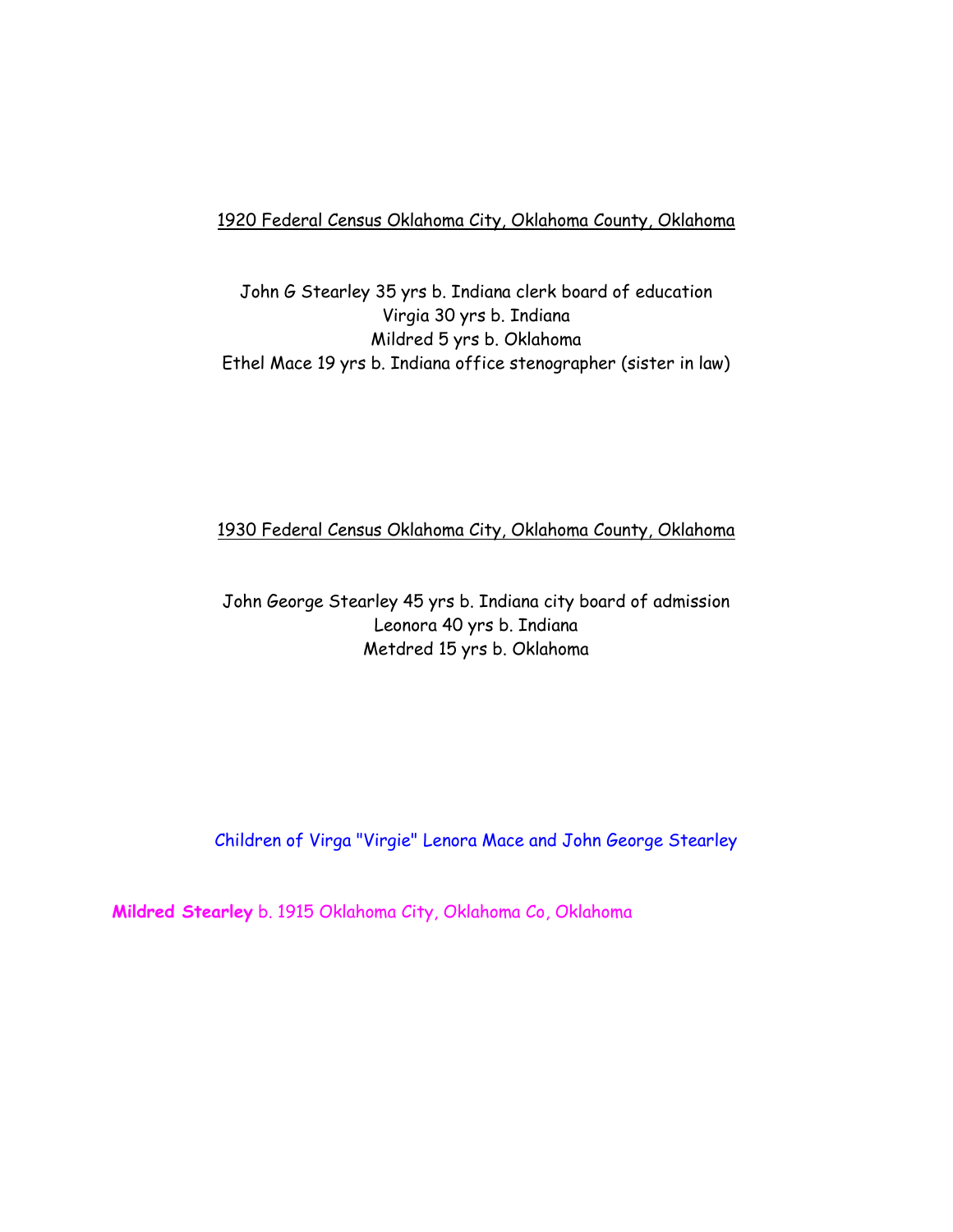<u>1920 Federal Census Oklahoma City, Oklahoma County, Oklahoma</u>

John G Stearley 35 yrs b. Indiana clerk board of education
Virgia 30 yrs b. Indiana
Mildred 5 yrs b. Oklahoma
Ethel Mace 19 yrs b. Indiana office stenographer (sister in law)

<u>1930 Federal Census Oklahoma City, Oklahoma County, Oklahoma</u>

John George Stearley 45 yrs b. Indiana city board of admission
Leonora 40 yrs b. Indiana
Metdred 15 yrs b. Oklahoma

Children of Virga "Virgie" Lenora Mace and John George Stearley

**Mildred Stearley** b. 1915 Oklahoma City, Oklahoma Co, Oklahoma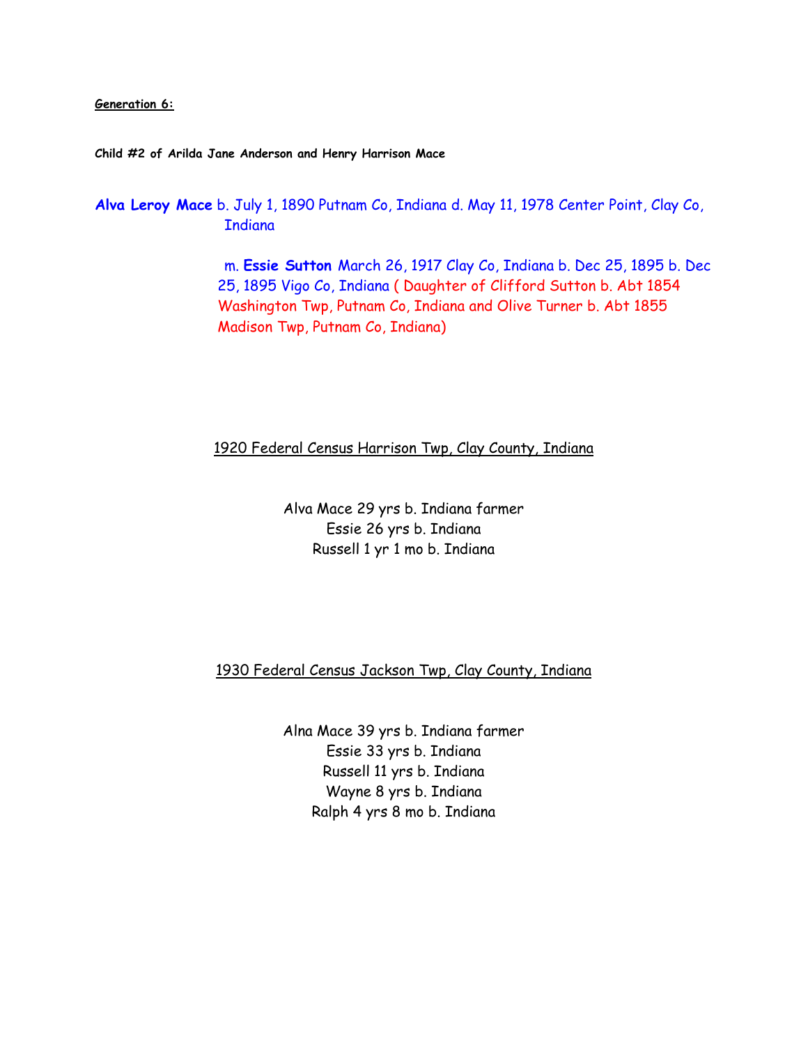**Generation 6:**

**Child #2 of Arilda Jane Anderson and Henry Harrison Mace**

**Alva Leroy Mace** b. July 1, 1890 Putnam Co, Indiana d. May 11, 1978 Center Point, Clay Co, Indiana

m. **Essie Sutton** March 26, 1917 Clay Co, Indiana b. Dec 25, 1895 b. Dec 25, 1895 Vigo Co, Indiana ( Daughter of Clifford Sutton b. Abt 1854 Washington Twp, Putnam Co, Indiana and Olive Turner b. Abt 1855 Madison Twp, Putnam Co, Indiana)

1920 Federal Census Harrison Twp, Clay County, Indiana

Alva Mace 29 yrs b. Indiana farmer
Essie 26 yrs b. Indiana
Russell 1 yr 1 mo b. Indiana

1930 Federal Census Jackson Twp, Clay County, Indiana

Alna Mace 39 yrs b. Indiana farmer
Essie 33 yrs b. Indiana
Russell 11 yrs b. Indiana
Wayne 8 yrs b. Indiana
Ralph 4 yrs 8 mo b. Indiana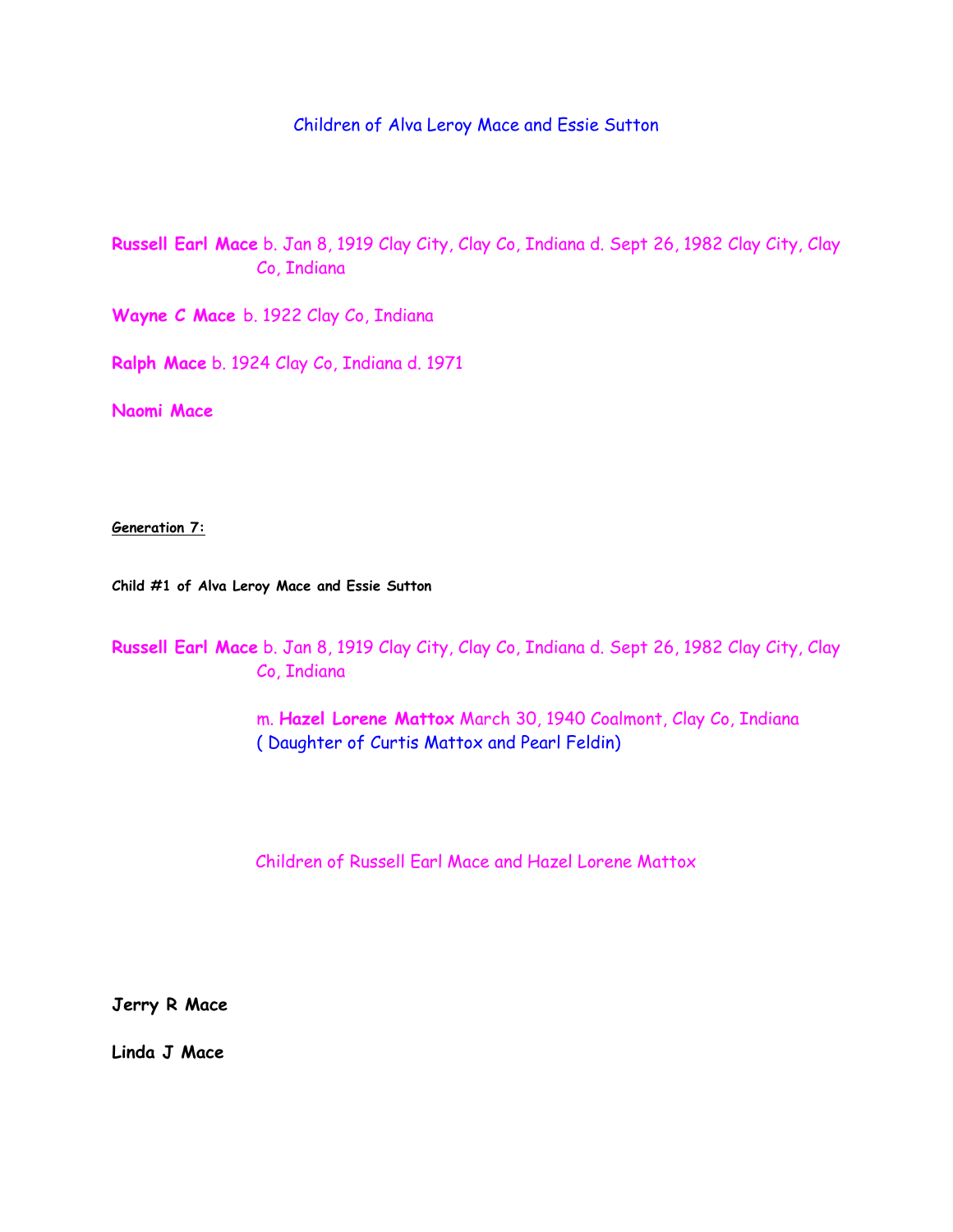Children of Alva Leroy Mace and Essie Sutton

**Russell Earl Mace** b. Jan 8, 1919 Clay City, Clay Co, Indiana d. Sept 26, 1982 Clay City, Clay Co, Indiana

**Wayne C Mace** b. 1922 Clay Co, Indiana

**Ralph Mace** b. 1924 Clay Co, Indiana d. 1971

**Naomi Mace**

**Generation 7:**

**Child #1 of Alva Leroy Mace and Essie Sutton**

**Russell Earl Mace** b. Jan 8, 1919 Clay City, Clay Co, Indiana d. Sept 26, 1982 Clay City, Clay Co, Indiana

m. **Hazel Lorene Mattox** March 30, 1940 Coalmont, Clay Co, Indiana
( Daughter of Curtis Mattox and Pearl Feldin)

Children of Russell Earl Mace and Hazel Lorene Mattox

**Jerry R Mace**

**Linda J Mace**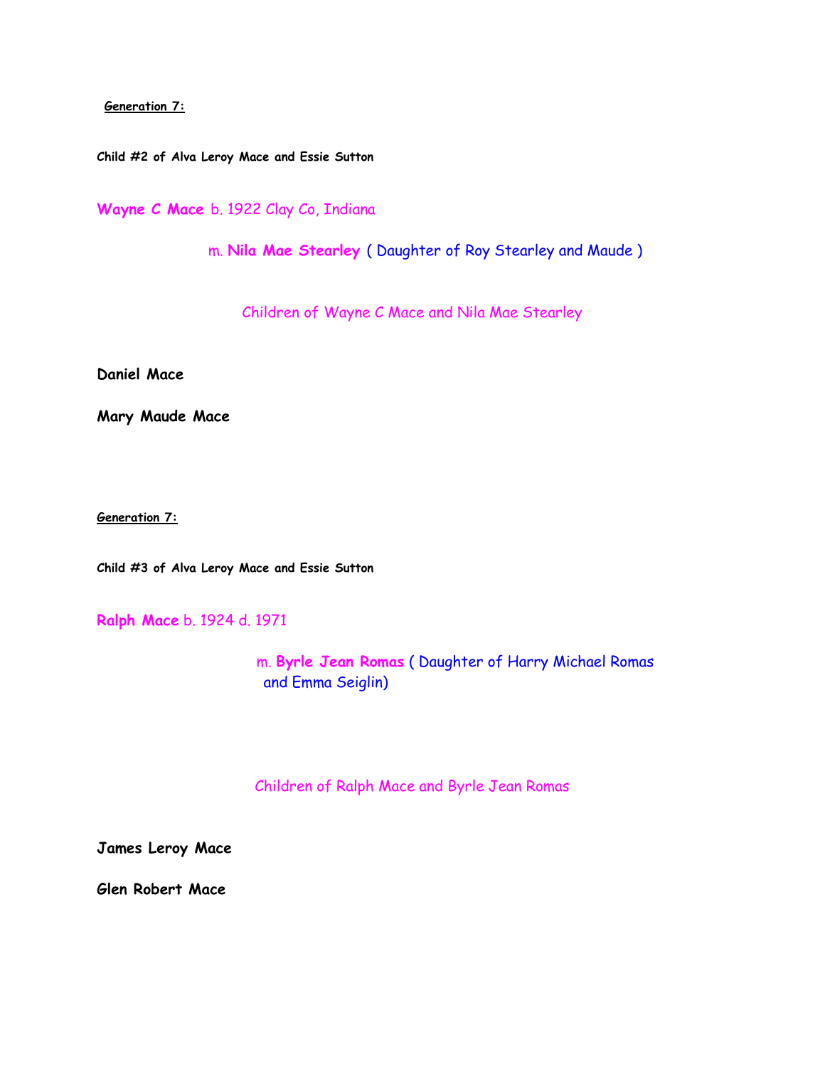**Generation 7:**

**Child #2 of Alva Leroy Mace and Essie Sutton**

**Wayne C Mace** b. 1922 Clay Co, Indiana

m. **Nila Mae Stearley** ( Daughter of Roy Stearley and Maude )

Children of Wayne C Mace and Nila Mae Stearley

**Daniel Mace**

**Mary Maude Mace**

**Generation 7:**

**Child #3 of Alva Leroy Mace and Essie Sutton**

**Ralph Mace** b. 1924 d. 1971

m. **Byrle Jean Romas** ( Daughter of Harry Michael Romas and Emma Seiglin)

Children of Ralph Mace and Byrle Jean Romas

**James Leroy Mace**

**Glen Robert Mace**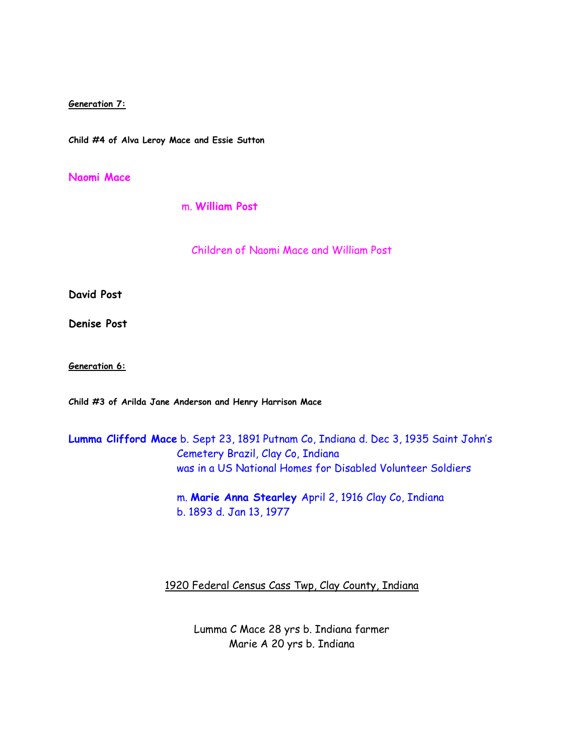**Generation 7:**

**Child #4 of Alva Leroy Mace and Essie Sutton**

**Naomi Mace**

m. **William Post**

Children of Naomi Mace and William Post

**David Post**

**Denise Post**

**Generation 6:**

**Child #3 of Arilda Jane Anderson and Henry Harrison Mace**

**Lumma Clifford Mace** b. Sept 23, 1891 Putnam Co, Indiana d. Dec 3, 1935 Saint John's Cemetery Brazil, Clay Co, Indiana
was in a US National Homes for Disabled Volunteer Soldiers

m. **Marie Anna Stearley** April 2, 1916 Clay Co, Indiana
b. 1893 d. Jan 13, 1977

1920 Federal Census Cass Twp, Clay County, Indiana

Lumma C Mace 28 yrs b. Indiana farmer
Marie A 20 yrs b. Indiana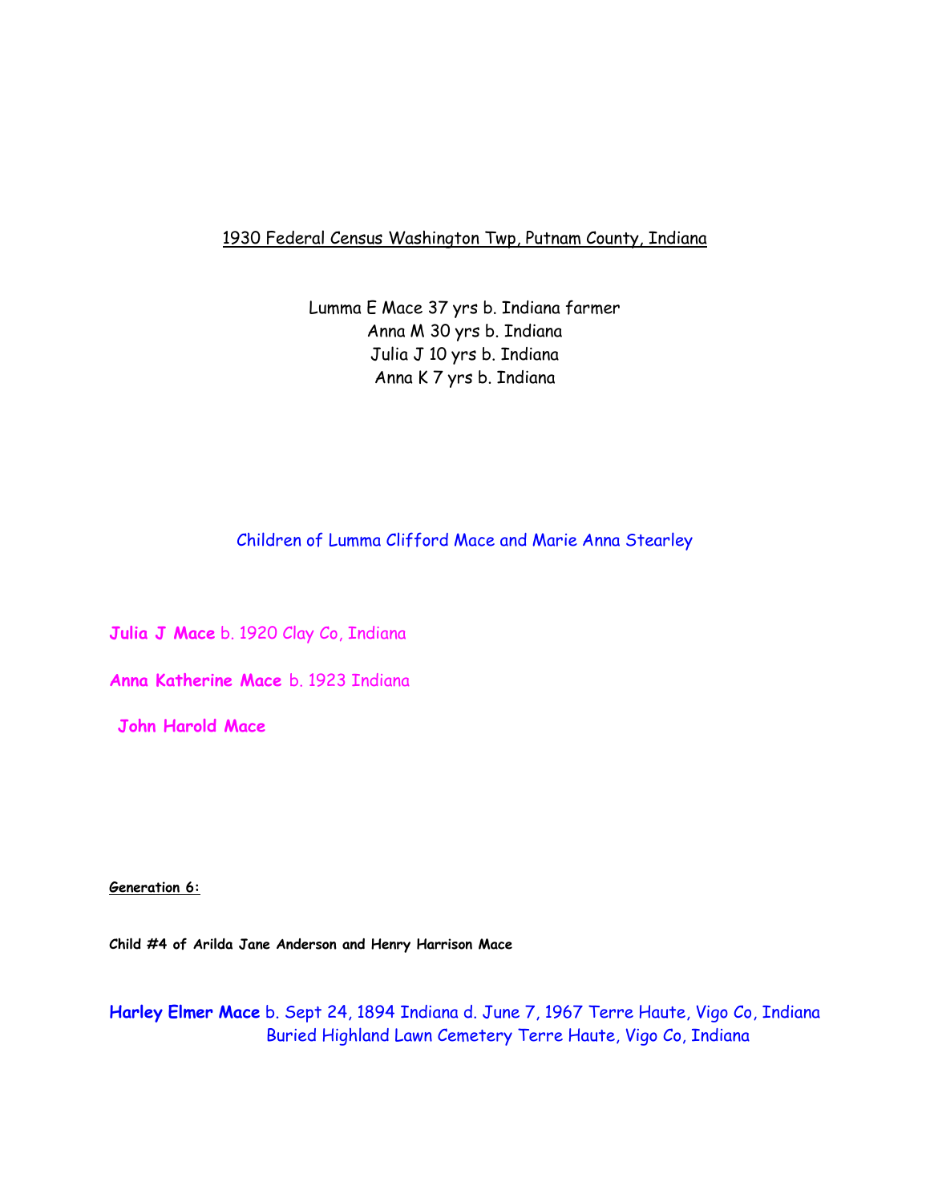1930 Federal Census Washington Twp, Putnam County, Indiana

Lumma E Mace 37 yrs b. Indiana farmer
Anna M 30 yrs b. Indiana
Julia J 10 yrs b. Indiana
Anna K 7 yrs b. Indiana

Children of Lumma Clifford Mace and Marie Anna Stearley

**Julia J Mace** b. 1920 Clay Co, Indiana

**Anna Katherine Mace** b. 1923 Indiana

**John Harold Mace**

**Generation 6:**

**Child #4 of Arilda Jane Anderson and Henry Harrison Mace**

**Harley Elmer Mace** b. Sept 24, 1894 Indiana d. June 7, 1967 Terre Haute, Vigo Co, Indiana
Buried Highland Lawn Cemetery Terre Haute, Vigo Co, Indiana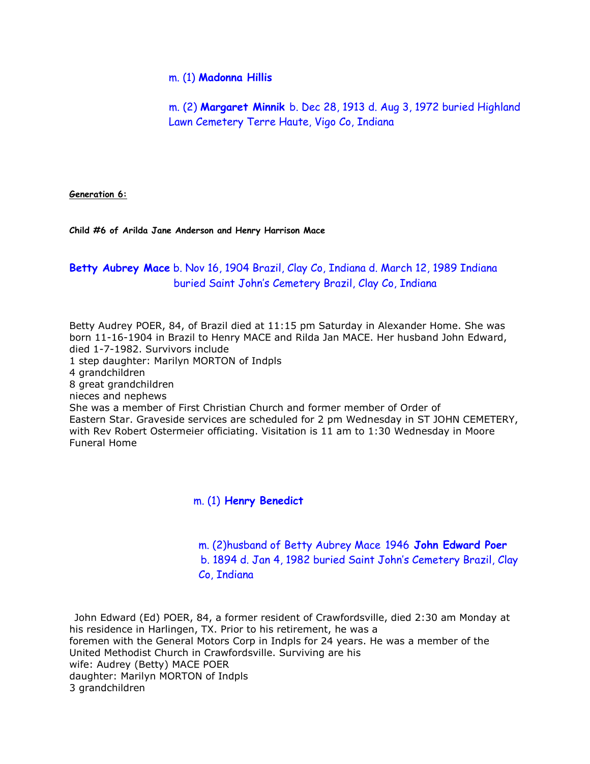m. (1) **Madonna Hillis**

m. (2) **Margaret Minnik** b. Dec 28, 1913 d. Aug 3, 1972 buried Highland Lawn Cemetery Terre Haute, Vigo Co, Indiana

**Generation 6:**

**Child #6 of Arilda Jane Anderson and Henry Harrison Mace**

**Betty Aubrey Mace** b. Nov 16, 1904 Brazil, Clay Co, Indiana d. March 12, 1989 Indiana buried Saint John's Cemetery Brazil, Clay Co, Indiana

Betty Audrey POER, 84, of Brazil died at 11:15 pm Saturday in Alexander Home. She was born 11-16-1904 in Brazil to Henry MACE and Rilda Jan MACE. Her husband John Edward, died 1-7-1982. Survivors include
1 step daughter: Marilyn MORTON of Indpls
4 grandchildren
8 great grandchildren
nieces and nephews
She was a member of First Christian Church and former member of Order of Eastern Star. Graveside services are scheduled for 2 pm Wednesday in ST JOHN CEMETERY, with Rev Robert Ostermeier officiating. Visitation is 11 am to 1:30 Wednesday in Moore Funeral Home

m. (1) **Henry Benedict**

m. (2)husband of Betty Aubrey Mace 1946 **John Edward Poer** b. 1894 d. Jan 4, 1982 buried Saint John's Cemetery Brazil, Clay Co, Indiana

John Edward (Ed) POER, 84, a former resident of Crawfordsville, died 2:30 am Monday at his residence in Harlingen, TX. Prior to his retirement, he was a foremen with the General Motors Corp in Indpls for 24 years. He was a member of the United Methodist Church in Crawfordsville. Surviving are his
wife: Audrey (Betty) MACE POER
daughter: Marilyn MORTON of Indpls
3 grandchildren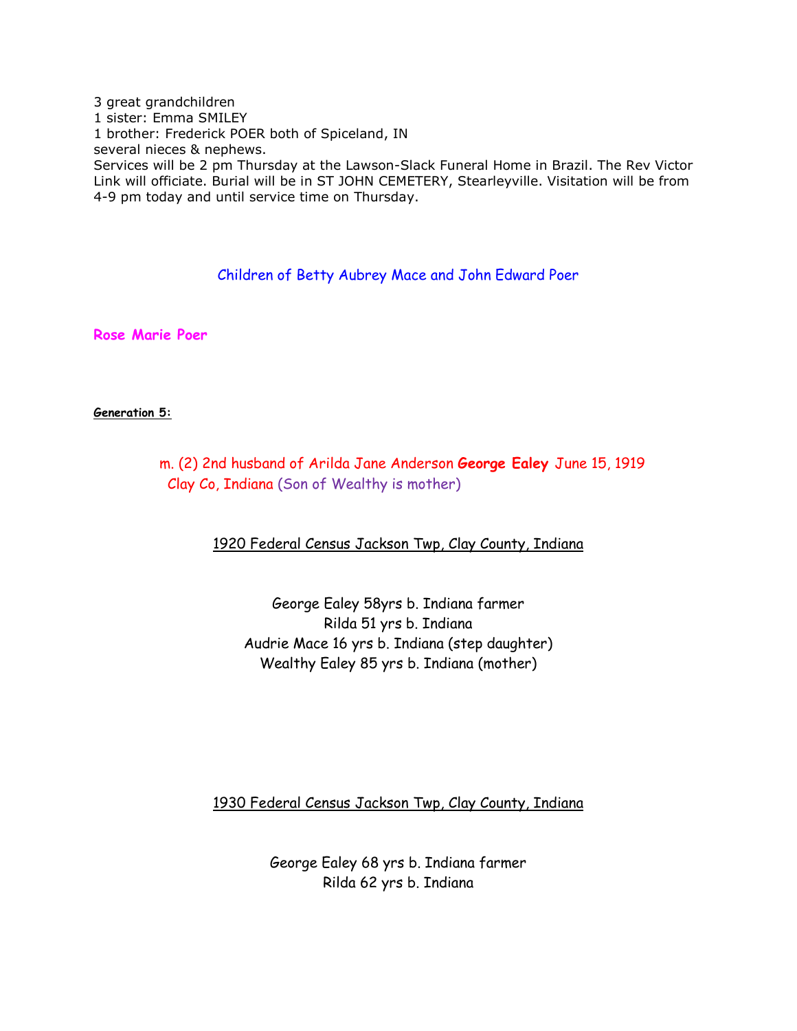3 great grandchildren
1 sister: Emma SMILEY
1 brother: Frederick POER both of Spiceland, IN
several nieces & nephews.
Services will be 2 pm Thursday at the Lawson-Slack Funeral Home in Brazil. The Rev Victor Link will officiate. Burial will be in ST JOHN CEMETERY, Stearleyville. Visitation will be from 4-9 pm today and until service time on Thursday.

Children of Betty Aubrey Mace and John Edward Poer

**Rose Marie Poer**

**Generation 5:**

m. (2) 2nd husband of Arilda Jane Anderson **George Ealey** June 15, 1919 Clay Co, Indiana (Son of Wealthy is mother)

1920 Federal Census Jackson Twp, Clay County, Indiana

George Ealey 58yrs b. Indiana farmer
Rilda 51 yrs b. Indiana
Audrie Mace 16 yrs b. Indiana (step daughter)
Wealthy Ealey 85 yrs b. Indiana (mother)

1930 Federal Census Jackson Twp, Clay County, Indiana

George Ealey 68 yrs b. Indiana farmer
Rilda 62 yrs b. Indiana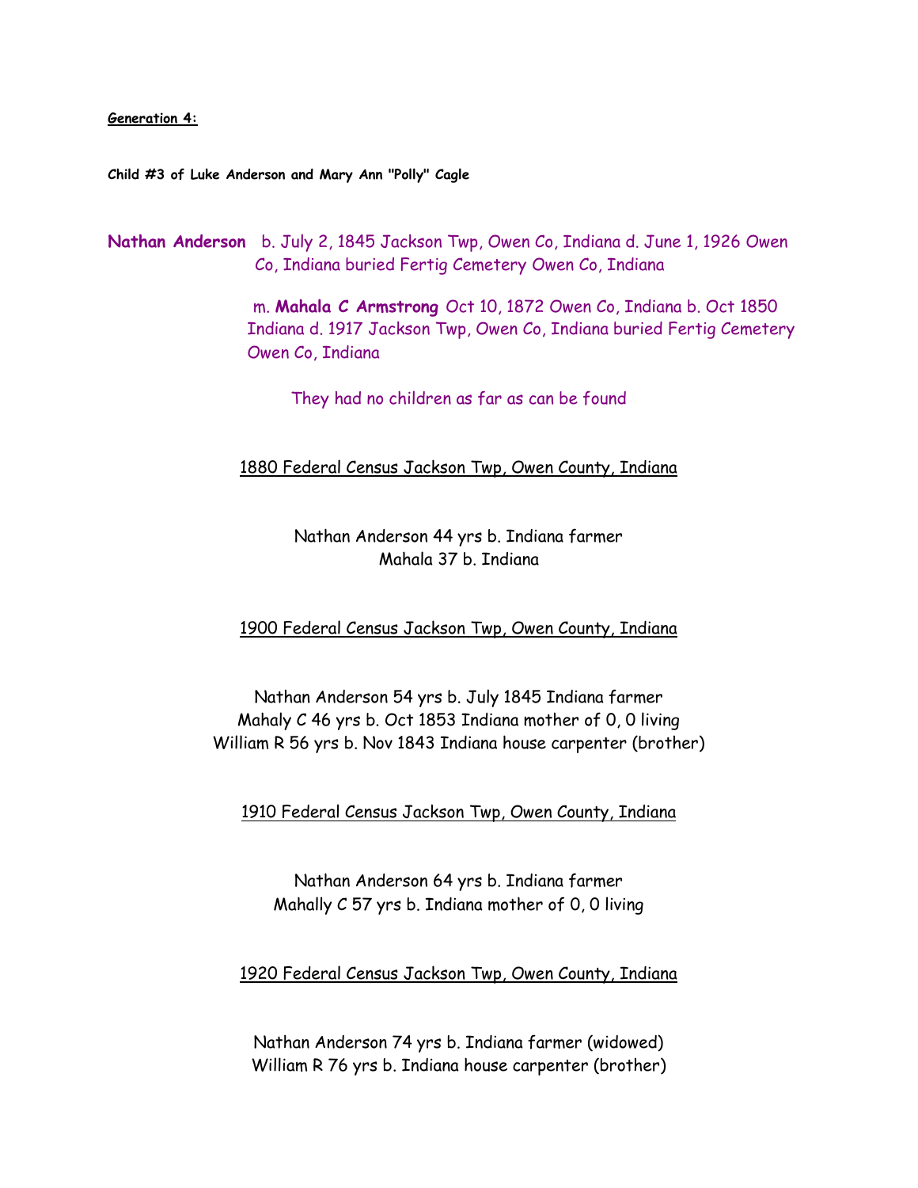**Generation 4:**

**Child #3 of Luke Anderson and Mary Ann "Polly" Cagle**

**Nathan Anderson** b. July 2, 1845 Jackson Twp, Owen Co, Indiana d. June 1, 1926 Owen Co, Indiana buried Fertig Cemetery Owen Co, Indiana

m. **Mahala C Armstrong** Oct 10, 1872 Owen Co, Indiana b. Oct 1850 Indiana d. 1917 Jackson Twp, Owen Co, Indiana buried Fertig Cemetery Owen Co, Indiana

They had no children as far as can be found

1880 Federal Census Jackson Twp, Owen County, Indiana

Nathan Anderson 44 yrs b. Indiana farmer
Mahala 37 b. Indiana

1900 Federal Census Jackson Twp, Owen County, Indiana

Nathan Anderson 54 yrs b. July 1845 Indiana farmer
Mahaly C 46 yrs b. Oct 1853 Indiana mother of 0, 0 living
William R 56 yrs b. Nov 1843 Indiana house carpenter (brother)

1910 Federal Census Jackson Twp, Owen County, Indiana

Nathan Anderson 64 yrs b. Indiana farmer
Mahally C 57 yrs b. Indiana mother of 0, 0 living

1920 Federal Census Jackson Twp, Owen County, Indiana

Nathan Anderson 74 yrs b. Indiana farmer (widowed)
William R 76 yrs b. Indiana house carpenter (brother)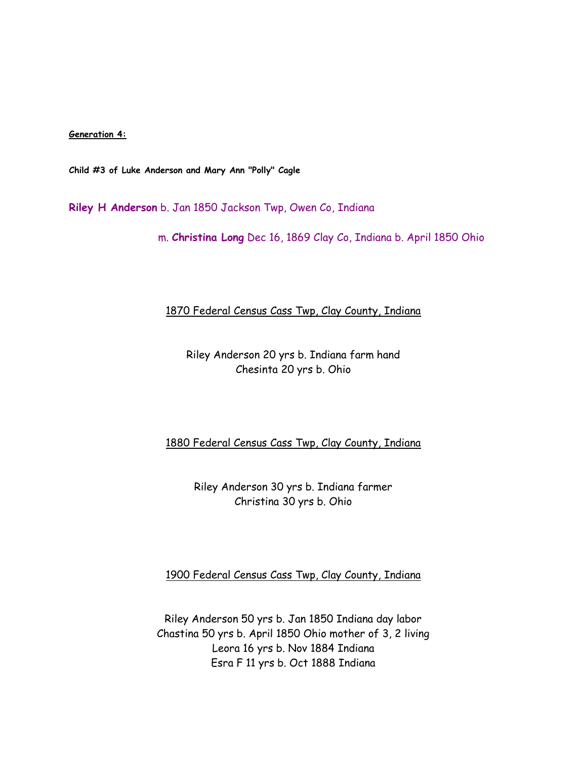**Generation 4:**

**Child #3 of Luke Anderson and Mary Ann "Polly" Cagle**

**Riley H Anderson** b. Jan 1850 Jackson Twp, Owen Co, Indiana

m. **Christina Long** Dec 16, 1869 Clay Co, Indiana b. April 1850 Ohio

1870 Federal Census Cass Twp, Clay County, Indiana

Riley Anderson 20 yrs b. Indiana farm hand
Chesinta 20 yrs b. Ohio

1880 Federal Census Cass Twp, Clay County, Indiana

Riley Anderson 30 yrs b. Indiana farmer
Christina 30 yrs b. Ohio

1900 Federal Census Cass Twp, Clay County, Indiana

Riley Anderson 50 yrs b. Jan 1850 Indiana day labor
Chastina 50 yrs b. April 1850 Ohio mother of 3, 2 living
Leora 16 yrs b. Nov 1884 Indiana
Esra F 11 yrs b. Oct 1888 Indiana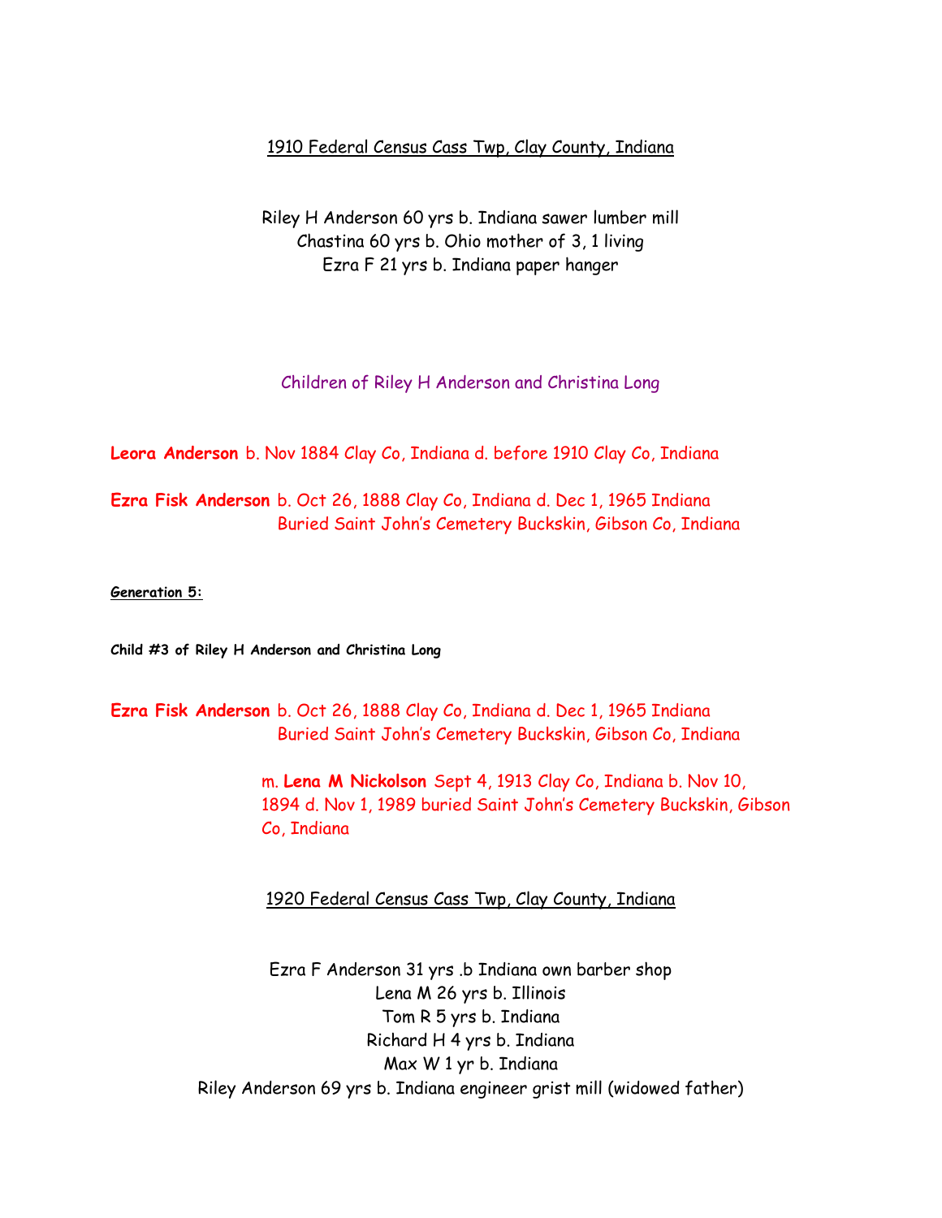1910 Federal Census Cass Twp, Clay County, Indiana

Riley H Anderson 60 yrs b. Indiana sawer lumber mill
Chastina 60 yrs b. Ohio mother of 3, 1 living
Ezra F 21 yrs b. Indiana paper hanger

Children of Riley H Anderson and Christina Long

**Leora Anderson** b. Nov 1884 Clay Co, Indiana d. before 1910 Clay Co, Indiana

**Ezra Fisk Anderson** b. Oct 26, 1888 Clay Co, Indiana d. Dec 1, 1965 Indiana
Buried Saint John's Cemetery Buckskin, Gibson Co, Indiana

**Generation 5:**

**Child #3 of Riley H Anderson and Christina Long**

**Ezra Fisk Anderson** b. Oct 26, 1888 Clay Co, Indiana d. Dec 1, 1965 Indiana
Buried Saint John's Cemetery Buckskin, Gibson Co, Indiana

m. **Lena M Nickolson** Sept 4, 1913 Clay Co, Indiana b. Nov 10, 1894 d. Nov 1, 1989 buried Saint John's Cemetery Buckskin, Gibson Co, Indiana

1920 Federal Census Cass Twp, Clay County, Indiana

Ezra F Anderson 31 yrs .b Indiana own barber shop
Lena M 26 yrs b. Illinois
Tom R 5 yrs b. Indiana
Richard H 4 yrs b. Indiana
Max W 1 yr b. Indiana
Riley Anderson 69 yrs b. Indiana engineer grist mill (widowed father)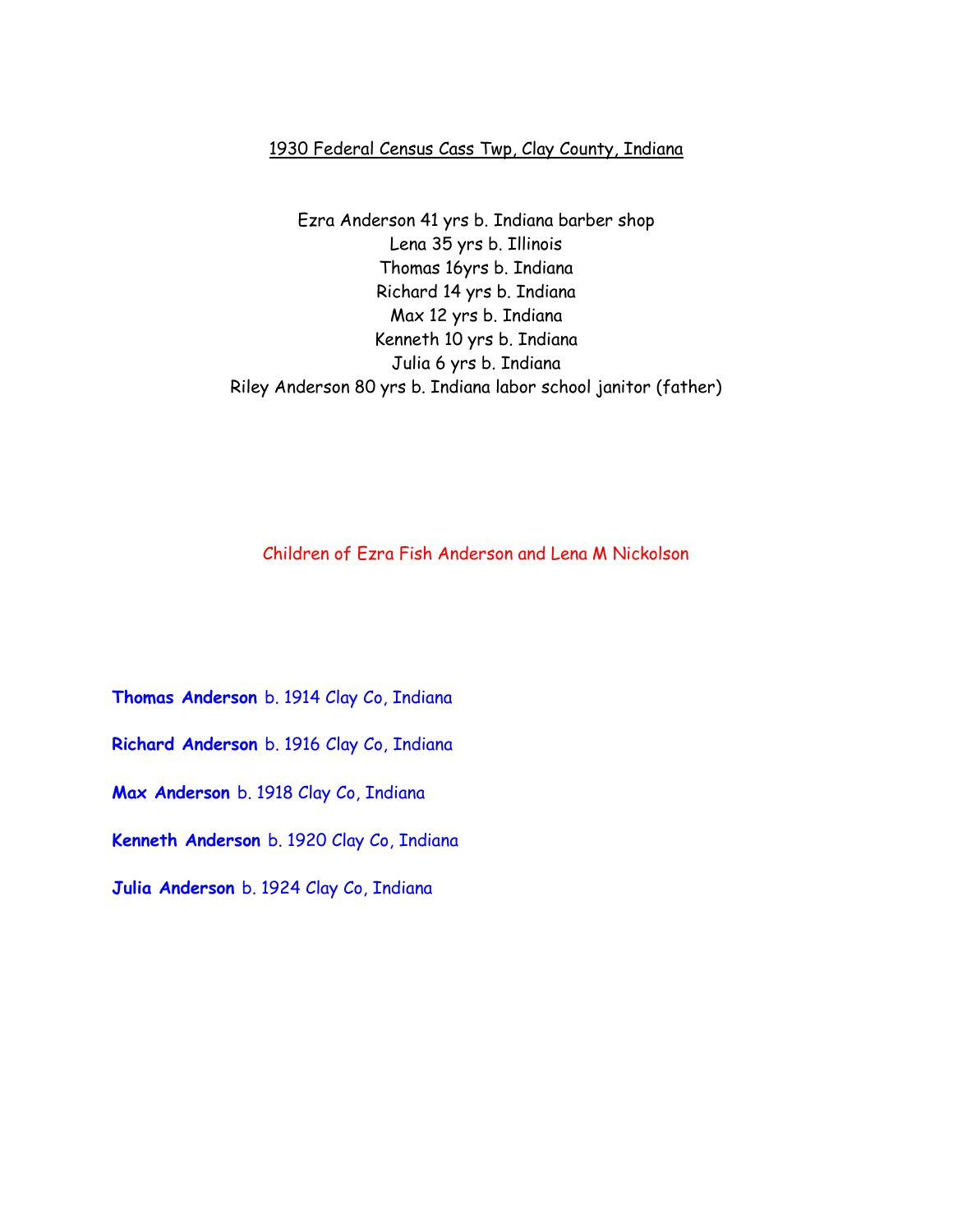1930 Federal Census Cass Twp, Clay County, Indiana

Ezra Anderson 41 yrs b. Indiana barber shop
Lena 35 yrs b. Illinois
Thomas 16yrs b. Indiana
Richard 14 yrs b. Indiana
Max 12 yrs b. Indiana
Kenneth 10 yrs b. Indiana
Julia 6 yrs b. Indiana
Riley Anderson 80 yrs b. Indiana labor school janitor (father)

Children of Ezra Fish Anderson and Lena M Nickolson

**Thomas Anderson** b. 1914 Clay Co, Indiana

**Richard Anderson** b. 1916 Clay Co, Indiana

**Max Anderson** b. 1918 Clay Co, Indiana

**Kenneth Anderson** b. 1920 Clay Co, Indiana

**Julia Anderson** b. 1924 Clay Co, Indiana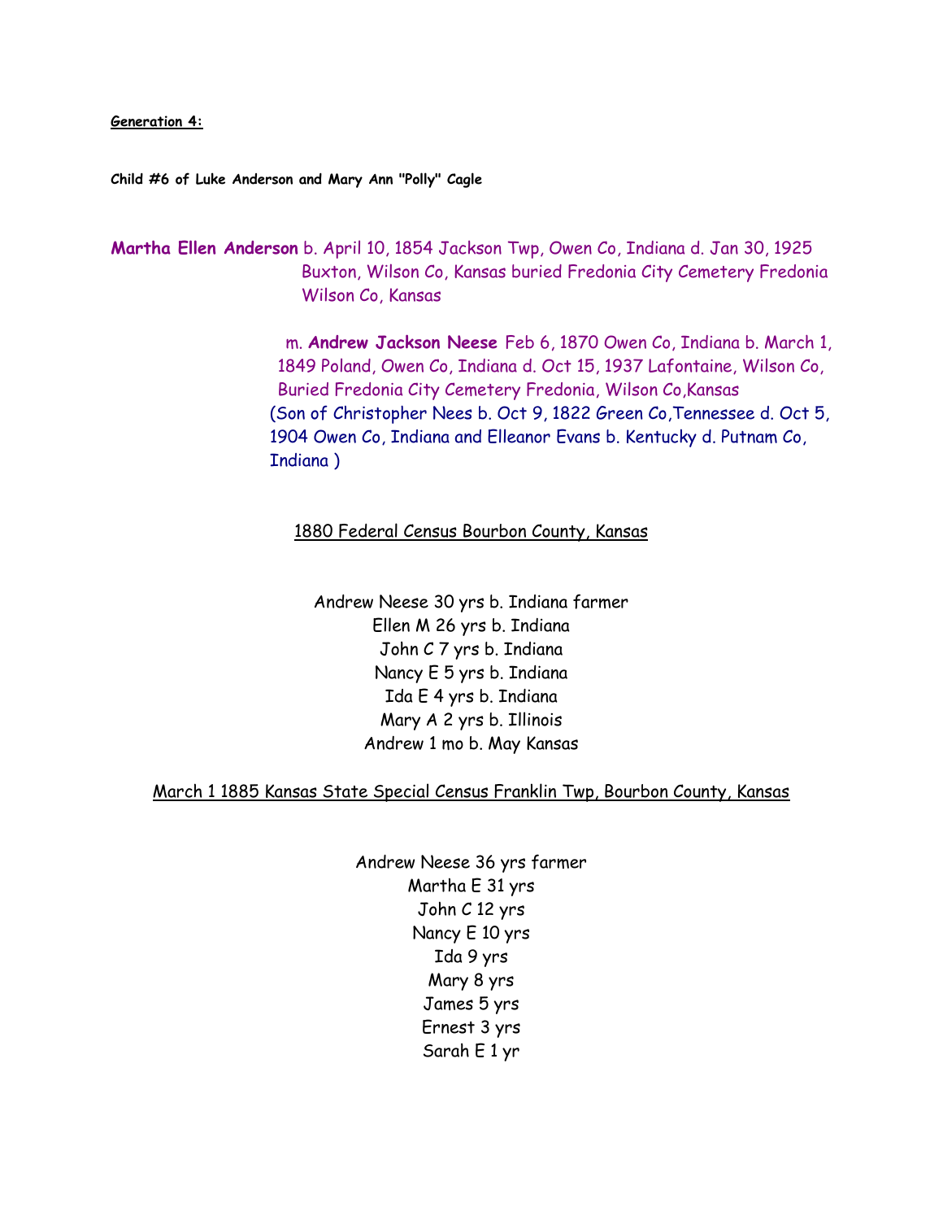**Generation 4:**

**Child #6 of Luke Anderson and Mary Ann "Polly" Cagle**

**Martha Ellen Anderson** b. April 10, 1854 Jackson Twp, Owen Co, Indiana d. Jan 30, 1925 Buxton, Wilson Co, Kansas buried Fredonia City Cemetery Fredonia Wilson Co, Kansas

m. **Andrew Jackson Neese** Feb 6, 1870 Owen Co, Indiana b. March 1, 1849 Poland, Owen Co, Indiana d. Oct 15, 1937 Lafontaine, Wilson Co, Buried Fredonia City Cemetery Fredonia, Wilson Co,Kansas (Son of Christopher Nees b. Oct 9, 1822 Green Co,Tennessee d. Oct 5, 1904 Owen Co, Indiana and Elleanor Evans b. Kentucky d. Putnam Co, Indiana )

1880 Federal Census Bourbon County, Kansas

Andrew Neese 30 yrs b. Indiana farmer
Ellen M 26 yrs b. Indiana
John C 7 yrs b. Indiana
Nancy E 5 yrs b. Indiana
Ida E 4 yrs b. Indiana
Mary A 2 yrs b. Illinois
Andrew 1 mo b. May Kansas

March 1 1885 Kansas State Special Census Franklin Twp, Bourbon County, Kansas

Andrew Neese 36 yrs farmer
Martha E 31 yrs
John C 12 yrs
Nancy E 10 yrs
Ida 9 yrs
Mary 8 yrs
James 5 yrs
Ernest 3 yrs
Sarah E 1 yr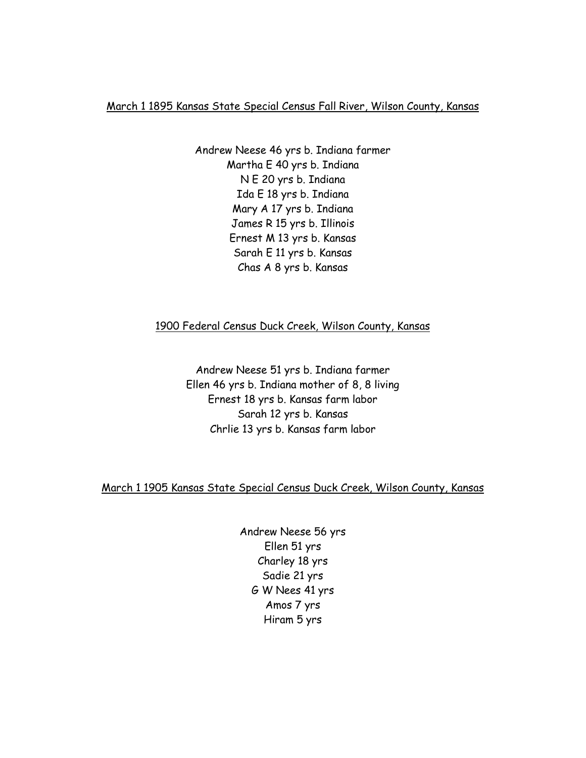<u>March 1 1895 Kansas State Special Census Fall River, Wilson County, Kansas</u>

Andrew Neese 46 yrs b. Indiana farmer
Martha E 40 yrs b. Indiana
N E 20 yrs b. Indiana
Ida E 18 yrs b. Indiana
Mary A 17 yrs b. Indiana
James R 15 yrs b. Illinois
Ernest M 13 yrs b. Kansas
Sarah E 11 yrs b. Kansas
Chas A 8 yrs b. Kansas

<u>1900 Federal Census Duck Creek, Wilson County, Kansas</u>

Andrew Neese 51 yrs b. Indiana farmer
Ellen 46 yrs b. Indiana mother of 8, 8 living
Ernest 18 yrs b. Kansas farm labor
Sarah 12 yrs b. Kansas
Chrlie 13 yrs b. Kansas farm labor

<u>March 1 1905 Kansas State Special Census Duck Creek, Wilson County, Kansas</u>

Andrew Neese 56 yrs
Ellen 51 yrs
Charley 18 yrs
Sadie 21 yrs
G W Nees 41 yrs
Amos 7 yrs
Hiram 5 yrs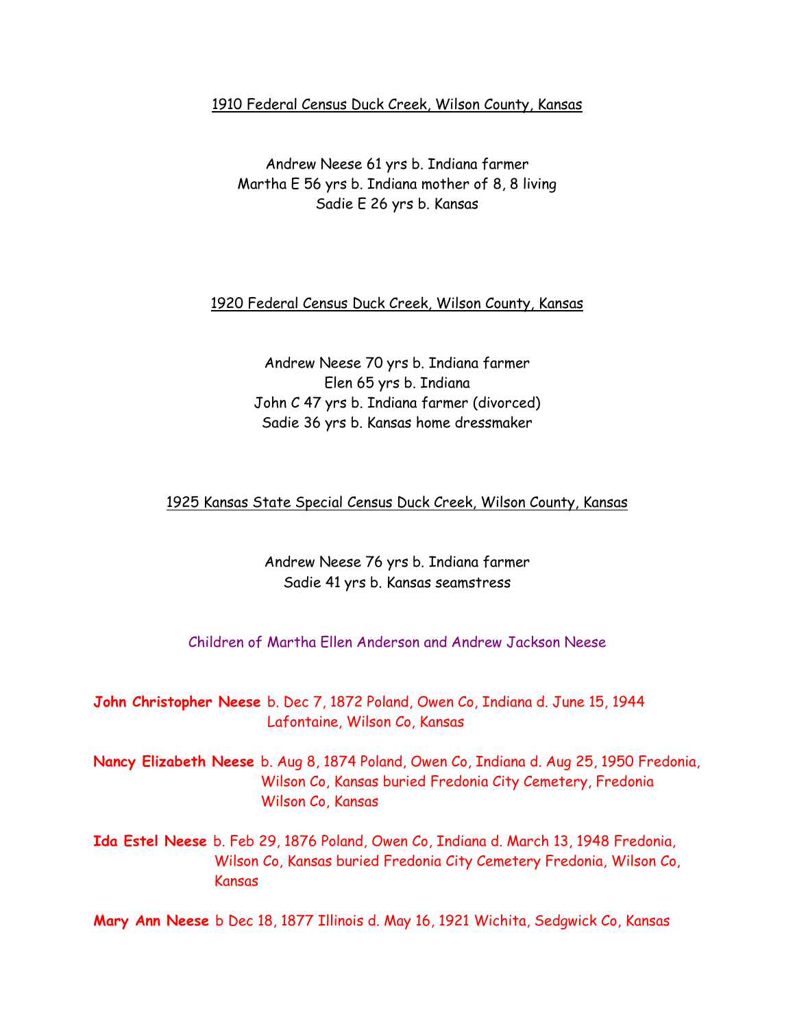1910 Federal Census Duck Creek, Wilson County, Kansas

Andrew Neese 61 yrs b. Indiana farmer
Martha E 56 yrs b. Indiana mother of 8, 8 living
Sadie E 26 yrs b. Kansas

1920 Federal Census Duck Creek, Wilson County, Kansas

Andrew Neese 70 yrs b. Indiana farmer
Elen 65 yrs b. Indiana
John C 47 yrs b. Indiana farmer (divorced)
Sadie 36 yrs b. Kansas home dressmaker

1925 Kansas State Special Census Duck Creek, Wilson County, Kansas

Andrew Neese 76 yrs b. Indiana farmer
Sadie 41 yrs b. Kansas seamstress

Children of Martha Ellen Anderson and Andrew Jackson Neese

**John Christopher Neese** b. Dec 7, 1872 Poland, Owen Co, Indiana d. June 15, 1944 Lafontaine, Wilson Co, Kansas

**Nancy Elizabeth Neese** b. Aug 8, 1874 Poland, Owen Co, Indiana d. Aug 25, 1950 Fredonia, Wilson Co, Kansas buried Fredonia City Cemetery, Fredonia Wilson Co, Kansas

**Ida Estel Neese** b. Feb 29, 1876 Poland, Owen Co, Indiana d. March 13, 1948 Fredonia, Wilson Co, Kansas buried Fredonia City Cemetery Fredonia, Wilson Co, Kansas

**Mary Ann Neese** b Dec 18, 1877 Illinois d. May 16, 1921 Wichita, Sedgwick Co, Kansas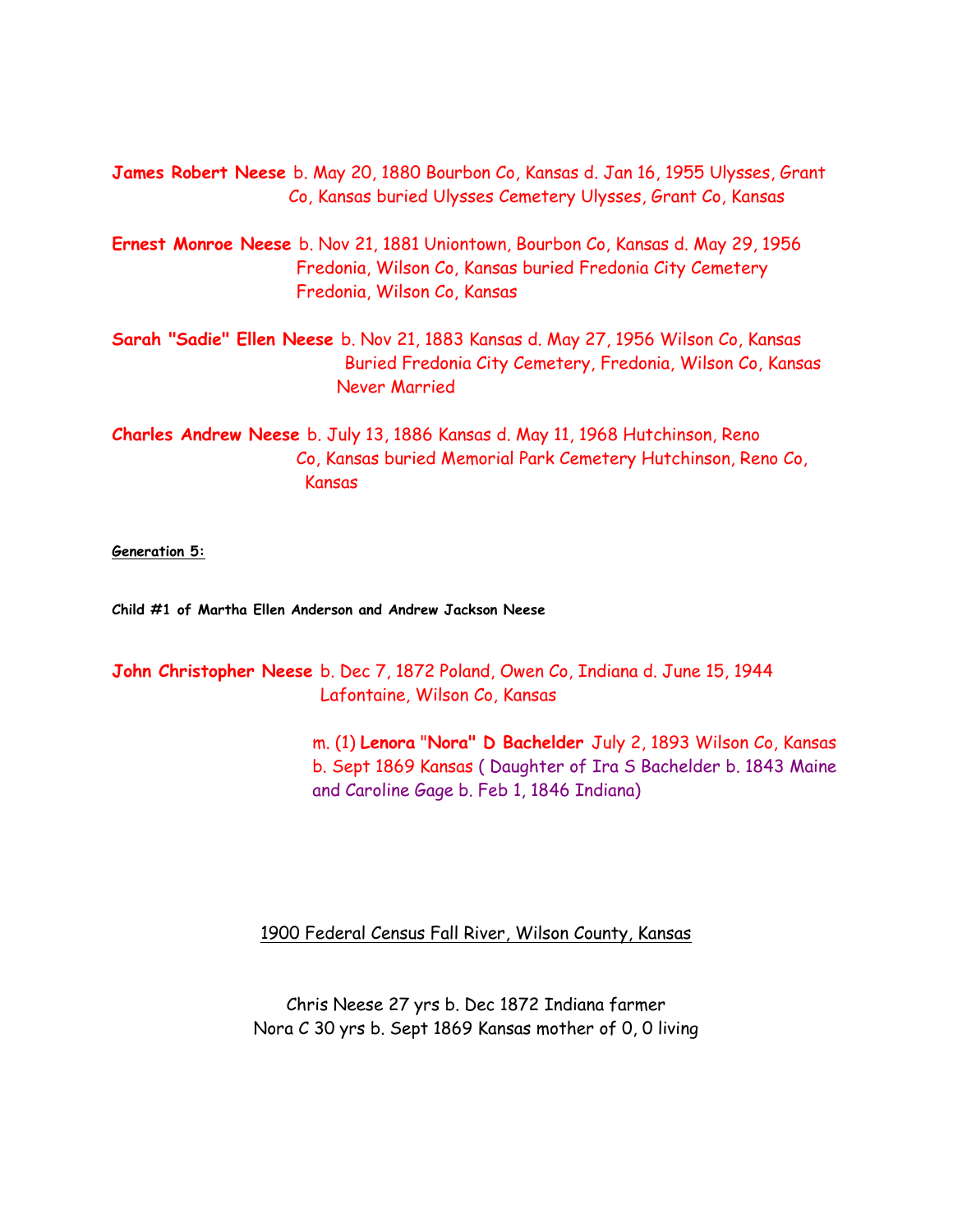**James Robert Neese** b. May 20, 1880 Bourbon Co, Kansas d. Jan 16, 1955 Ulysses, Grant Co, Kansas buried Ulysses Cemetery Ulysses, Grant Co, Kansas

**Ernest Monroe Neese** b. Nov 21, 1881 Uniontown, Bourbon Co, Kansas d. May 29, 1956 Fredonia, Wilson Co, Kansas buried Fredonia City Cemetery Fredonia, Wilson Co, Kansas

**Sarah "Sadie" Ellen Neese** b. Nov 21, 1883 Kansas d. May 27, 1956 Wilson Co, Kansas Buried Fredonia City Cemetery, Fredonia, Wilson Co, Kansas Never Married

**Charles Andrew Neese** b. July 13, 1886 Kansas d. May 11, 1968 Hutchinson, Reno Co, Kansas buried Memorial Park Cemetery Hutchinson, Reno Co, Kansas

**Generation 5:**

**Child #1 of Martha Ellen Anderson and Andrew Jackson Neese**

**John Christopher Neese** b. Dec 7, 1872 Poland, Owen Co, Indiana d. June 15, 1944 Lafontaine, Wilson Co, Kansas

m. (1) **Lenora "Nora" D Bachelder** July 2, 1893 Wilson Co, Kansas b. Sept 1869 Kansas ( Daughter of Ira S Bachelder b. 1843 Maine and Caroline Gage b. Feb 1, 1846 Indiana)

1900 Federal Census Fall River, Wilson County, Kansas

Chris Neese 27 yrs b. Dec 1872 Indiana farmer
Nora C 30 yrs b. Sept 1869 Kansas mother of 0, 0 living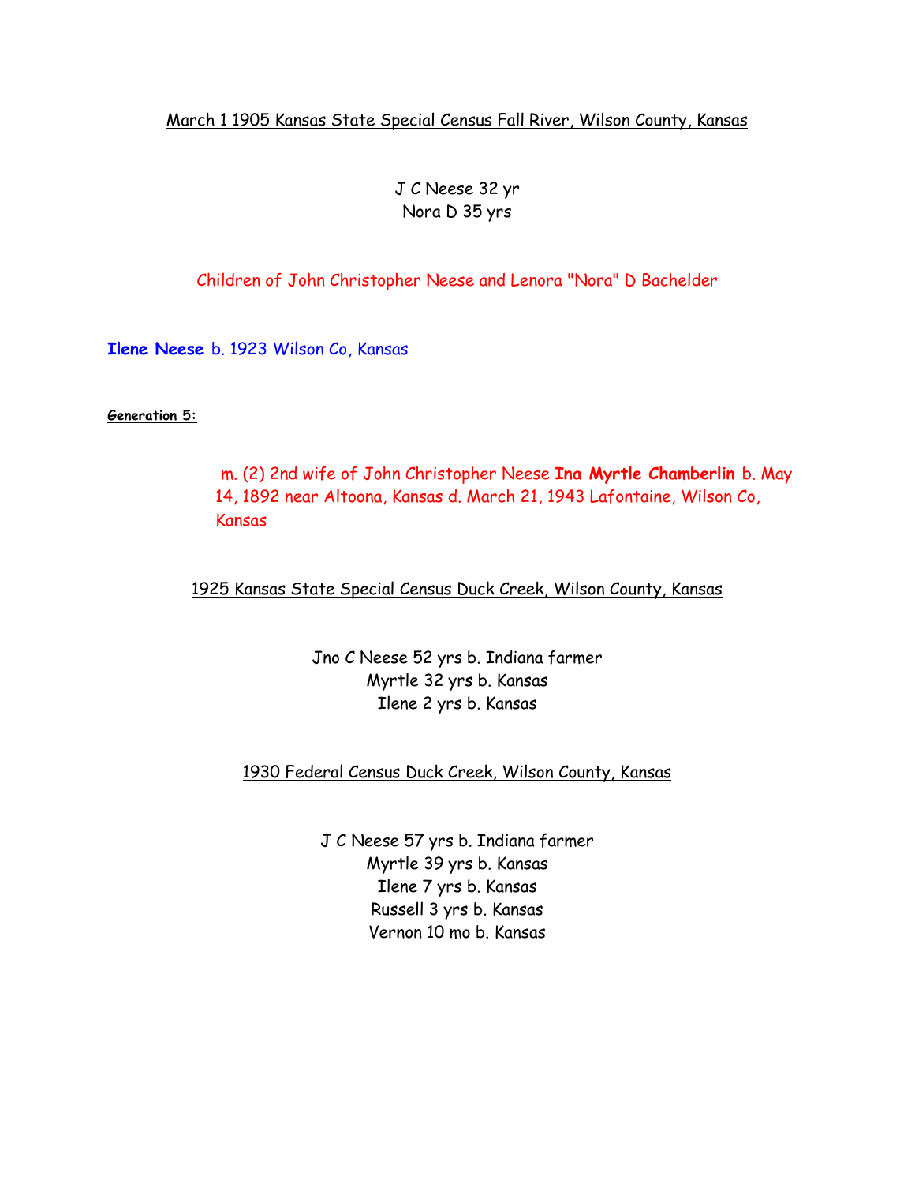March 1 1905 Kansas State Special Census Fall River, Wilson County, Kansas

J C Neese 32 yr
Nora D 35 yrs

Children of John Christopher Neese and Lenora "Nora" D Bachelder

**Ilene Neese** b. 1923 Wilson Co, Kansas

**Generation 5:**

m. (2) 2nd wife of John Christopher Neese **Ina Myrtle Chamberlin** b. May 14, 1892 near Altoona, Kansas d. March 21, 1943 Lafontaine, Wilson Co, Kansas

1925 Kansas State Special Census Duck Creek, Wilson County, Kansas

Jno C Neese 52 yrs b. Indiana farmer
Myrtle 32 yrs b. Kansas
Ilene 2 yrs b. Kansas

1930 Federal Census Duck Creek, Wilson County, Kansas

J C Neese 57 yrs b. Indiana farmer
Myrtle 39 yrs b. Kansas
Ilene 7 yrs b. Kansas
Russell 3 yrs b. Kansas
Vernon 10 mo b. Kansas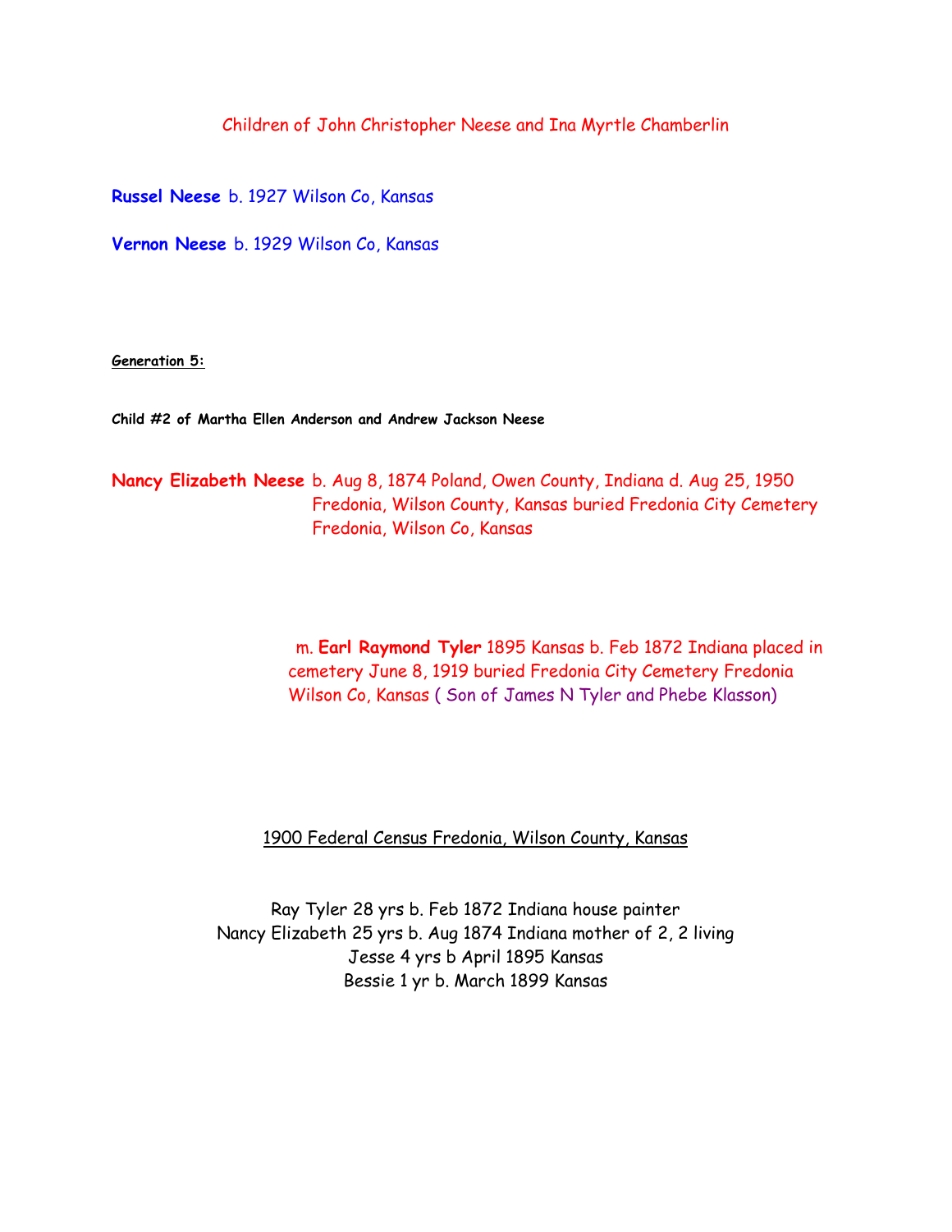Children of John Christopher Neese and Ina Myrtle Chamberlin

**Russel Neese** b. 1927 Wilson Co, Kansas

**Vernon Neese** b. 1929 Wilson Co, Kansas

**Generation 5:**

**Child #2 of Martha Ellen Anderson and Andrew Jackson Neese**

**Nancy Elizabeth Neese** b. Aug 8, 1874 Poland, Owen County, Indiana d. Aug 25, 1950 Fredonia, Wilson County, Kansas buried Fredonia City Cemetery Fredonia, Wilson Co, Kansas

m. **Earl Raymond Tyler** 1895 Kansas b. Feb 1872 Indiana placed in cemetery June 8, 1919 buried Fredonia City Cemetery Fredonia Wilson Co, Kansas ( Son of James N Tyler and Phebe Klasson)

1900 Federal Census Fredonia, Wilson County, Kansas

Ray Tyler 28 yrs b. Feb 1872 Indiana house painter
Nancy Elizabeth 25 yrs b. Aug 1874 Indiana mother of 2, 2 living
Jesse 4 yrs b April 1895 Kansas
Bessie 1 yr b. March 1899 Kansas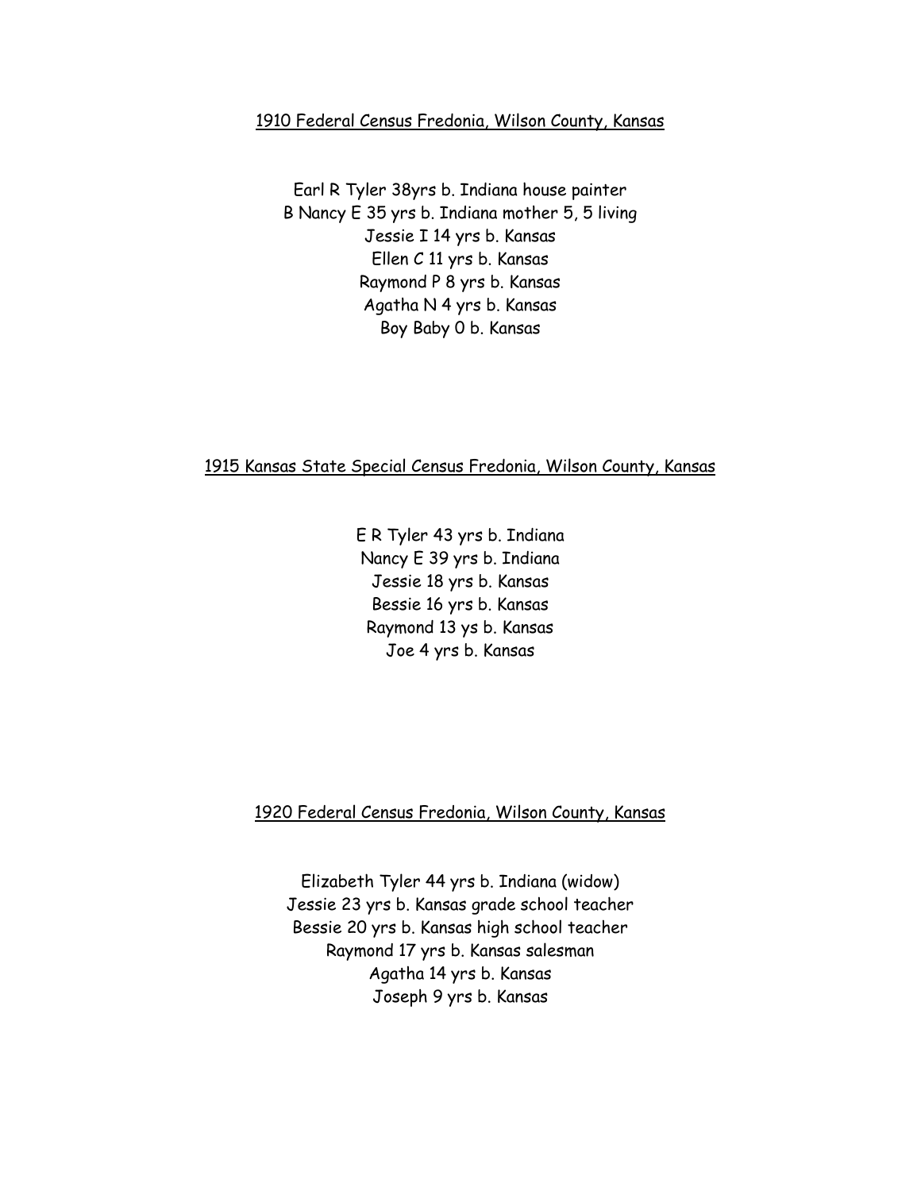1910 Federal Census Fredonia, Wilson County, Kansas

Earl R Tyler 38yrs b. Indiana house painter
B Nancy E 35 yrs b. Indiana mother 5, 5 living
Jessie I 14 yrs b. Kansas
Ellen C 11 yrs b. Kansas
Raymond P 8 yrs b. Kansas
Agatha N 4 yrs b. Kansas
Boy Baby 0 b. Kansas

1915 Kansas State Special Census Fredonia, Wilson County, Kansas

E R Tyler 43 yrs b. Indiana
Nancy E 39 yrs b. Indiana
Jessie 18 yrs b. Kansas
Bessie 16 yrs b. Kansas
Raymond 13 ys b. Kansas
Joe 4 yrs b. Kansas

1920 Federal Census Fredonia, Wilson County, Kansas

Elizabeth Tyler 44 yrs b. Indiana (widow)
Jessie 23 yrs b. Kansas grade school teacher
Bessie 20 yrs b. Kansas high school teacher
Raymond 17 yrs b. Kansas salesman
Agatha 14 yrs b. Kansas
Joseph 9 yrs b. Kansas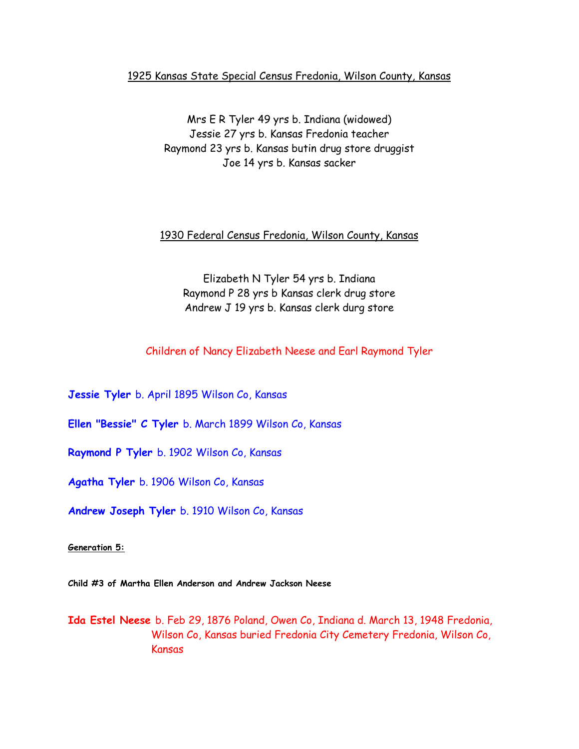1925 Kansas State Special Census Fredonia, Wilson County, Kansas

Mrs E R Tyler 49 yrs b. Indiana (widowed)
Jessie 27 yrs b. Kansas Fredonia teacher
Raymond 23 yrs b. Kansas butin drug store druggist
Joe 14 yrs b. Kansas sacker

1930 Federal Census Fredonia, Wilson County, Kansas

Elizabeth N Tyler 54 yrs b. Indiana
Raymond P 28 yrs b Kansas clerk drug store
Andrew J 19 yrs b. Kansas clerk durg store

Children of Nancy Elizabeth Neese and Earl Raymond Tyler

**Jessie Tyler** b. April 1895 Wilson Co, Kansas

**Ellen "Bessie" C Tyler** b. March 1899 Wilson Co, Kansas

**Raymond P Tyler** b. 1902 Wilson Co, Kansas

**Agatha Tyler** b. 1906 Wilson Co, Kansas

**Andrew Joseph Tyler** b. 1910 Wilson Co, Kansas

**Generation 5:**

**Child #3 of Martha Ellen Anderson and Andrew Jackson Neese**

**Ida Estel Neese** b. Feb 29, 1876 Poland, Owen Co, Indiana d. March 13, 1948 Fredonia, Wilson Co, Kansas buried Fredonia City Cemetery Fredonia, Wilson Co, Kansas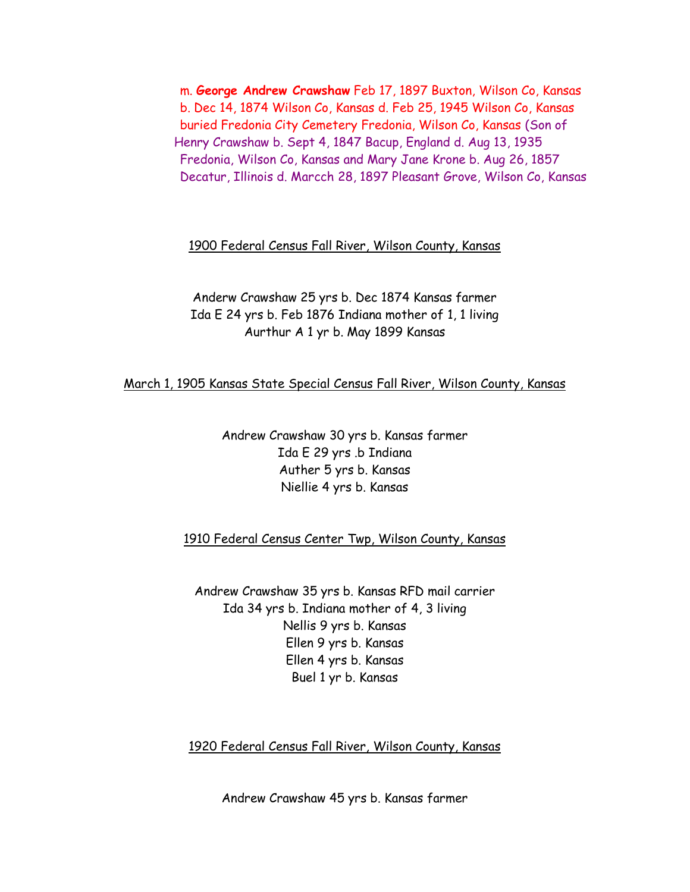m. **George Andrew Crawshaw** Feb 17, 1897 Buxton, Wilson Co, Kansas b. Dec 14, 1874 Wilson Co, Kansas d. Feb 25, 1945 Wilson Co, Kansas buried Fredonia City Cemetery Fredonia, Wilson Co, Kansas (Son of Henry Crawshaw b. Sept 4, 1847 Bacup, England d. Aug 13, 1935 Fredonia, Wilson Co, Kansas and Mary Jane Krone b. Aug 26, 1857 Decatur, Illinois d. Marcch 28, 1897 Pleasant Grove, Wilson Co, Kansas

<u>1900 Federal Census Fall River, Wilson County, Kansas</u>

Anderw Crawshaw 25 yrs b. Dec 1874 Kansas farmer
Ida E 24 yrs b. Feb 1876 Indiana mother of 1, 1 living
Aurthur A 1 yr b. May 1899 Kansas

<u>March 1, 1905 Kansas State Special Census Fall River, Wilson County, Kansas</u>

Andrew Crawshaw 30 yrs b. Kansas farmer
Ida E 29 yrs .b Indiana
Auther 5 yrs b. Kansas
Niellie 4 yrs b. Kansas

<u>1910 Federal Census Center Twp, Wilson County, Kansas</u>

Andrew Crawshaw 35 yrs b. Kansas RFD mail carrier
Ida 34 yrs b. Indiana mother of 4, 3 living
Nellis 9 yrs b. Kansas
Ellen 9 yrs b. Kansas
Ellen 4 yrs b. Kansas
Buel 1 yr b. Kansas

<u>1920 Federal Census Fall River, Wilson County, Kansas</u>

Andrew Crawshaw 45 yrs b. Kansas farmer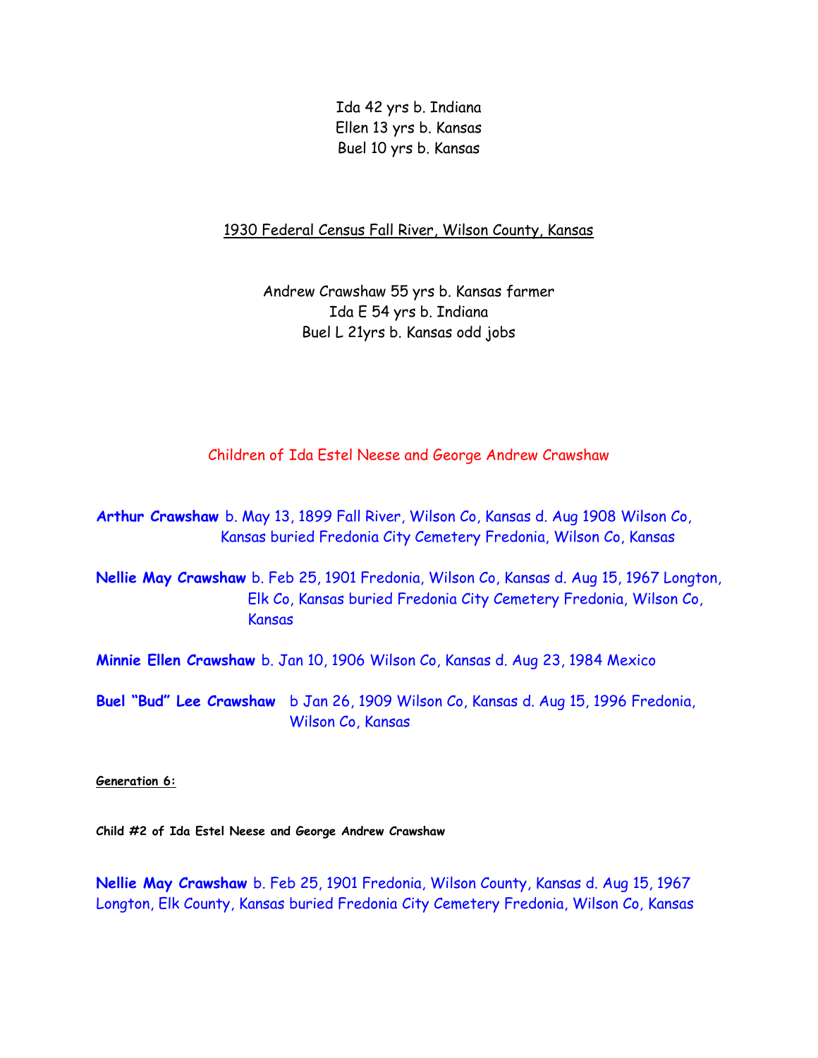Ida 42 yrs b. Indiana
Ellen 13 yrs b. Kansas
Buel 10 yrs b. Kansas

1930 Federal Census Fall River, Wilson County, Kansas

Andrew Crawshaw 55 yrs b. Kansas farmer
Ida E 54 yrs b. Indiana
Buel L 21yrs b. Kansas odd jobs

Children of Ida Estel Neese and George Andrew Crawshaw

**Arthur Crawshaw** b. May 13, 1899 Fall River, Wilson Co, Kansas d. Aug 1908 Wilson Co, Kansas buried Fredonia City Cemetery Fredonia, Wilson Co, Kansas

**Nellie May Crawshaw** b. Feb 25, 1901 Fredonia, Wilson Co, Kansas d. Aug 15, 1967 Longton, Elk Co, Kansas buried Fredonia City Cemetery Fredonia, Wilson Co, Kansas

**Minnie Ellen Crawshaw** b. Jan 10, 1906 Wilson Co, Kansas d. Aug 23, 1984 Mexico

**Buel "Bud" Lee Crawshaw** b Jan 26, 1909 Wilson Co, Kansas d. Aug 15, 1996 Fredonia, Wilson Co, Kansas

**Generation 6:**

**Child #2 of Ida Estel Neese and George Andrew Crawshaw**

**Nellie May Crawshaw** b. Feb 25, 1901 Fredonia, Wilson County, Kansas d. Aug 15, 1967 Longton, Elk County, Kansas buried Fredonia City Cemetery Fredonia, Wilson Co, Kansas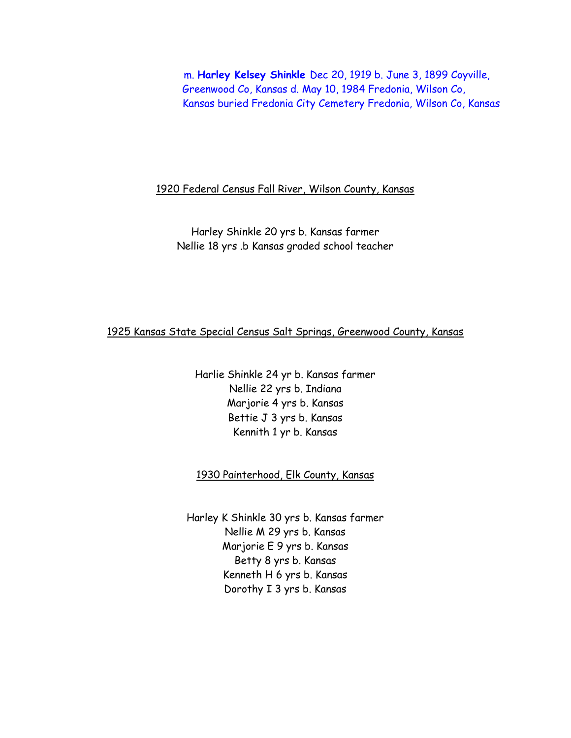m. **Harley Kelsey Shinkle** Dec 20, 1919 b. June 3, 1899 Coyville, Greenwood Co, Kansas d. May 10, 1984 Fredonia, Wilson Co, Kansas buried Fredonia City Cemetery Fredonia, Wilson Co, Kansas

<u>1920 Federal Census Fall River, Wilson County, Kansas</u>

Harley Shinkle 20 yrs b. Kansas farmer
Nellie 18 yrs .b Kansas graded school teacher

<u>1925 Kansas State Special Census Salt Springs, Greenwood County, Kansas</u>

Harlie Shinkle 24 yr b. Kansas farmer
Nellie 22 yrs b. Indiana
Marjorie 4 yrs b. Kansas
Bettie J 3 yrs b. Kansas
Kennith 1 yr b. Kansas

<u>1930 Painterhood, Elk County, Kansas</u>

Harley K Shinkle 30 yrs b. Kansas farmer
Nellie M 29 yrs b. Kansas
Marjorie E 9 yrs b. Kansas
Betty 8 yrs b. Kansas
Kenneth H 6 yrs b. Kansas
Dorothy I 3 yrs b. Kansas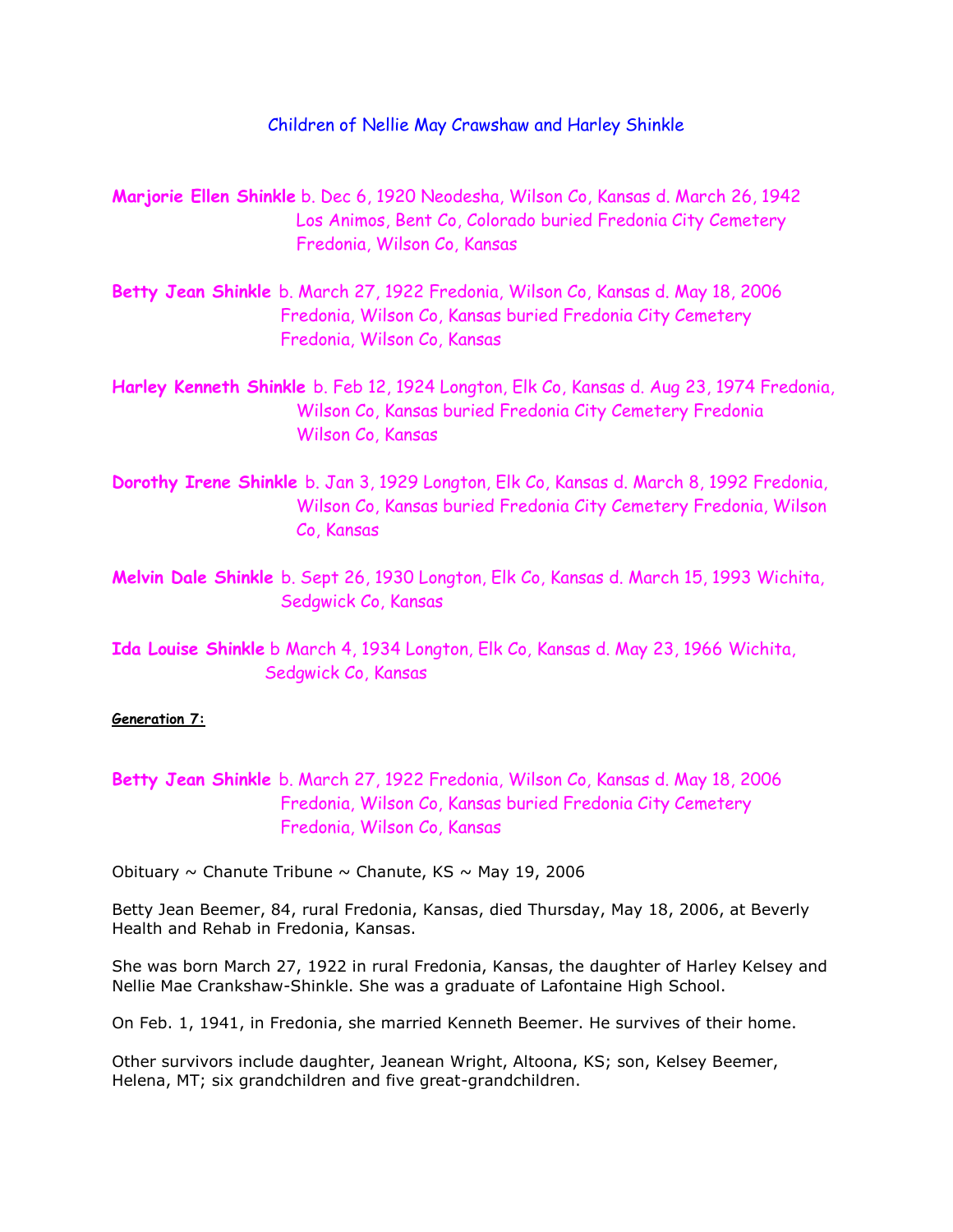## Children of Nellie May Crawshaw and Harley Shinkle

**Marjorie Ellen Shinkle** b. Dec 6, 1920 Neodesha, Wilson Co, Kansas d. March 26, 1942 Los Animos, Bent Co, Colorado buried Fredonia City Cemetery Fredonia, Wilson Co, Kansas

**Betty Jean Shinkle** b. March 27, 1922 Fredonia, Wilson Co, Kansas d. May 18, 2006 Fredonia, Wilson Co, Kansas buried Fredonia City Cemetery Fredonia, Wilson Co, Kansas

**Harley Kenneth Shinkle** b. Feb 12, 1924 Longton, Elk Co, Kansas d. Aug 23, 1974 Fredonia, Wilson Co, Kansas buried Fredonia City Cemetery Fredonia Wilson Co, Kansas

**Dorothy Irene Shinkle** b. Jan 3, 1929 Longton, Elk Co, Kansas d. March 8, 1992 Fredonia, Wilson Co, Kansas buried Fredonia City Cemetery Fredonia, Wilson Co, Kansas

**Melvin Dale Shinkle** b. Sept 26, 1930 Longton, Elk Co, Kansas d. March 15, 1993 Wichita, Sedgwick Co, Kansas

**Ida Louise Shinkle** b March 4, 1934 Longton, Elk Co, Kansas d. May 23, 1966 Wichita, Sedgwick Co, Kansas

**Generation 7:**

**Betty Jean Shinkle** b. March 27, 1922 Fredonia, Wilson Co, Kansas d. May 18, 2006 Fredonia, Wilson Co, Kansas buried Fredonia City Cemetery Fredonia, Wilson Co, Kansas

Obituary ~ Chanute Tribune ~ Chanute, KS ~ May 19, 2006

Betty Jean Beemer, 84, rural Fredonia, Kansas, died Thursday, May 18, 2006, at Beverly Health and Rehab in Fredonia, Kansas.

She was born March 27, 1922 in rural Fredonia, Kansas, the daughter of Harley Kelsey and Nellie Mae Crankshaw-Shinkle. She was a graduate of Lafontaine High School.

On Feb. 1, 1941, in Fredonia, she married Kenneth Beemer. He survives of their home.

Other survivors include daughter, Jeanean Wright, Altoona, KS; son, Kelsey Beemer, Helena, MT; six grandchildren and five great-grandchildren.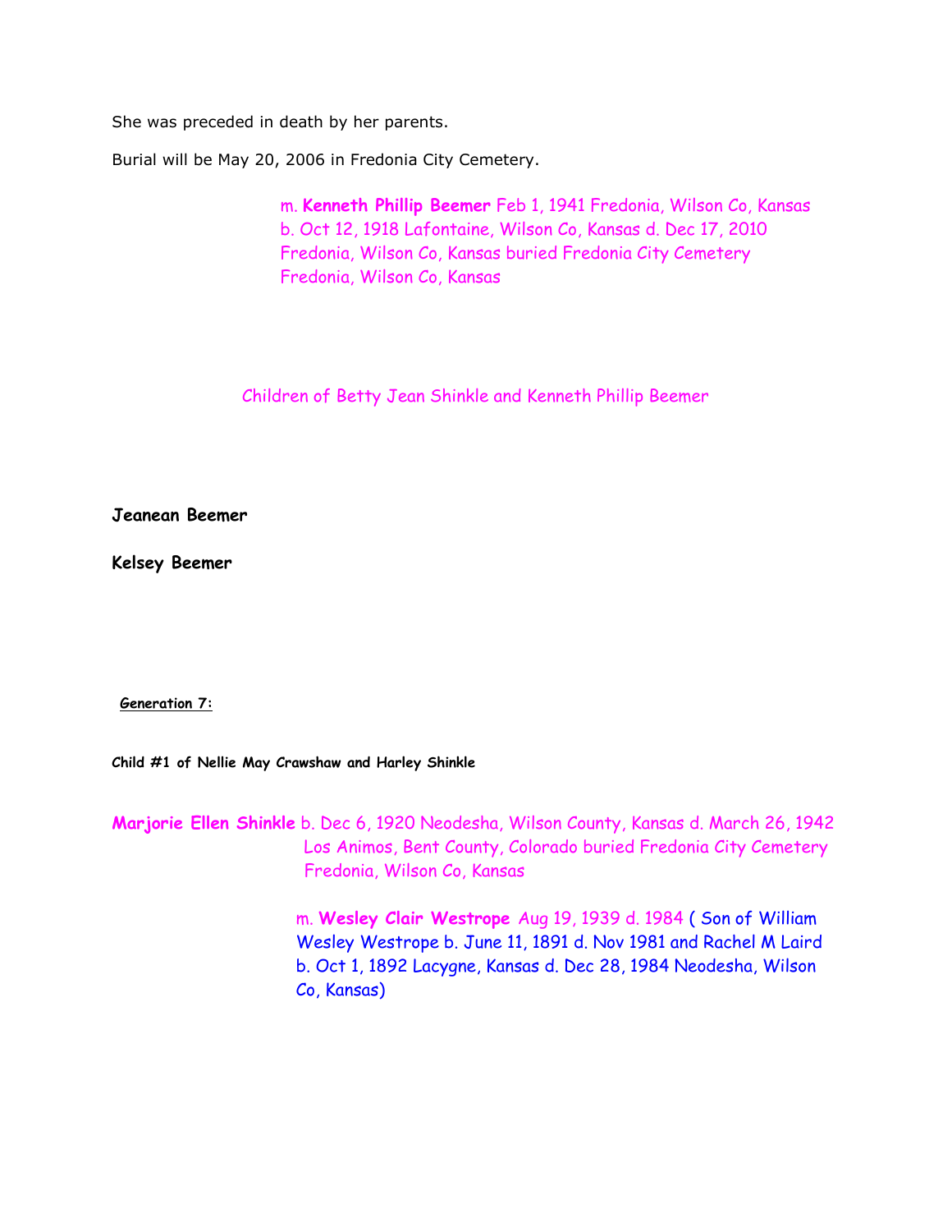She was preceded in death by her parents.

Burial will be May 20, 2006 in Fredonia City Cemetery.

m. **Kenneth Phillip Beemer** Feb 1, 1941 Fredonia, Wilson Co, Kansas b. Oct 12, 1918 Lafontaine, Wilson Co, Kansas d. Dec 17, 2010 Fredonia, Wilson Co, Kansas buried Fredonia City Cemetery Fredonia, Wilson Co, Kansas

Children of Betty Jean Shinkle and Kenneth Phillip Beemer

**Jeanean Beemer**

**Kelsey Beemer**

**Generation 7:**

**Child #1 of Nellie May Crawshaw and Harley Shinkle**

**Marjorie Ellen Shinkle** b. Dec 6, 1920 Neodesha, Wilson County, Kansas d. March 26, 1942 Los Animos, Bent County, Colorado buried Fredonia City Cemetery Fredonia, Wilson Co, Kansas

m. **Wesley Clair Westrope** Aug 19, 1939 d. 1984 ( Son of William Wesley Westrope b. June 11, 1891 d. Nov 1981 and Rachel M Laird b. Oct 1, 1892 Lacygne, Kansas d. Dec 28, 1984 Neodesha, Wilson Co, Kansas)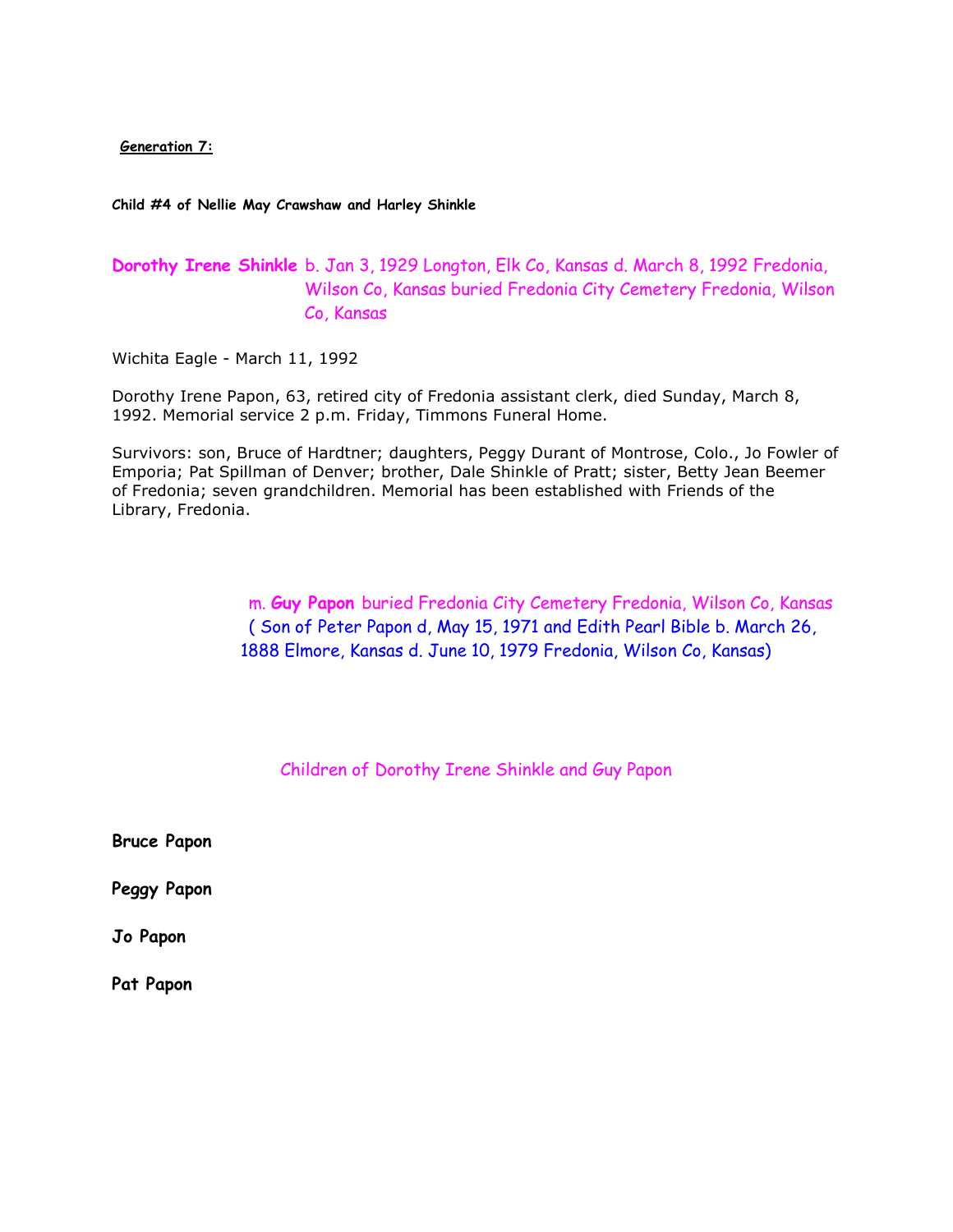**Generation 7:**

**Child #4 of Nellie May Crawshaw and Harley Shinkle**

**Dorothy Irene Shinkle** b. Jan 3, 1929 Longton, Elk Co, Kansas d. March 8, 1992 Fredonia, Wilson Co, Kansas buried Fredonia City Cemetery Fredonia, Wilson Co, Kansas

Wichita Eagle - March 11, 1992

Dorothy Irene Papon, 63, retired city of Fredonia assistant clerk, died Sunday, March 8, 1992. Memorial service 2 p.m. Friday, Timmons Funeral Home.

Survivors: son, Bruce of Hardtner; daughters, Peggy Durant of Montrose, Colo., Jo Fowler of Emporia; Pat Spillman of Denver; brother, Dale Shinkle of Pratt; sister, Betty Jean Beemer of Fredonia; seven grandchildren. Memorial has been established with Friends of the Library, Fredonia.

m. **Guy Papon** buried Fredonia City Cemetery Fredonia, Wilson Co, Kansas ( Son of Peter Papon d, May 15, 1971 and Edith Pearl Bible b. March 26, 1888 Elmore, Kansas d. June 10, 1979 Fredonia, Wilson Co, Kansas)

Children of Dorothy Irene Shinkle and Guy Papon

**Bruce Papon**

**Peggy Papon**

**Jo Papon**

**Pat Papon**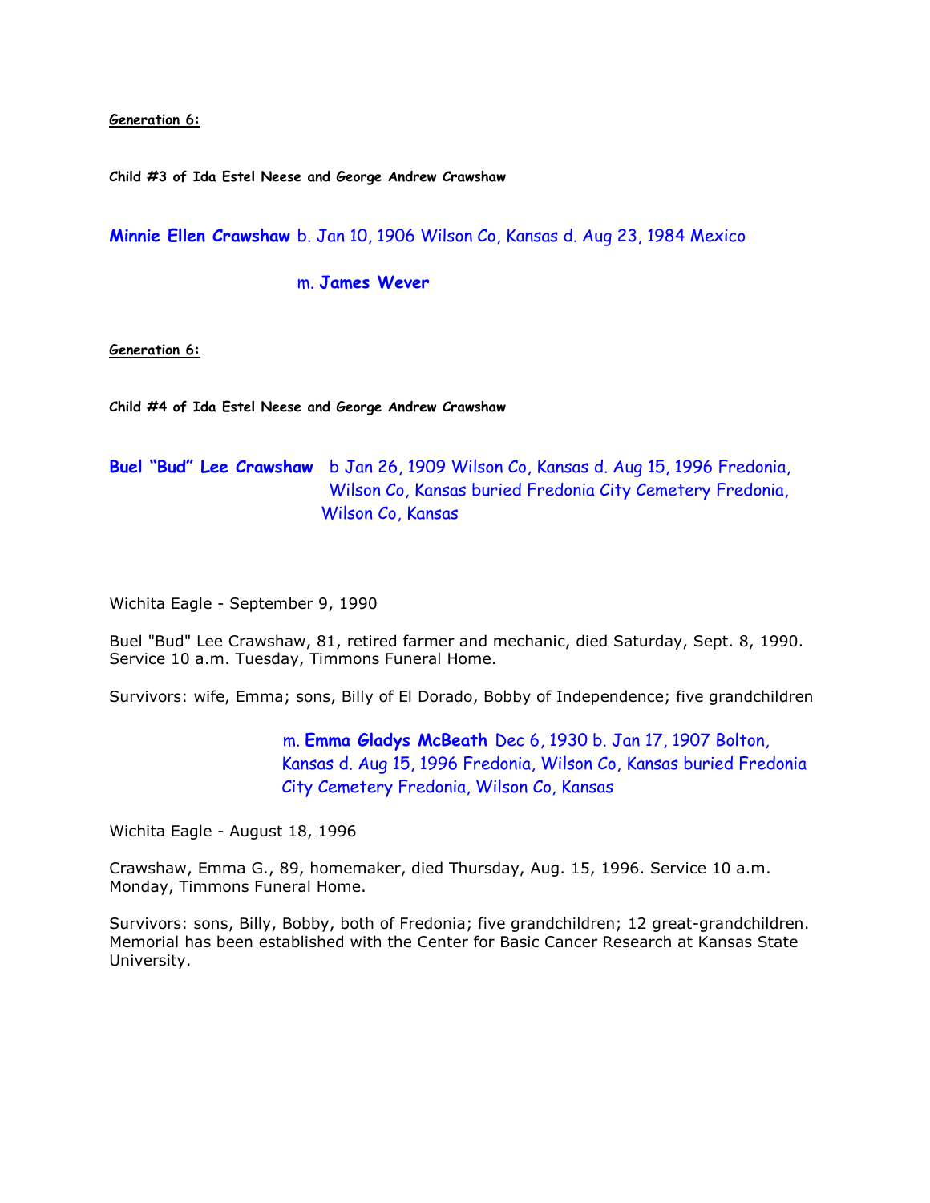**<u>Generation 6:</u>**

**Child #3 of Ida Estel Neese and George Andrew Crawshaw**

**Minnie Ellen Crawshaw** b. Jan 10, 1906 Wilson Co, Kansas d. Aug 23, 1984 Mexico

m. **James Wever**

**<u>Generation 6:</u>**

**Child #4 of Ida Estel Neese and George Andrew Crawshaw**

**Buel "Bud" Lee Crawshaw** b Jan 26, 1909 Wilson Co, Kansas d. Aug 15, 1996 Fredonia, Wilson Co, Kansas buried Fredonia City Cemetery Fredonia, Wilson Co, Kansas

Wichita Eagle - September 9, 1990

Buel "Bud" Lee Crawshaw, 81, retired farmer and mechanic, died Saturday, Sept. 8, 1990. Service 10 a.m. Tuesday, Timmons Funeral Home.

Survivors: wife, Emma; sons, Billy of El Dorado, Bobby of Independence; five grandchildren

m. **Emma Gladys McBeath** Dec 6, 1930 b. Jan 17, 1907 Bolton, Kansas d. Aug 15, 1996 Fredonia, Wilson Co, Kansas buried Fredonia City Cemetery Fredonia, Wilson Co, Kansas

Wichita Eagle - August 18, 1996

Crawshaw, Emma G., 89, homemaker, died Thursday, Aug. 15, 1996. Service 10 a.m. Monday, Timmons Funeral Home.

Survivors: sons, Billy, Bobby, both of Fredonia; five grandchildren; 12 great-grandchildren. Memorial has been established with the Center for Basic Cancer Research at Kansas State University.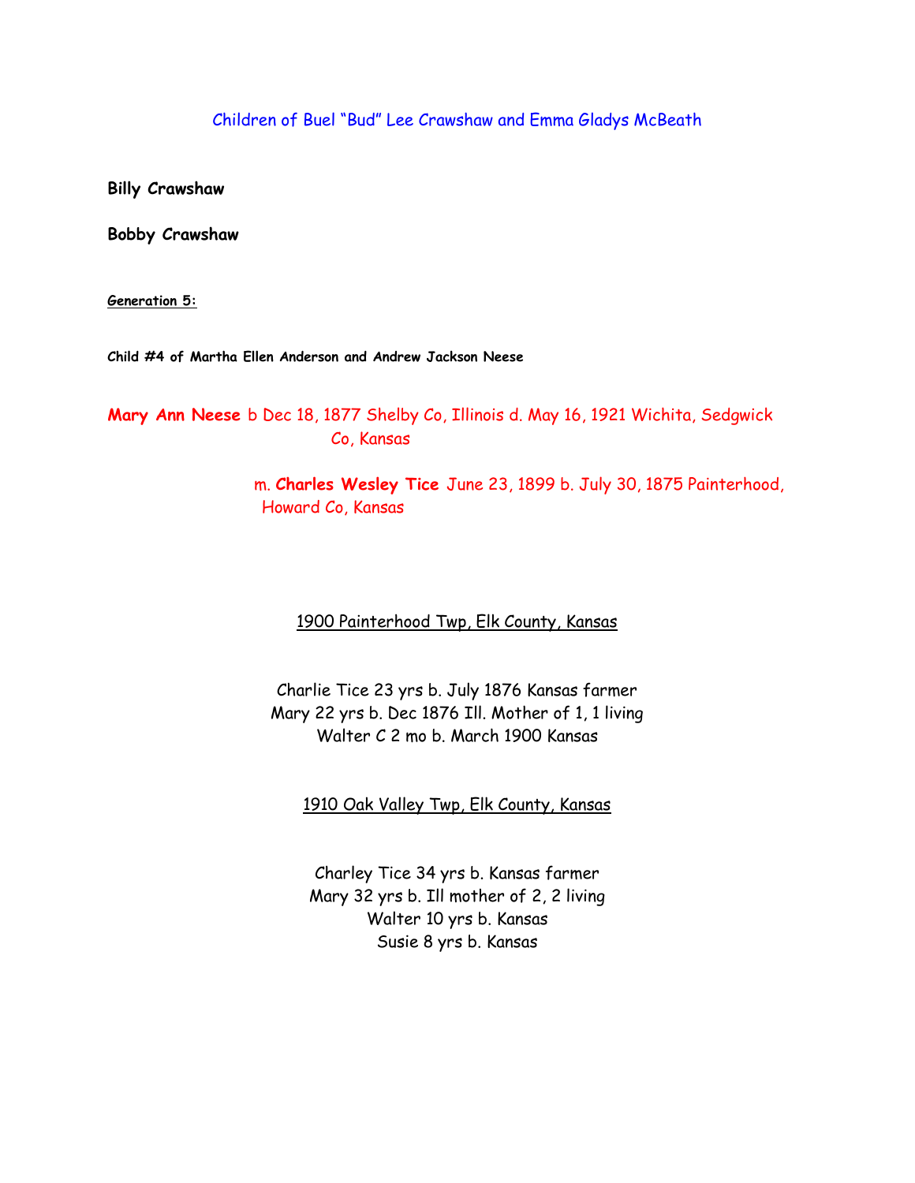Children of Buel "Bud" Lee Crawshaw and Emma Gladys McBeath

**Billy Crawshaw**

**Bobby Crawshaw**

**Generation 5:**

**Child #4 of Martha Ellen Anderson and Andrew Jackson Neese**

**Mary Ann Neese** b Dec 18, 1877 Shelby Co, Illinois d. May 16, 1921 Wichita, Sedgwick Co, Kansas

m. **Charles Wesley Tice** June 23, 1899 b. July 30, 1875 Painterhood, Howard Co, Kansas

1900 Painterhood Twp, Elk County, Kansas

Charlie Tice 23 yrs b. July 1876 Kansas farmer
Mary 22 yrs b. Dec 1876 Ill. Mother of 1, 1 living
Walter C 2 mo b. March 1900 Kansas

1910 Oak Valley Twp, Elk County, Kansas

Charley Tice 34 yrs b. Kansas farmer
Mary 32 yrs b. Ill mother of 2, 2 living
Walter 10 yrs b. Kansas
Susie 8 yrs b. Kansas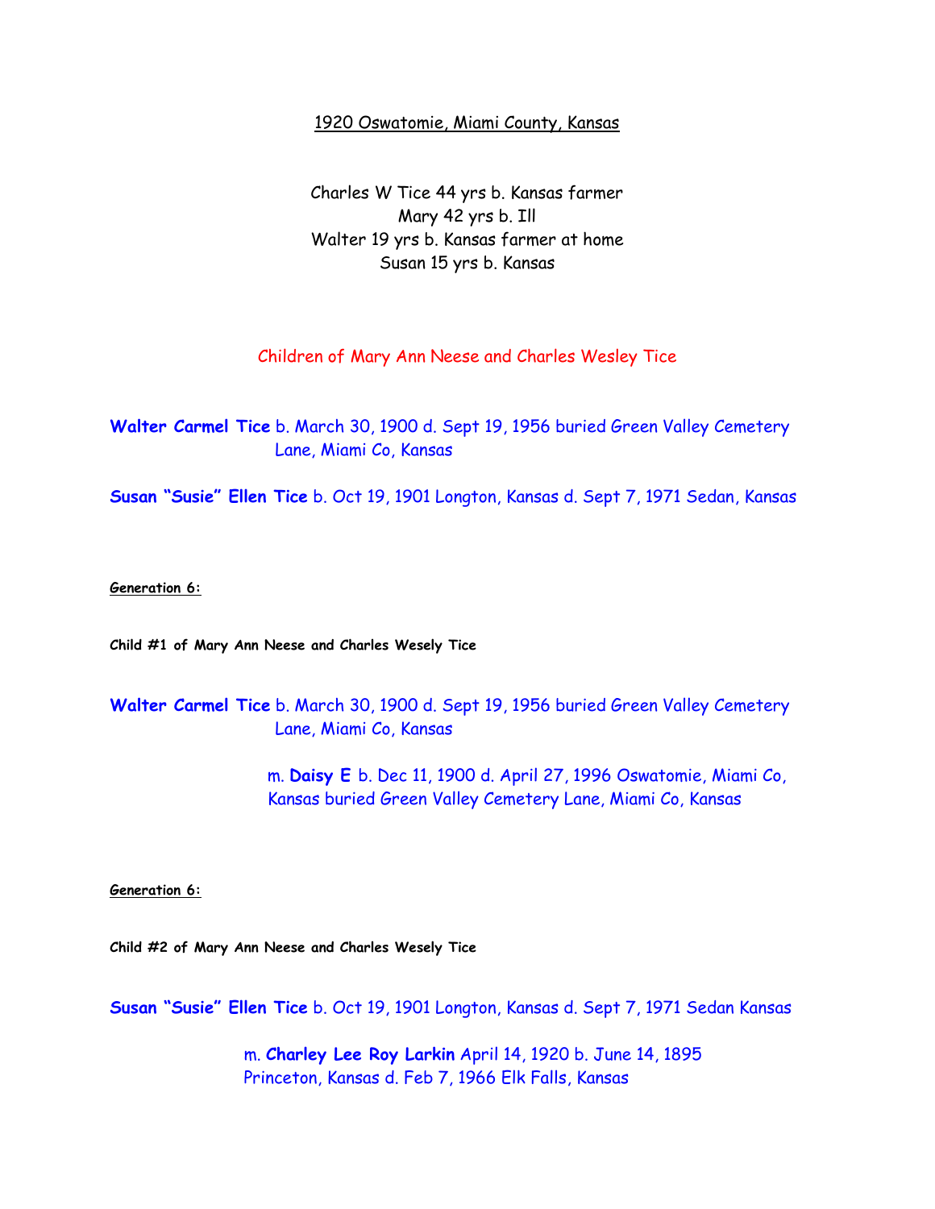<u>1920 Oswatomie, Miami County, Kansas</u>

Charles W Tice 44 yrs b. Kansas farmer
Mary 42 yrs b. Ill
Walter 19 yrs b. Kansas farmer at home
Susan 15 yrs b. Kansas

Children of Mary Ann Neese and Charles Wesley Tice

**Walter Carmel Tice** b. March 30, 1900 d. Sept 19, 1956 buried Green Valley Cemetery Lane, Miami Co, Kansas

**Susan "Susie" Ellen Tice** b. Oct 19, 1901 Longton, Kansas d. Sept 7, 1971 Sedan, Kansas

**Generation 6:**

**Child #1 of Mary Ann Neese and Charles Wesely Tice**

**Walter Carmel Tice** b. March 30, 1900 d. Sept 19, 1956 buried Green Valley Cemetery Lane, Miami Co, Kansas

m. **Daisy E** b. Dec 11, 1900 d. April 27, 1996 Oswatomie, Miami Co, Kansas buried Green Valley Cemetery Lane, Miami Co, Kansas

**Generation 6:**

**Child #2 of Mary Ann Neese and Charles Wesely Tice**

**Susan "Susie" Ellen Tice** b. Oct 19, 1901 Longton, Kansas d. Sept 7, 1971 Sedan Kansas

m. **Charley Lee Roy Larkin** April 14, 1920 b. June 14, 1895 Princeton, Kansas d. Feb 7, 1966 Elk Falls, Kansas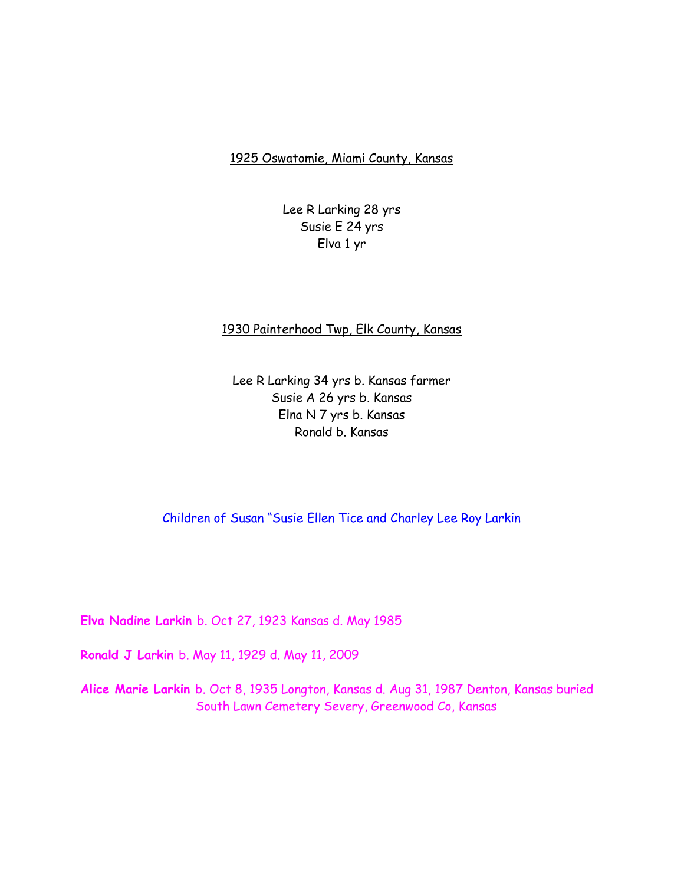<u>1925 Oswatomie, Miami County, Kansas</u>

Lee R Larking 28 yrs
Susie E 24 yrs
Elva 1 yr

<u>1930 Painterhood Twp, Elk County, Kansas</u>

Lee R Larking 34 yrs b. Kansas farmer
Susie A 26 yrs b. Kansas
Elna N 7 yrs b. Kansas
Ronald b. Kansas

Children of Susan "Susie Ellen Tice and Charley Lee Roy Larkin

**Elva Nadine Larkin** b. Oct 27, 1923 Kansas d. May 1985

**Ronald J Larkin** b. May 11, 1929 d. May 11, 2009

**Alice Marie Larkin** b. Oct 8, 1935 Longton, Kansas d. Aug 31, 1987 Denton, Kansas buried South Lawn Cemetery Severy, Greenwood Co, Kansas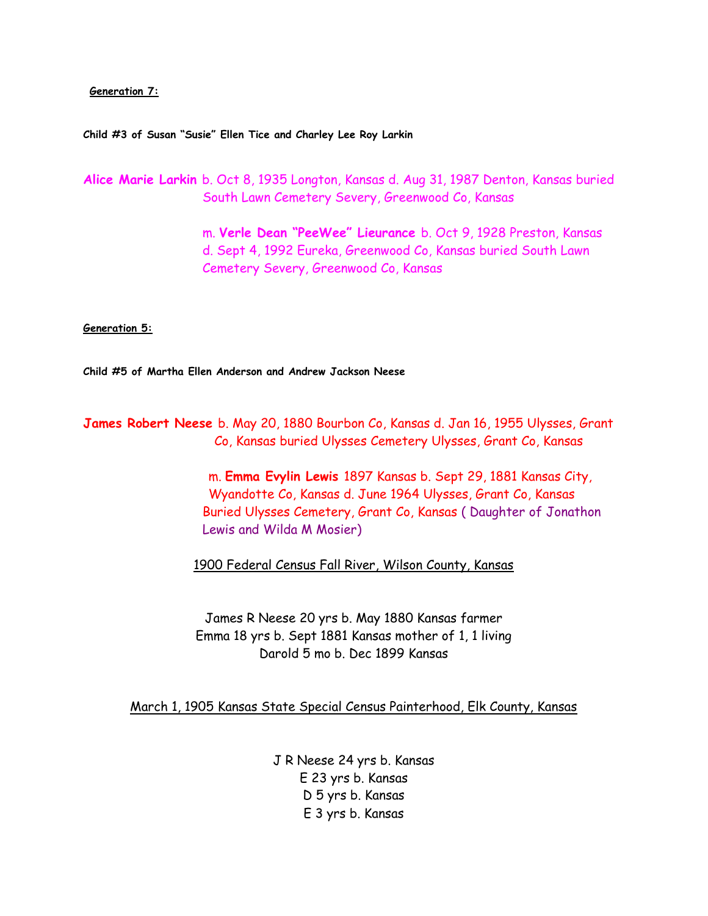**Generation 7:**

**Child #3 of Susan "Susie" Ellen Tice and Charley Lee Roy Larkin**

**Alice Marie Larkin** b. Oct 8, 1935 Longton, Kansas d. Aug 31, 1987 Denton, Kansas buried South Lawn Cemetery Severy, Greenwood Co, Kansas

m. **Verle Dean "PeeWee" Lieurance** b. Oct 9, 1928 Preston, Kansas d. Sept 4, 1992 Eureka, Greenwood Co, Kansas buried South Lawn Cemetery Severy, Greenwood Co, Kansas

**Generation 5:**

**Child #5 of Martha Ellen Anderson and Andrew Jackson Neese**

**James Robert Neese** b. May 20, 1880 Bourbon Co, Kansas d. Jan 16, 1955 Ulysses, Grant Co, Kansas buried Ulysses Cemetery Ulysses, Grant Co, Kansas

m. **Emma Evylin Lewis** 1897 Kansas b. Sept 29, 1881 Kansas City, Wyandotte Co, Kansas d. June 1964 Ulysses, Grant Co, Kansas Buried Ulysses Cemetery, Grant Co, Kansas ( Daughter of Jonathon Lewis and Wilda M Mosier)

1900 Federal Census Fall River, Wilson County, Kansas

James R Neese 20 yrs b. May 1880 Kansas farmer
Emma 18 yrs b. Sept 1881 Kansas mother of 1, 1 living
Darold 5 mo b. Dec 1899 Kansas

March 1, 1905 Kansas State Special Census Painterhood, Elk County, Kansas

J R Neese 24 yrs b. Kansas
E 23 yrs b. Kansas
D 5 yrs b. Kansas
E 3 yrs b. Kansas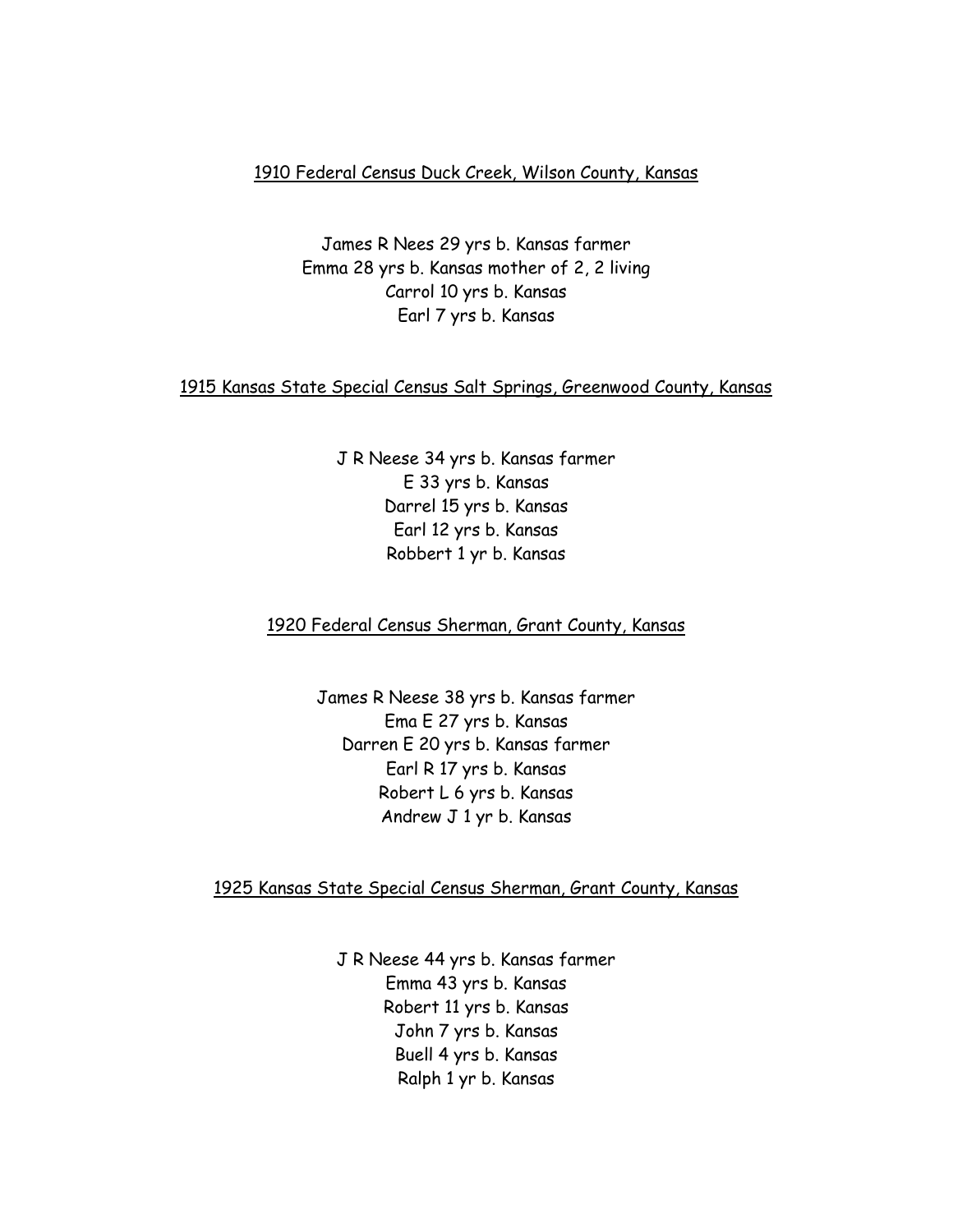<u>1910 Federal Census Duck Creek, Wilson County, Kansas</u>

James R Nees 29 yrs b. Kansas farmer
Emma 28 yrs b. Kansas mother of 2, 2 living
Carrol 10 yrs b. Kansas
Earl 7 yrs b. Kansas

<u>1915 Kansas State Special Census Salt Springs, Greenwood County, Kansas</u>

J R Neese 34 yrs b. Kansas farmer
E 33 yrs b. Kansas
Darrel 15 yrs b. Kansas
Earl 12 yrs b. Kansas
Robbert 1 yr b. Kansas

<u>1920 Federal Census Sherman, Grant County, Kansas</u>

James R Neese 38 yrs b. Kansas farmer
Ema E 27 yrs b. Kansas
Darren E 20 yrs b. Kansas farmer
Earl R 17 yrs b. Kansas
Robert L 6 yrs b. Kansas
Andrew J 1 yr b. Kansas

<u>1925 Kansas State Special Census Sherman, Grant County, Kansas</u>

J R Neese 44 yrs b. Kansas farmer
Emma 43 yrs b. Kansas
Robert 11 yrs b. Kansas
John 7 yrs b. Kansas
Buell 4 yrs b. Kansas
Ralph 1 yr b. Kansas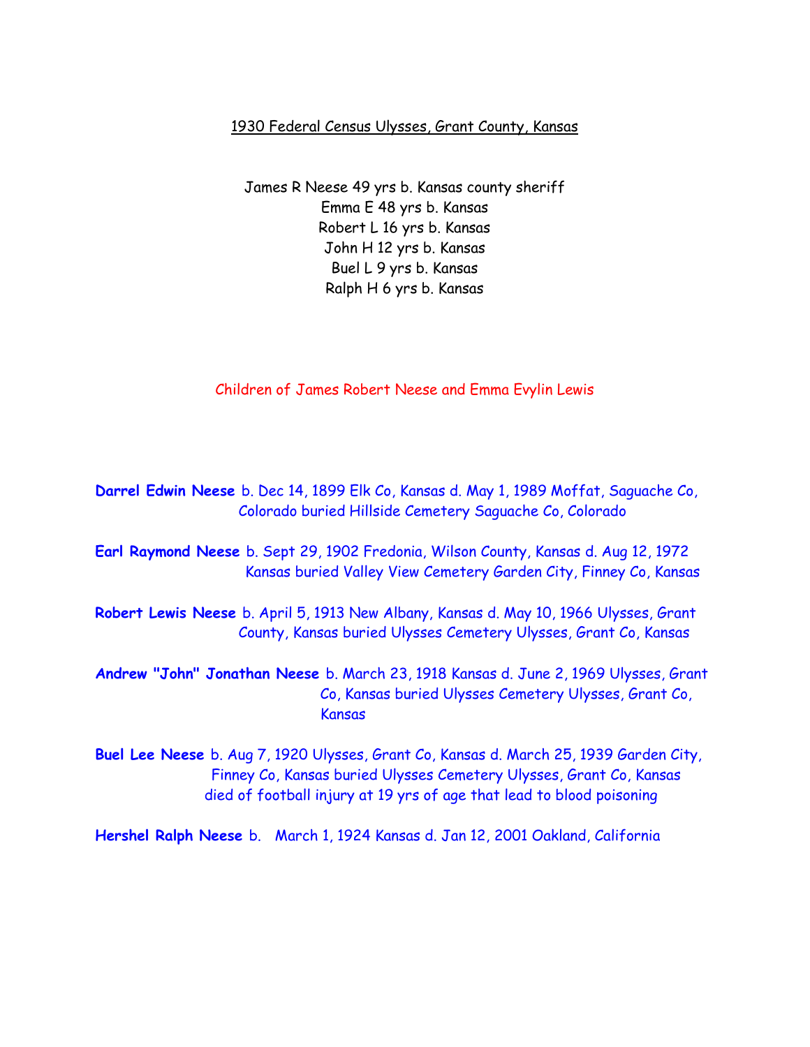## 1930 Federal Census Ulysses, Grant County, Kansas

James R Neese 49 yrs b. Kansas county sheriff
Emma E 48 yrs b. Kansas
Robert L 16 yrs b. Kansas
John H 12 yrs b. Kansas
Buel L 9 yrs b. Kansas
Ralph H 6 yrs b. Kansas

### Children of James Robert Neese and Emma Evylin Lewis

**Darrel Edwin Neese** b. Dec 14, 1899 Elk Co, Kansas d. May 1, 1989 Moffat, Saguache Co, Colorado buried Hillside Cemetery Saguache Co, Colorado

**Earl Raymond Neese** b. Sept 29, 1902 Fredonia, Wilson County, Kansas d. Aug 12, 1972 Kansas buried Valley View Cemetery Garden City, Finney Co, Kansas

**Robert Lewis Neese** b. April 5, 1913 New Albany, Kansas d. May 10, 1966 Ulysses, Grant County, Kansas buried Ulysses Cemetery Ulysses, Grant Co, Kansas

**Andrew "John" Jonathan Neese** b. March 23, 1918 Kansas d. June 2, 1969 Ulysses, Grant Co, Kansas buried Ulysses Cemetery Ulysses, Grant Co, Kansas

**Buel Lee Neese** b. Aug 7, 1920 Ulysses, Grant Co, Kansas d. March 25, 1939 Garden City, Finney Co, Kansas buried Ulysses Cemetery Ulysses, Grant Co, Kansas died of football injury at 19 yrs of age that lead to blood poisoning

**Hershel Ralph Neese** b. March 1, 1924 Kansas d. Jan 12, 2001 Oakland, California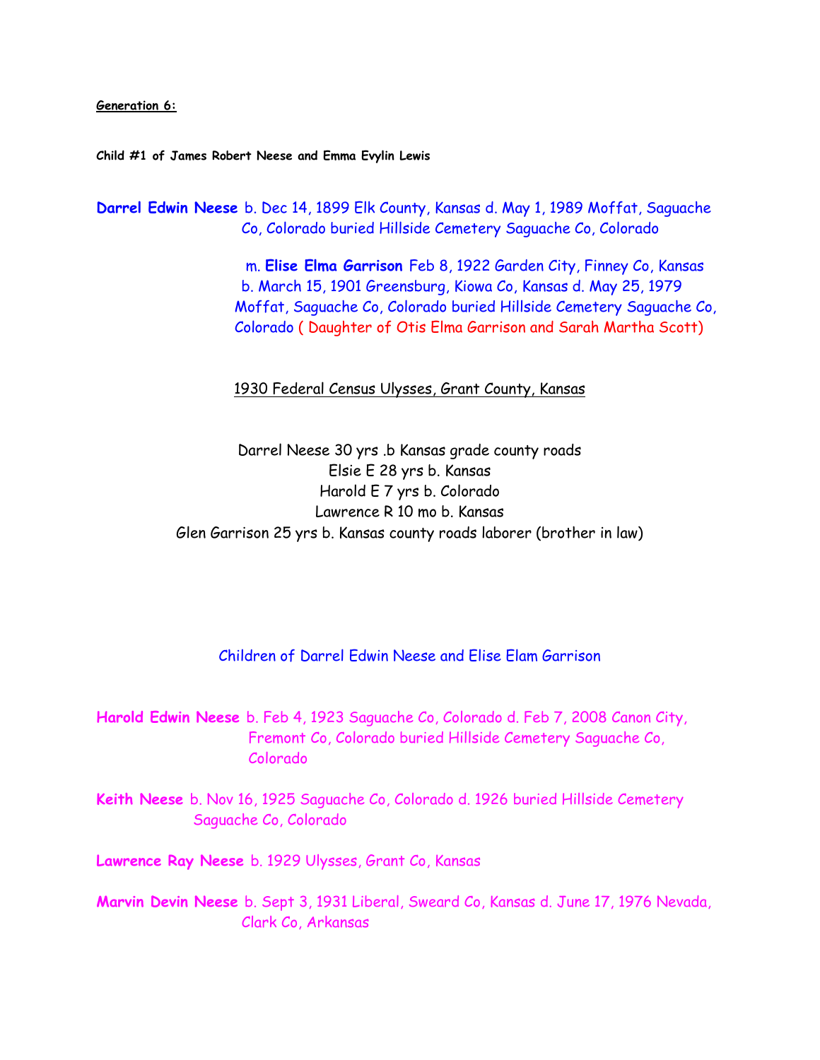**Generation 6:**

**Child #1 of James Robert Neese and Emma Evylin Lewis**

**Darrel Edwin Neese** b. Dec 14, 1899 Elk County, Kansas d. May 1, 1989 Moffat, Saguache Co, Colorado buried Hillside Cemetery Saguache Co, Colorado

m. **Elise Elma Garrison** Feb 8, 1922 Garden City, Finney Co, Kansas b. March 15, 1901 Greensburg, Kiowa Co, Kansas d. May 25, 1979 Moffat, Saguache Co, Colorado buried Hillside Cemetery Saguache Co, Colorado ( Daughter of Otis Elma Garrison and Sarah Martha Scott)

1930 Federal Census Ulysses, Grant County, Kansas

Darrel Neese 30 yrs .b Kansas grade county roads
Elsie E 28 yrs b. Kansas
Harold E 7 yrs b. Colorado
Lawrence R 10 mo b. Kansas
Glen Garrison 25 yrs b. Kansas county roads laborer (brother in law)

Children of Darrel Edwin Neese and Elise Elam Garrison

**Harold Edwin Neese** b. Feb 4, 1923 Saguache Co, Colorado d. Feb 7, 2008 Canon City, Fremont Co, Colorado buried Hillside Cemetery Saguache Co, Colorado

**Keith Neese** b. Nov 16, 1925 Saguache Co, Colorado d. 1926 buried Hillside Cemetery Saguache Co, Colorado

**Lawrence Ray Neese** b. 1929 Ulysses, Grant Co, Kansas

**Marvin Devin Neese** b. Sept 3, 1931 Liberal, Sweard Co, Kansas d. June 17, 1976 Nevada, Clark Co, Arkansas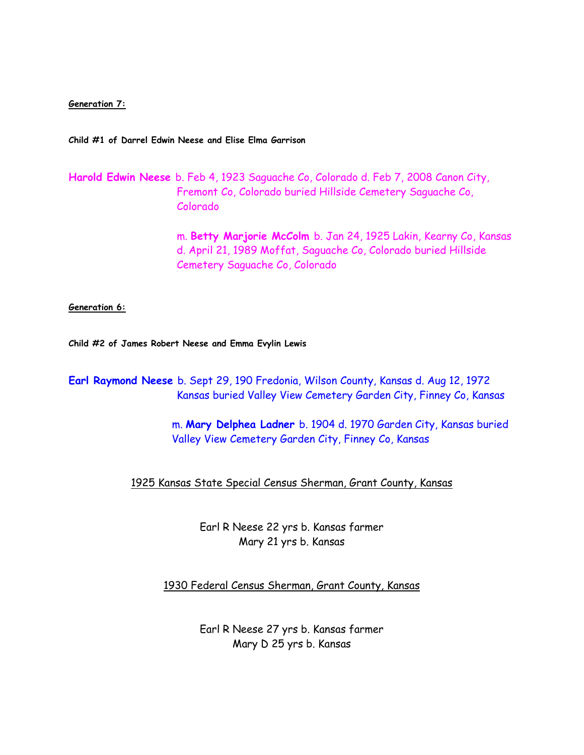**Generation 7:**

**Child #1 of Darrel Edwin Neese and Elise Elma Garrison**

**Harold Edwin Neese** b. Feb 4, 1923 Saguache Co, Colorado d. Feb 7, 2008 Canon City, Fremont Co, Colorado buried Hillside Cemetery Saguache Co, Colorado

m. **Betty Marjorie McColm** b. Jan 24, 1925 Lakin, Kearny Co, Kansas d. April 21, 1989 Moffat, Saguache Co, Colorado buried Hillside Cemetery Saguache Co, Colorado

**Generation 6:**

**Child #2 of James Robert Neese and Emma Evylin Lewis**

**Earl Raymond Neese** b. Sept 29, 190 Fredonia, Wilson County, Kansas d. Aug 12, 1972 Kansas buried Valley View Cemetery Garden City, Finney Co, Kansas

m. **Mary Delphea Ladner** b. 1904 d. 1970 Garden City, Kansas buried Valley View Cemetery Garden City, Finney Co, Kansas

1925 Kansas State Special Census Sherman, Grant County, Kansas

Earl R Neese 22 yrs b. Kansas farmer
Mary 21 yrs b. Kansas

1930 Federal Census Sherman, Grant County, Kansas

Earl R Neese 27 yrs b. Kansas farmer
Mary D 25 yrs b. Kansas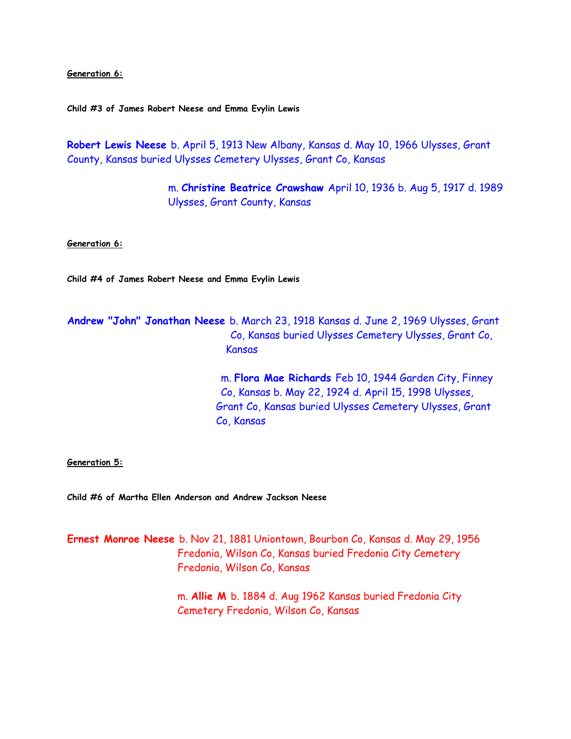**Generation 6:**

**Child #3 of James Robert Neese and Emma Evylin Lewis**

**Robert Lewis Neese** b. April 5, 1913 New Albany, Kansas d. May 10, 1966 Ulysses, Grant County, Kansas buried Ulysses Cemetery Ulysses, Grant Co, Kansas

m. **Christine Beatrice Crawshaw** April 10, 1936 b. Aug 5, 1917 d. 1989 Ulysses, Grant County, Kansas

**Generation 6:**

**Child #4 of James Robert Neese and Emma Evylin Lewis**

**Andrew "John" Jonathan Neese** b. March 23, 1918 Kansas d. June 2, 1969 Ulysses, Grant Co, Kansas buried Ulysses Cemetery Ulysses, Grant Co, Kansas

m. **Flora Mae Richards** Feb 10, 1944 Garden City, Finney Co, Kansas b. May 22, 1924 d. April 15, 1998 Ulysses, Grant Co, Kansas buried Ulysses Cemetery Ulysses, Grant Co, Kansas

**Generation 5:**

**Child #6 of Martha Ellen Anderson and Andrew Jackson Neese**

**Ernest Monroe Neese** b. Nov 21, 1881 Uniontown, Bourbon Co, Kansas d. May 29, 1956 Fredonia, Wilson Co, Kansas buried Fredonia City Cemetery Fredonia, Wilson Co, Kansas

m. **Allie M** b. 1884 d. Aug 1962 Kansas buried Fredonia City Cemetery Fredonia, Wilson Co, Kansas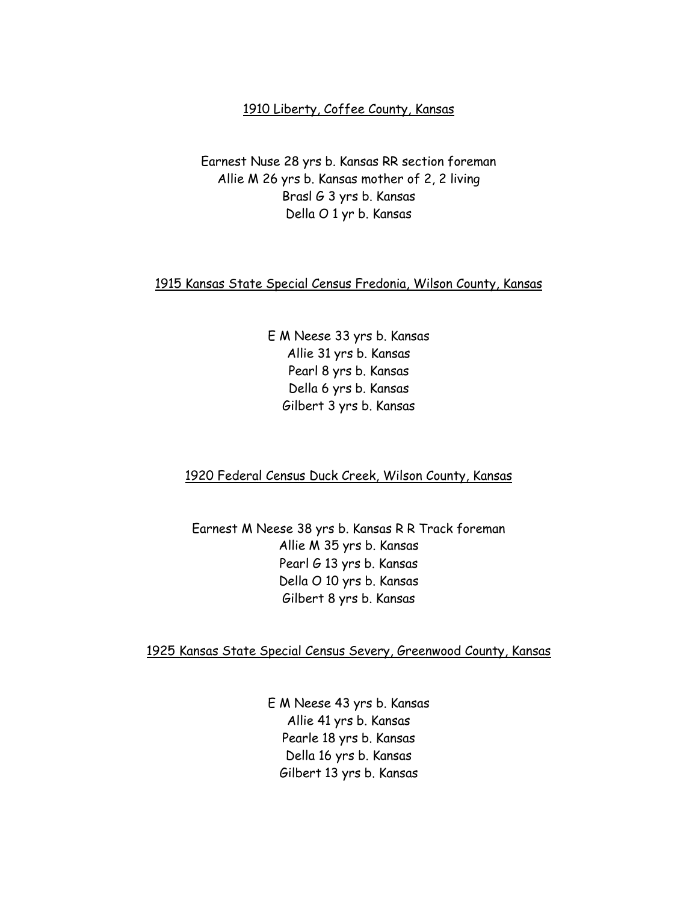<u>1910 Liberty, Coffee County, Kansas</u>

Earnest Nuse 28 yrs b. Kansas RR section foreman
Allie M 26 yrs b. Kansas mother of 2, 2 living
Brasl G 3 yrs b. Kansas
Della O 1 yr b. Kansas

<u>1915 Kansas State Special Census Fredonia, Wilson County, Kansas</u>

E M Neese 33 yrs b. Kansas
Allie 31 yrs b. Kansas
Pearl 8 yrs b. Kansas
Della 6 yrs b. Kansas
Gilbert 3 yrs b. Kansas

<u>1920 Federal Census Duck Creek, Wilson County, Kansas</u>

Earnest M Neese 38 yrs b. Kansas R R Track foreman
Allie M 35 yrs b. Kansas
Pearl G 13 yrs b. Kansas
Della O 10 yrs b. Kansas
Gilbert 8 yrs b. Kansas

<u>1925 Kansas State Special Census Severy, Greenwood County, Kansas</u>

E M Neese 43 yrs b. Kansas
Allie 41 yrs b. Kansas
Pearle 18 yrs b. Kansas
Della 16 yrs b. Kansas
Gilbert 13 yrs b. Kansas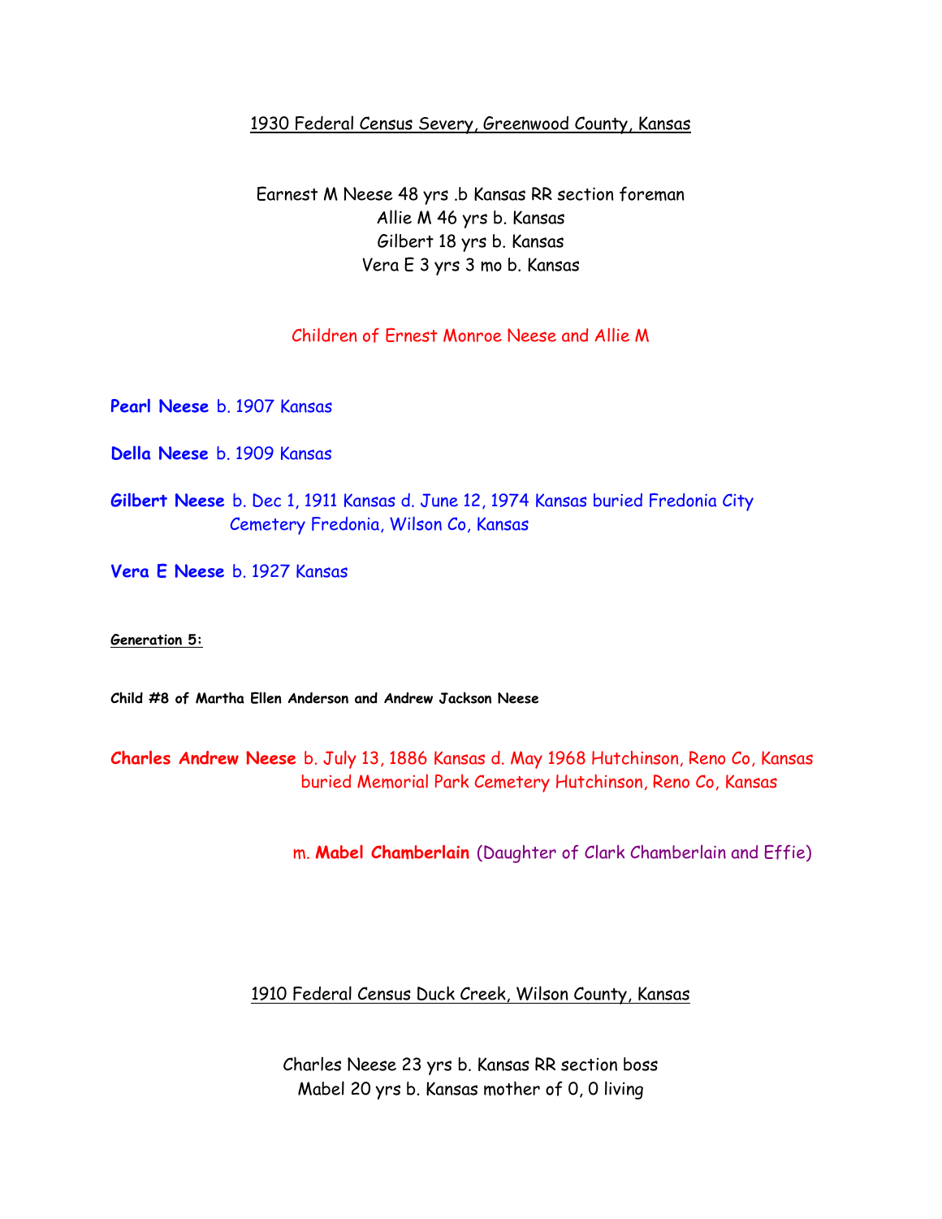1930 Federal Census Severy, Greenwood County, Kansas

Earnest M Neese 48 yrs .b Kansas RR section foreman
Allie M 46 yrs b. Kansas
Gilbert 18 yrs b. Kansas
Vera E 3 yrs 3 mo b. Kansas

Children of Ernest Monroe Neese and Allie M

**Pearl Neese** b. 1907 Kansas

**Della Neese** b. 1909 Kansas

**Gilbert Neese** b. Dec 1, 1911 Kansas d. June 12, 1974 Kansas buried Fredonia City Cemetery Fredonia, Wilson Co, Kansas

**Vera E Neese** b. 1927 Kansas

**Generation 5:**

**Child #8 of Martha Ellen Anderson and Andrew Jackson Neese**

**Charles Andrew Neese** b. July 13, 1886 Kansas d. May 1968 Hutchinson, Reno Co, Kansas buried Memorial Park Cemetery Hutchinson, Reno Co, Kansas

m. **Mabel Chamberlain** (Daughter of Clark Chamberlain and Effie)

1910 Federal Census Duck Creek, Wilson County, Kansas

Charles Neese 23 yrs b. Kansas RR section boss
Mabel 20 yrs b. Kansas mother of 0, 0 living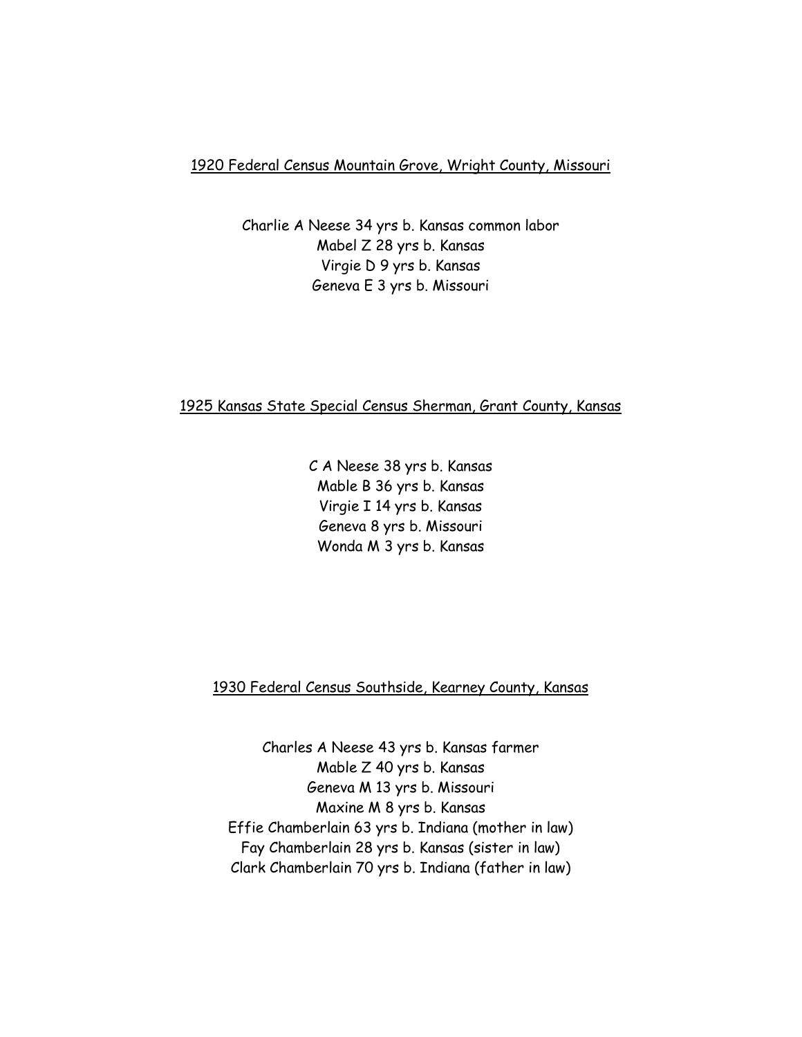<u>1920 Federal Census Mountain Grove, Wright County, Missouri</u>

Charlie A Neese 34 yrs b. Kansas common labor
Mabel Z 28 yrs b. Kansas
Virgie D 9 yrs b. Kansas
Geneva E 3 yrs b. Missouri

<u>1925 Kansas State Special Census Sherman, Grant County, Kansas</u>

C A Neese 38 yrs b. Kansas
Mable B 36 yrs b. Kansas
Virgie I 14 yrs b. Kansas
Geneva 8 yrs b. Missouri
Wonda M 3 yrs b. Kansas

<u>1930 Federal Census Southside, Kearney County, Kansas</u>

Charles A Neese 43 yrs b. Kansas farmer
Mable Z 40 yrs b. Kansas
Geneva M 13 yrs b. Missouri
Maxine M 8 yrs b. Kansas
Effie Chamberlain 63 yrs b. Indiana (mother in law)
Fay Chamberlain 28 yrs b. Kansas (sister in law)
Clark Chamberlain 70 yrs b. Indiana (father in law)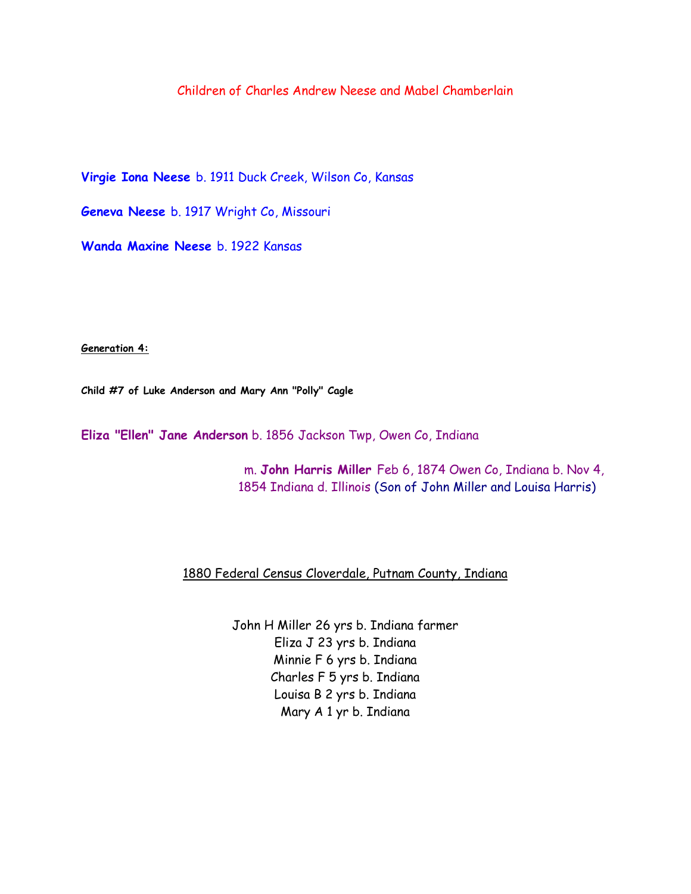Children of Charles Andrew Neese and Mabel Chamberlain

**Virgie Iona Neese** b. 1911 Duck Creek, Wilson Co, Kansas

**Geneva Neese** b. 1917 Wright Co, Missouri

**Wanda Maxine Neese** b. 1922 Kansas

**Generation 4:**

**Child #7 of Luke Anderson and Mary Ann "Polly" Cagle**

**Eliza "Ellen" Jane Anderson** b. 1856 Jackson Twp, Owen Co, Indiana

m. **John Harris Miller** Feb 6, 1874 Owen Co, Indiana b. Nov 4, 1854 Indiana d. Illinois (Son of John Miller and Louisa Harris)

1880 Federal Census Cloverdale, Putnam County, Indiana

John H Miller 26 yrs b. Indiana farmer
Eliza J 23 yrs b. Indiana
Minnie F 6 yrs b. Indiana
Charles F 5 yrs b. Indiana
Louisa B 2 yrs b. Indiana
Mary A 1 yr b. Indiana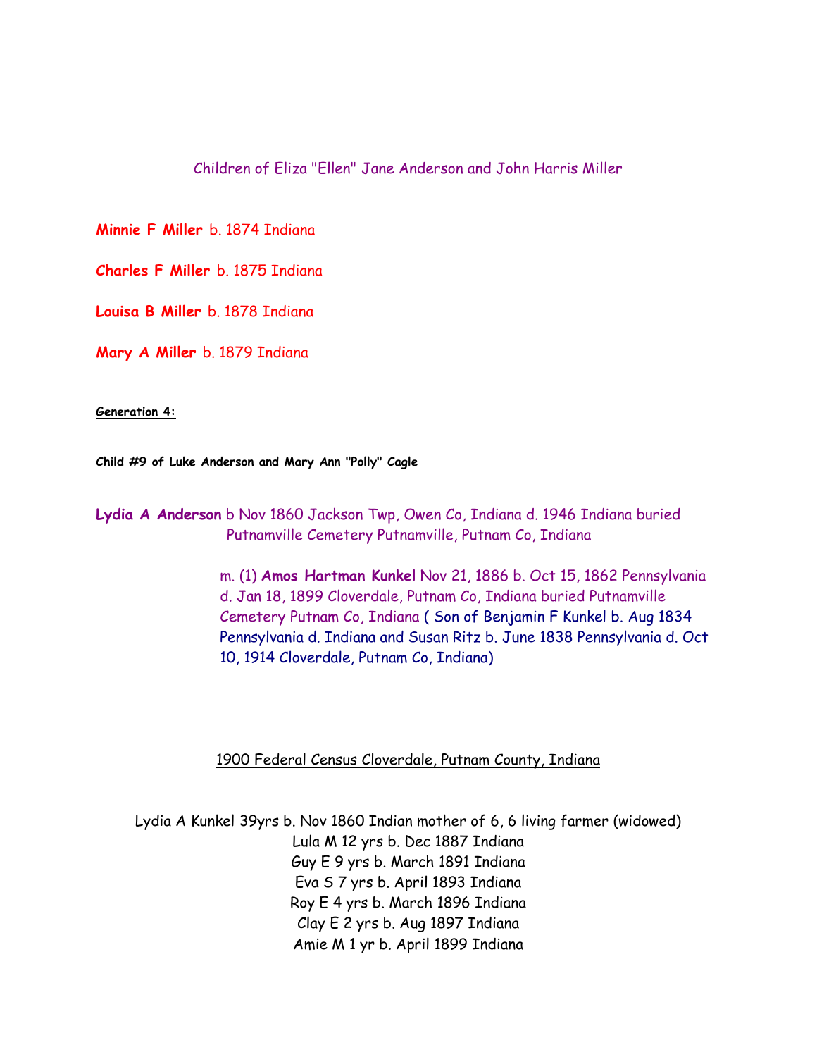Children of Eliza "Ellen" Jane Anderson and John Harris Miller

**Minnie F Miller** b. 1874 Indiana

**Charles F Miller** b. 1875 Indiana

**Louisa B Miller** b. 1878 Indiana

**Mary A Miller** b. 1879 Indiana

**Generation 4:**

**Child #9 of Luke Anderson and Mary Ann "Polly" Cagle**

**Lydia A Anderson** b Nov 1860 Jackson Twp, Owen Co, Indiana d. 1946 Indiana buried Putnamville Cemetery Putnamville, Putnam Co, Indiana

m. (1) **Amos Hartman Kunkel** Nov 21, 1886 b. Oct 15, 1862 Pennsylvania d. Jan 18, 1899 Cloverdale, Putnam Co, Indiana buried Putnamville Cemetery Putnam Co, Indiana ( Son of Benjamin F Kunkel b. Aug 1834 Pennsylvania d. Indiana and Susan Ritz b. June 1838 Pennsylvania d. Oct 10, 1914 Cloverdale, Putnam Co, Indiana)

1900 Federal Census Cloverdale, Putnam County, Indiana

Lydia A Kunkel 39yrs b. Nov 1860 Indian mother of 6, 6 living farmer (widowed)
Lula M 12 yrs b. Dec 1887 Indiana
Guy E 9 yrs b. March 1891 Indiana
Eva S 7 yrs b. April 1893 Indiana
Roy E 4 yrs b. March 1896 Indiana
Clay E 2 yrs b. Aug 1897 Indiana
Amie M 1 yr b. April 1899 Indiana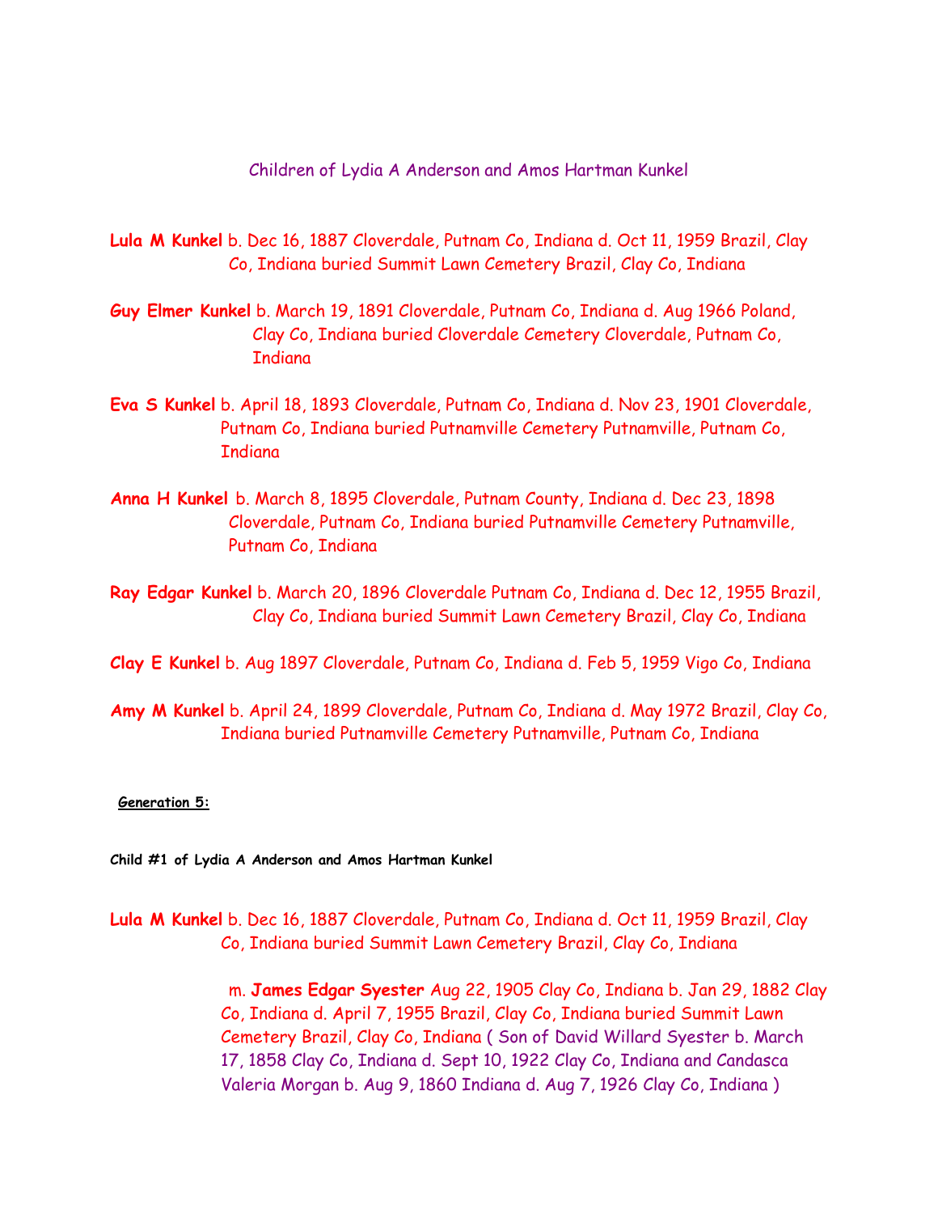Children of Lydia A Anderson and Amos Hartman Kunkel

**Lula M Kunkel** b. Dec 16, 1887 Cloverdale, Putnam Co, Indiana d. Oct 11, 1959 Brazil, Clay Co, Indiana buried Summit Lawn Cemetery Brazil, Clay Co, Indiana

**Guy Elmer Kunkel** b. March 19, 1891 Cloverdale, Putnam Co, Indiana d. Aug 1966 Poland, Clay Co, Indiana buried Cloverdale Cemetery Cloverdale, Putnam Co, Indiana

**Eva S Kunkel** b. April 18, 1893 Cloverdale, Putnam Co, Indiana d. Nov 23, 1901 Cloverdale, Putnam Co, Indiana buried Putnamville Cemetery Putnamville, Putnam Co, Indiana

**Anna H Kunkel** b. March 8, 1895 Cloverdale, Putnam County, Indiana d. Dec 23, 1898 Cloverdale, Putnam Co, Indiana buried Putnamville Cemetery Putnamville, Putnam Co, Indiana

**Ray Edgar Kunkel** b. March 20, 1896 Cloverdale Putnam Co, Indiana d. Dec 12, 1955 Brazil, Clay Co, Indiana buried Summit Lawn Cemetery Brazil, Clay Co, Indiana

**Clay E Kunkel** b. Aug 1897 Cloverdale, Putnam Co, Indiana d. Feb 5, 1959 Vigo Co, Indiana

**Amy M Kunkel** b. April 24, 1899 Cloverdale, Putnam Co, Indiana d. May 1972 Brazil, Clay Co, Indiana buried Putnamville Cemetery Putnamville, Putnam Co, Indiana

**Generation 5:**

**Child #1 of Lydia A Anderson and Amos Hartman Kunkel**

**Lula M Kunkel** b. Dec 16, 1887 Cloverdale, Putnam Co, Indiana d. Oct 11, 1959 Brazil, Clay Co, Indiana buried Summit Lawn Cemetery Brazil, Clay Co, Indiana

m. **James Edgar Syester** Aug 22, 1905 Clay Co, Indiana b. Jan 29, 1882 Clay Co, Indiana d. April 7, 1955 Brazil, Clay Co, Indiana buried Summit Lawn Cemetery Brazil, Clay Co, Indiana ( Son of David Willard Syester b. March 17, 1858 Clay Co, Indiana d. Sept 10, 1922 Clay Co, Indiana and Candasca Valeria Morgan b. Aug 9, 1860 Indiana d. Aug 7, 1926 Clay Co, Indiana )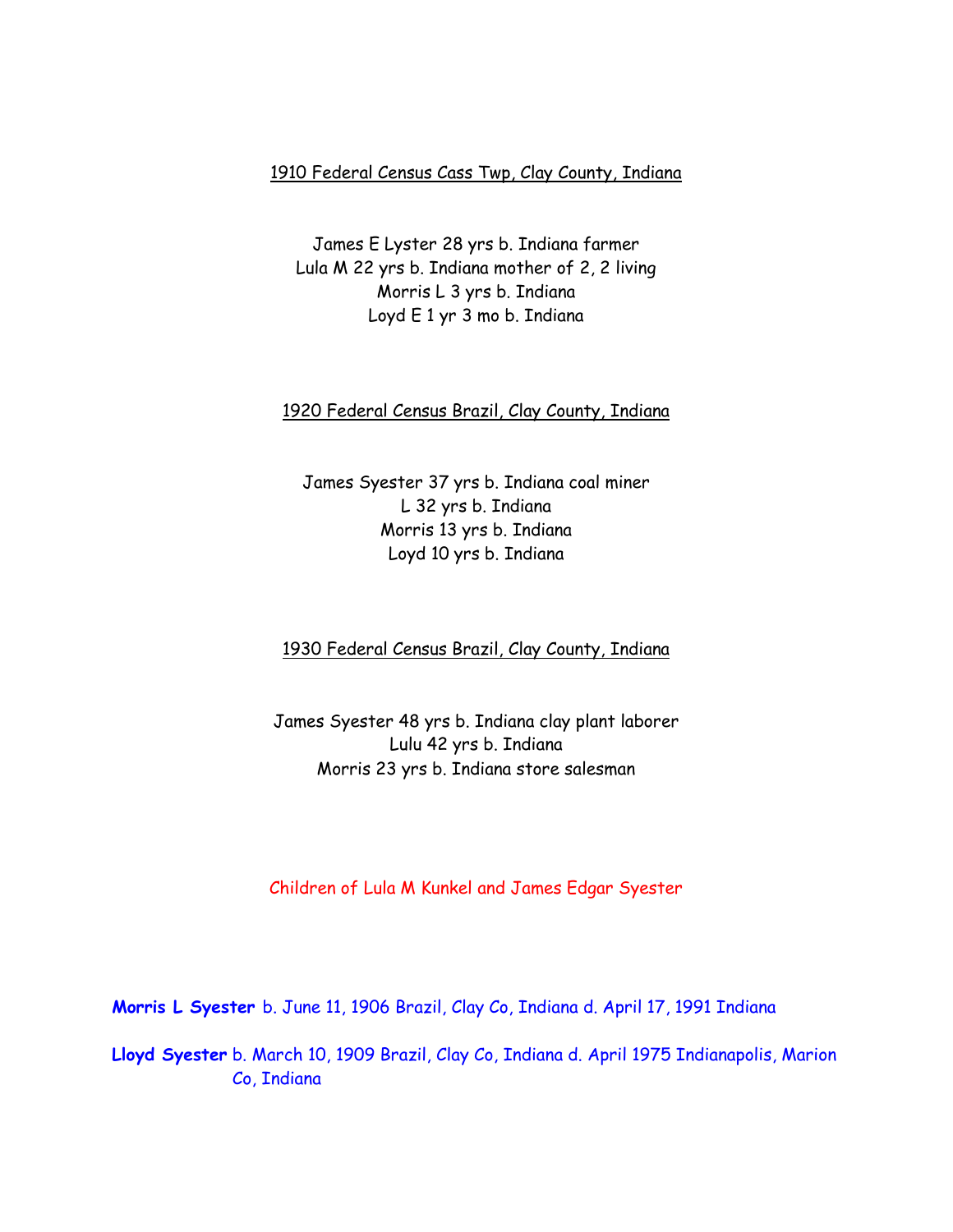<u>1910 Federal Census Cass Twp, Clay County, Indiana</u>

James E Lyster 28 yrs b. Indiana farmer
Lula M 22 yrs b. Indiana mother of 2, 2 living
Morris L 3 yrs b. Indiana
Loyd E 1 yr 3 mo b. Indiana

<u>1920 Federal Census Brazil, Clay County, Indiana</u>

James Syester 37 yrs b. Indiana coal miner
L 32 yrs b. Indiana
Morris 13 yrs b. Indiana
Loyd 10 yrs b. Indiana

<u>1930 Federal Census Brazil, Clay County, Indiana</u>

James Syester 48 yrs b. Indiana clay plant laborer
Lulu 42 yrs b. Indiana
Morris 23 yrs b. Indiana store salesman

Children of Lula M Kunkel and James Edgar Syester

**Morris L Syester** b. June 11, 1906 Brazil, Clay Co, Indiana d. April 17, 1991 Indiana

**Lloyd Syester** b. March 10, 1909 Brazil, Clay Co, Indiana d. April 1975 Indianapolis, Marion Co, Indiana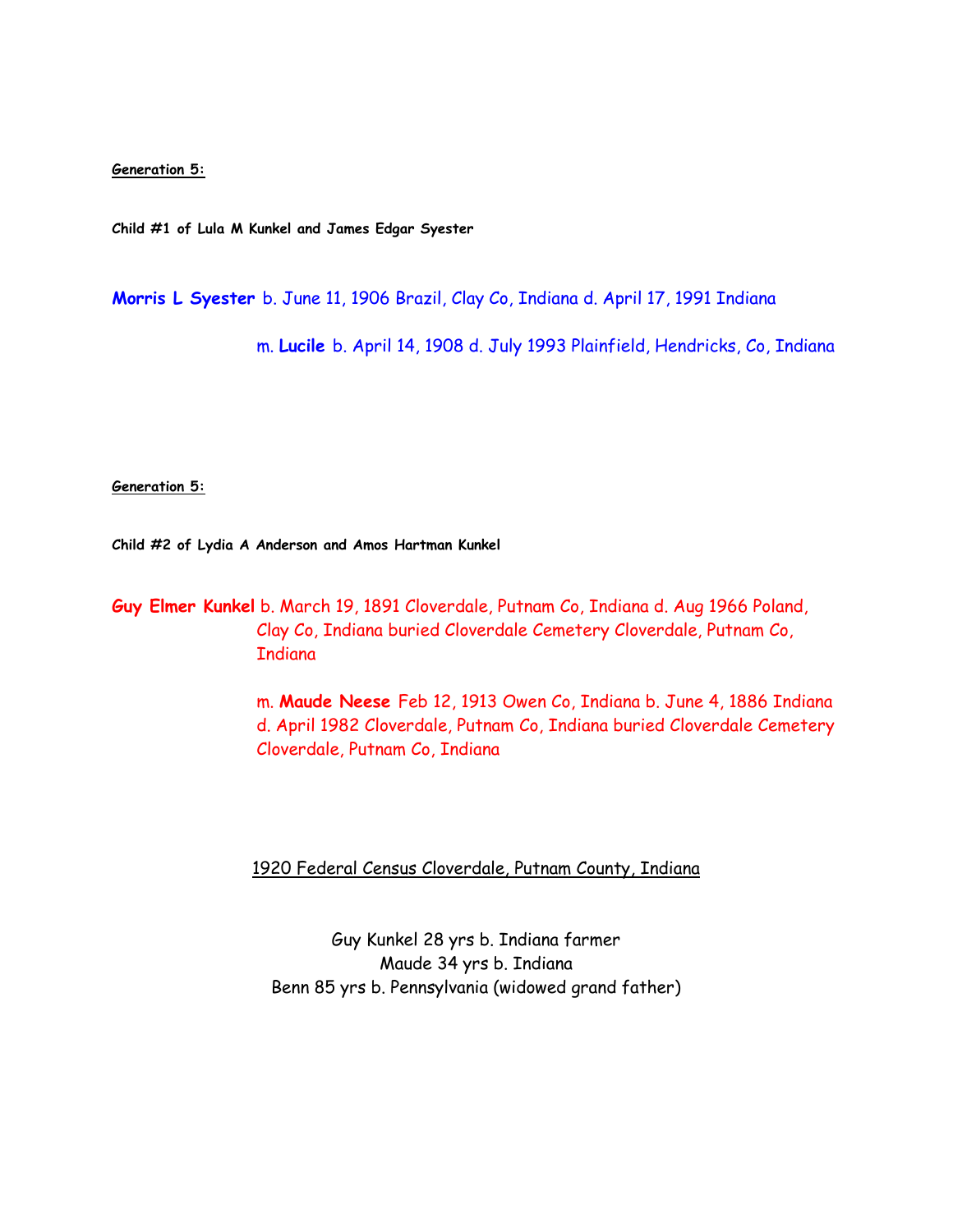**Generation 5:**

**Child #1 of Lula M Kunkel and James Edgar Syester**

**Morris L Syester** b. June 11, 1906 Brazil, Clay Co, Indiana d. April 17, 1991 Indiana

m. **Lucile** b. April 14, 1908 d. July 1993 Plainfield, Hendricks, Co, Indiana

**Generation 5:**

**Child #2 of Lydia A Anderson and Amos Hartman Kunkel**

**Guy Elmer Kunkel** b. March 19, 1891 Cloverdale, Putnam Co, Indiana d. Aug 1966 Poland, Clay Co, Indiana buried Cloverdale Cemetery Cloverdale, Putnam Co, Indiana

m. **Maude Neese** Feb 12, 1913 Owen Co, Indiana b. June 4, 1886 Indiana d. April 1982 Cloverdale, Putnam Co, Indiana buried Cloverdale Cemetery Cloverdale, Putnam Co, Indiana

1920 Federal Census Cloverdale, Putnam County, Indiana

Guy Kunkel 28 yrs b. Indiana farmer
Maude 34 yrs b. Indiana
Benn 85 yrs b. Pennsylvania (widowed grand father)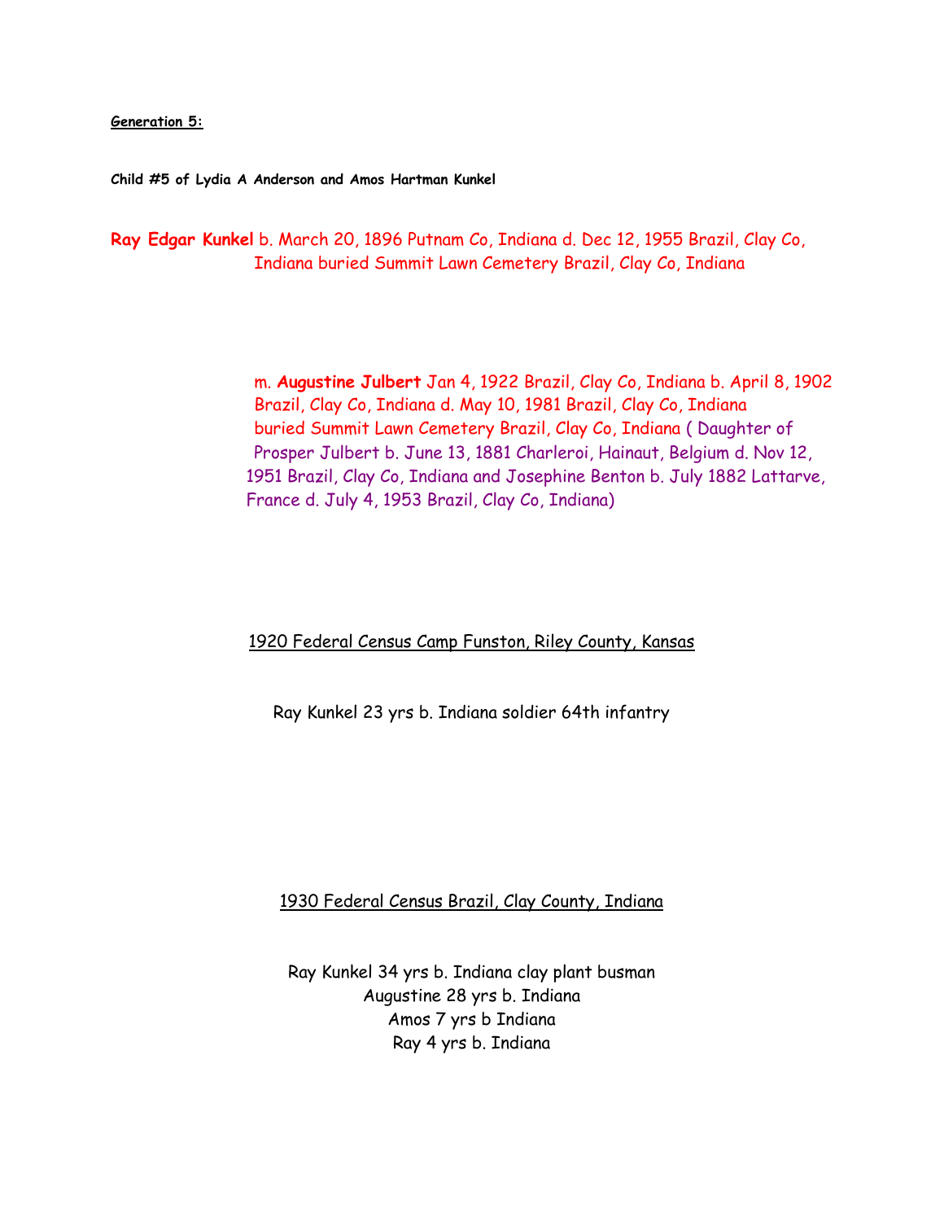**Generation 5:**

**Child #5 of Lydia A Anderson and Amos Hartman Kunkel**

**Ray Edgar Kunkel** b. March 20, 1896 Putnam Co, Indiana d. Dec 12, 1955 Brazil, Clay Co, Indiana buried Summit Lawn Cemetery Brazil, Clay Co, Indiana

m. **Augustine Julbert** Jan 4, 1922 Brazil, Clay Co, Indiana b. April 8, 1902 Brazil, Clay Co, Indiana d. May 10, 1981 Brazil, Clay Co, Indiana buried Summit Lawn Cemetery Brazil, Clay Co, Indiana ( Daughter of Prosper Julbert b. June 13, 1881 Charleroi, Hainaut, Belgium d. Nov 12, 1951 Brazil, Clay Co, Indiana and Josephine Benton b. July 1882 Lattarve, France d. July 4, 1953 Brazil, Clay Co, Indiana)

1920 Federal Census Camp Funston, Riley County, Kansas

Ray Kunkel 23 yrs b. Indiana soldier 64th infantry

1930 Federal Census Brazil, Clay County, Indiana

Ray Kunkel 34 yrs b. Indiana clay plant busman
Augustine 28 yrs b. Indiana
Amos 7 yrs b Indiana
Ray 4 yrs b. Indiana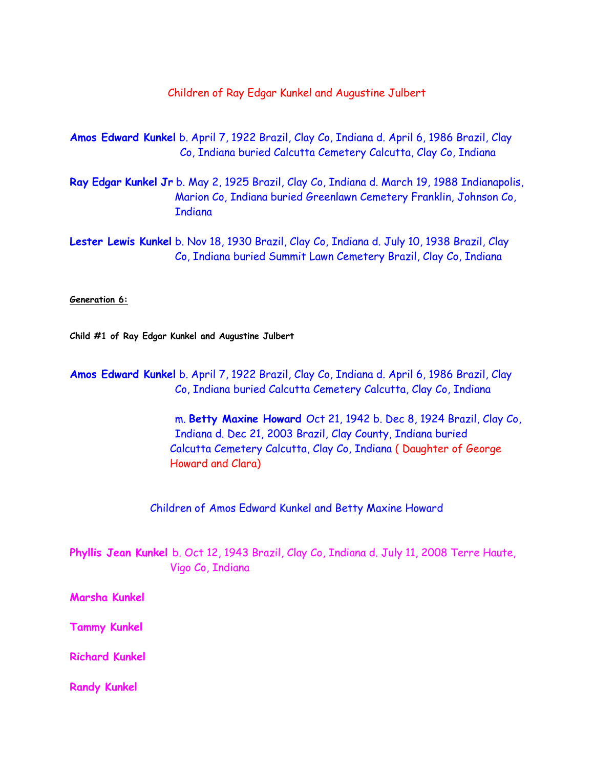Children of Ray Edgar Kunkel and Augustine Julbert

**Amos Edward Kunkel** b. April 7, 1922 Brazil, Clay Co, Indiana d. April 6, 1986 Brazil, Clay Co, Indiana buried Calcutta Cemetery Calcutta, Clay Co, Indiana

**Ray Edgar Kunkel Jr** b. May 2, 1925 Brazil, Clay Co, Indiana d. March 19, 1988 Indianapolis, Marion Co, Indiana buried Greenlawn Cemetery Franklin, Johnson Co, Indiana

**Lester Lewis Kunkel** b. Nov 18, 1930 Brazil, Clay Co, Indiana d. July 10, 1938 Brazil, Clay Co, Indiana buried Summit Lawn Cemetery Brazil, Clay Co, Indiana

**Generation 6:**

**Child #1 of Ray Edgar Kunkel and Augustine Julbert**

**Amos Edward Kunkel** b. April 7, 1922 Brazil, Clay Co, Indiana d. April 6, 1986 Brazil, Clay Co, Indiana buried Calcutta Cemetery Calcutta, Clay Co, Indiana

m. **Betty Maxine Howard** Oct 21, 1942 b. Dec 8, 1924 Brazil, Clay Co, Indiana d. Dec 21, 2003 Brazil, Clay County, Indiana buried Calcutta Cemetery Calcutta, Clay Co, Indiana ( Daughter of George Howard and Clara)

Children of Amos Edward Kunkel and Betty Maxine Howard

**Phyllis Jean Kunkel** b. Oct 12, 1943 Brazil, Clay Co, Indiana d. July 11, 2008 Terre Haute, Vigo Co, Indiana

**Marsha Kunkel**

**Tammy Kunkel**

**Richard Kunkel**

**Randy Kunkel**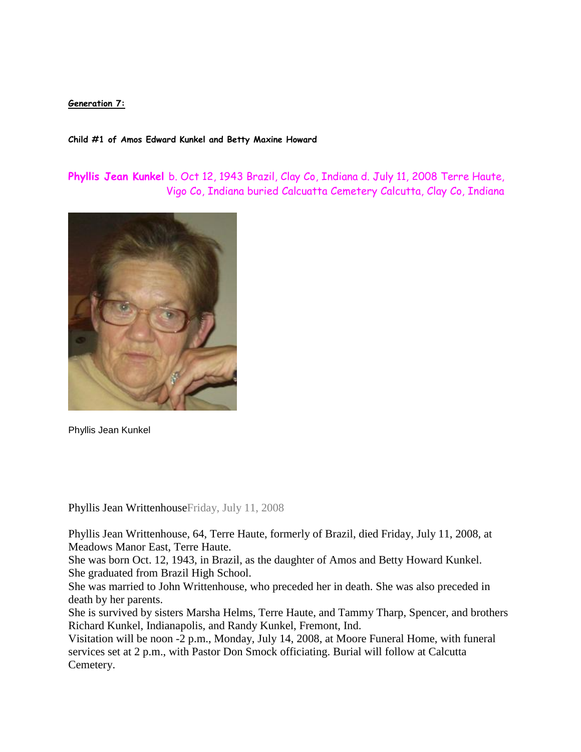**Generation 7:**

**Child #1 of Amos Edward Kunkel and Betty Maxine Howard**

**Phyllis Jean Kunkel** b. Oct 12, 1943 Brazil, Clay Co, Indiana d. July 11, 2008 Terre Haute, Vigo Co, Indiana buried Calcuatta Cemetery Calcutta, Clay Co, Indiana

Phyllis Jean Kunkel

Phyllis Jean WrittenhouseFriday, July 11, 2008

Phyllis Jean Writtenhouse, 64, Terre Haute, formerly of Brazil, died Friday, July 11, 2008, at Meadows Manor East, Terre Haute.
She was born Oct. 12, 1943, in Brazil, as the daughter of Amos and Betty Howard Kunkel.
She graduated from Brazil High School.
She was married to John Writtenhouse, who preceded her in death. She was also preceded in death by her parents.
She is survived by sisters Marsha Helms, Terre Haute, and Tammy Tharp, Spencer, and brothers Richard Kunkel, Indianapolis, and Randy Kunkel, Fremont, Ind.
Visitation will be noon -2 p.m., Monday, July 14, 2008, at Moore Funeral Home, with funeral services set at 2 p.m., with Pastor Don Smock officiating. Burial will follow at Calcutta Cemetery.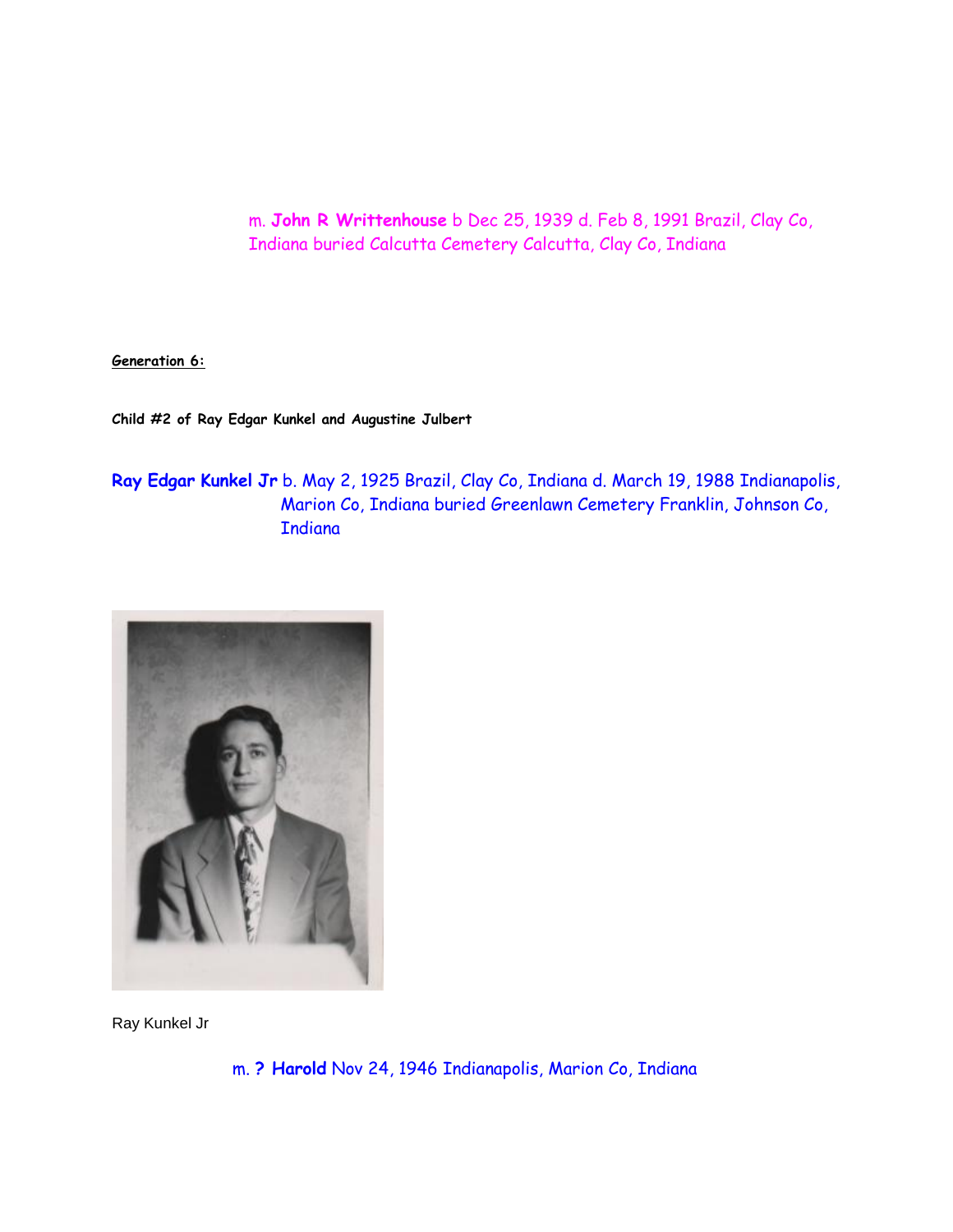m. **John R Writtenhouse** b Dec 25, 1939 d. Feb 8, 1991 Brazil, Clay Co, Indiana buried Calcutta Cemetery Calcutta, Clay Co, Indiana

**Generation 6:**

**Child #2 of Ray Edgar Kunkel and Augustine Julbert**

**Ray Edgar Kunkel Jr** b. May 2, 1925 Brazil, Clay Co, Indiana d. March 19, 1988 Indianapolis, Marion Co, Indiana buried Greenlawn Cemetery Franklin, Johnson Co, Indiana

Ray Kunkel Jr

m. **? Harold** Nov 24, 1946 Indianapolis, Marion Co, Indiana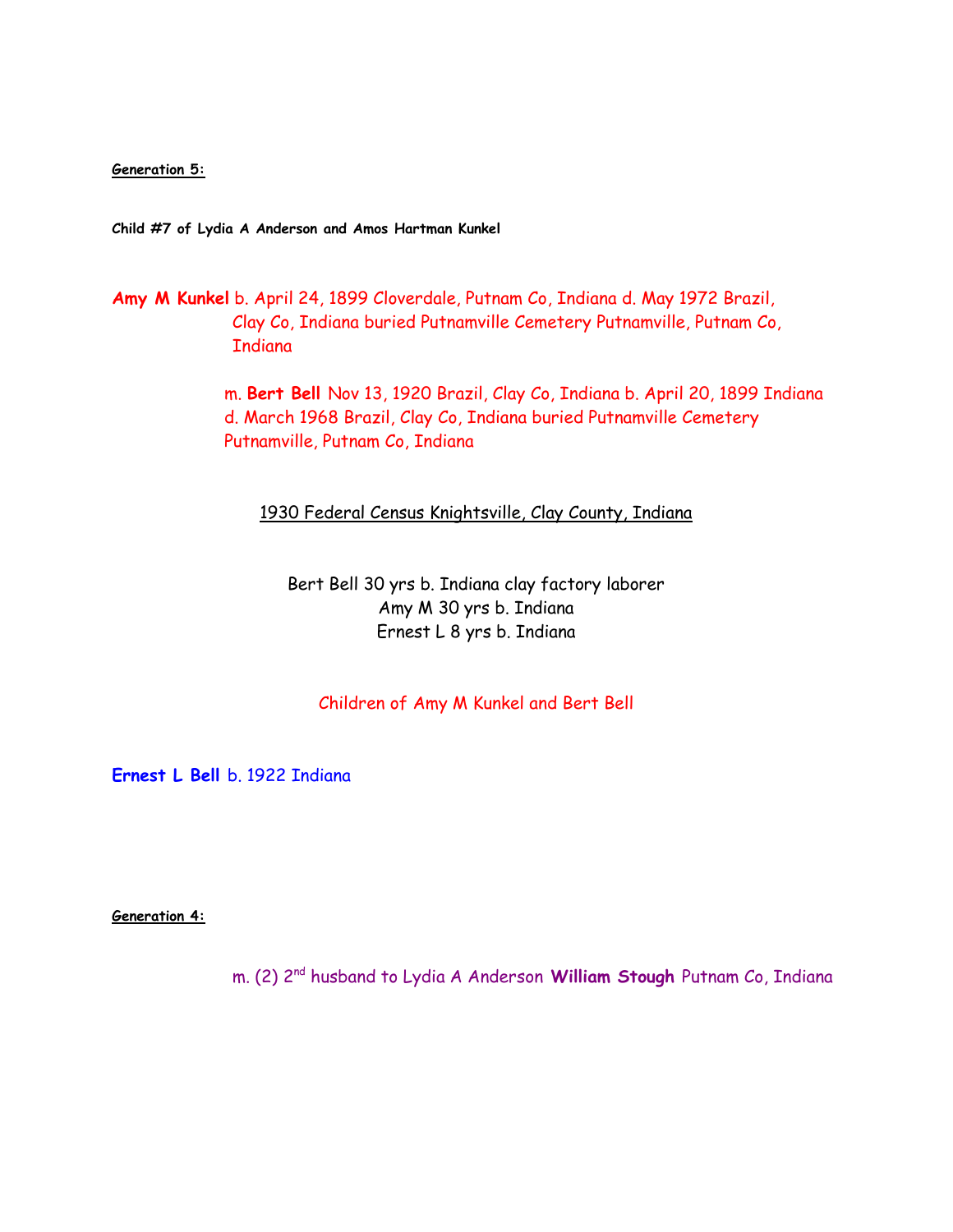**Generation 5:**

**Child #7 of Lydia A Anderson and Amos Hartman Kunkel**

**Amy M Kunkel** b. April 24, 1899 Cloverdale, Putnam Co, Indiana d. May 1972 Brazil, Clay Co, Indiana buried Putnamville Cemetery Putnamville, Putnam Co, Indiana

m. **Bert Bell** Nov 13, 1920 Brazil, Clay Co, Indiana b. April 20, 1899 Indiana d. March 1968 Brazil, Clay Co, Indiana buried Putnamville Cemetery Putnamville, Putnam Co, Indiana

1930 Federal Census Knightsville, Clay County, Indiana

Bert Bell 30 yrs b. Indiana clay factory laborer
Amy M 30 yrs b. Indiana
Ernest L 8 yrs b. Indiana

Children of Amy M Kunkel and Bert Bell

**Ernest L Bell** b. 1922 Indiana

**Generation 4:**

m. (2) 2nd husband to Lydia A Anderson **William Stough** Putnam Co, Indiana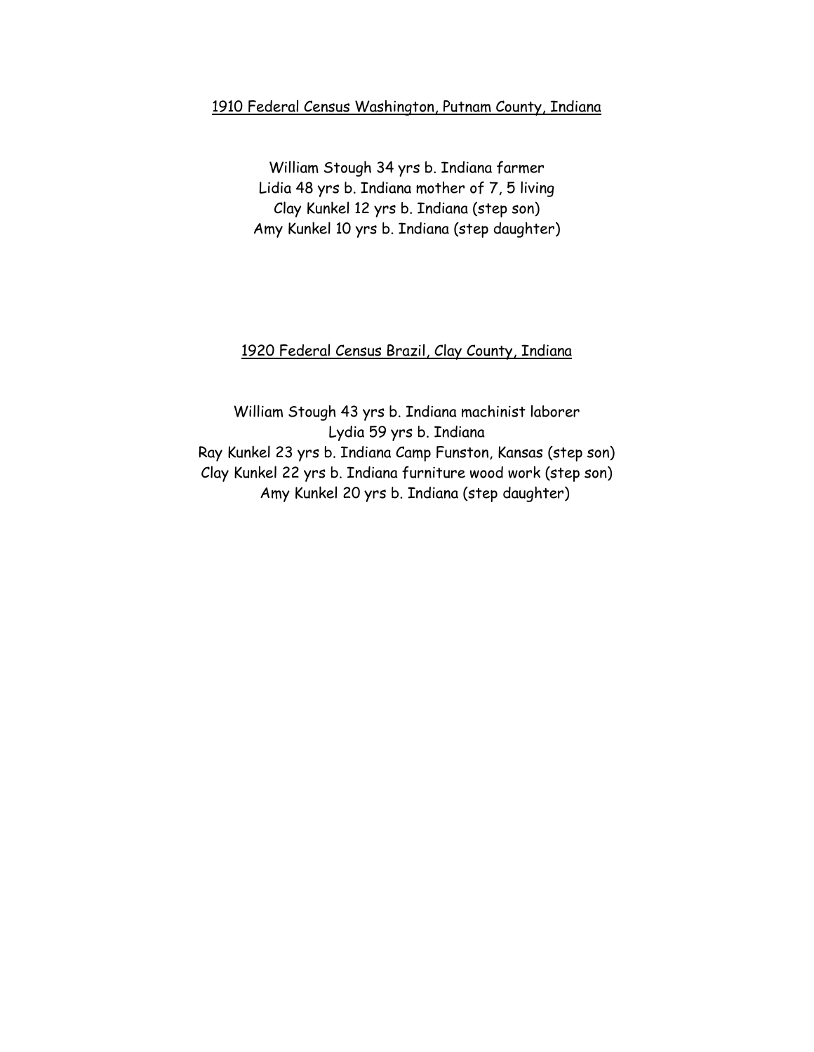1910 Federal Census Washington, Putnam County, Indiana

William Stough 34 yrs b. Indiana farmer
Lidia 48 yrs b. Indiana mother of 7, 5 living
Clay Kunkel 12 yrs b. Indiana (step son)
Amy Kunkel 10 yrs b. Indiana (step daughter)

1920 Federal Census Brazil, Clay County, Indiana

William Stough 43 yrs b. Indiana machinist laborer
Lydia 59 yrs b. Indiana
Ray Kunkel 23 yrs b. Indiana Camp Funston, Kansas (step son)
Clay Kunkel 22 yrs b. Indiana furniture wood work (step son)
Amy Kunkel 20 yrs b. Indiana (step daughter)